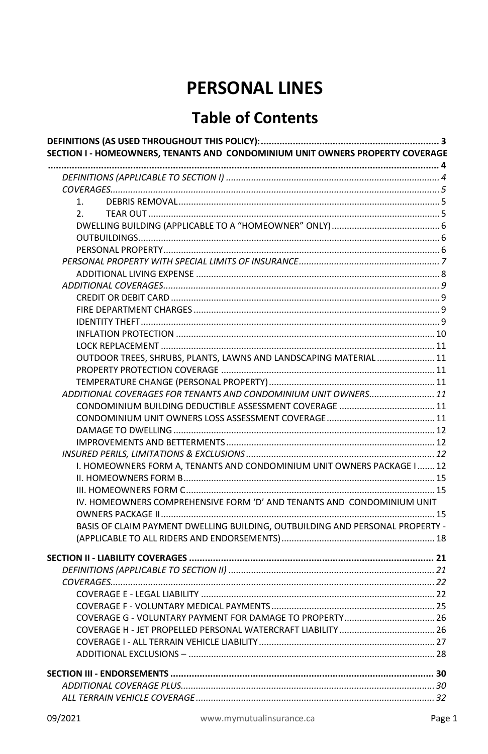# PERSONAL LINES

## Table of Contents

**DEFINITIONS (AS USED THROUGHOUT THIS POLICY): .......... 3**

**SECTION I - HOMEOWNERS, TENANTS AND CONDOMINIUM UNIT OWNERS PROPERTY COVERAGE .......... 4**

- *DEFINITIONS (APPLICABLE TO SECTION I) .......... 4*
- *COVERAGES .......... 5*
  1. DEBRIS REMOVAL .......... 5
  2. TEAR OUT .......... 5
  - DWELLING BUILDING (APPLICABLE TO A "HOMEOWNER" ONLY) .......... 6
  - OUTBUILDINGS .......... 6
  - PERSONAL PROPERTY .......... 6
- *PERSONAL PROPERTY WITH SPECIAL LIMITS OF INSURANCE .......... 7*
  - ADDITIONAL LIVING EXPENSE .......... 8
- *ADDITIONAL COVERAGES .......... 9*
  - CREDIT OR DEBIT CARD .......... 9
  - FIRE DEPARTMENT CHARGES .......... 9
  - IDENTITY THEFT .......... 9
  - INFLATION PROTECTION .......... 10
  - LOCK REPLACEMENT .......... 11
  - OUTDOOR TREES, SHRUBS, PLANTS, LAWNS AND LANDSCAPING MATERIAL .......... 11
  - PROPERTY PROTECTION COVERAGE .......... 11
  - TEMPERATURE CHANGE (PERSONAL PROPERTY) .......... 11
- *ADDITIONAL COVERAGES FOR TENANTS AND CONDOMINIUM UNIT OWNERS .......... 11*
  - CONDOMINIUM BUILDING DEDUCTIBLE ASSESSMENT COVERAGE .......... 11
  - CONDOMINIUM UNIT OWNERS LOSS ASSESSMENT COVERAGE .......... 11
  - DAMAGE TO DWELLING .......... 12
  - IMPROVEMENTS AND BETTERMENTS .......... 12
- *INSURED PERILS, LIMITATIONS & EXCLUSIONS .......... 12*
  - I. HOMEOWNERS FORM A, TENANTS AND CONDOMINIUM UNIT OWNERS PACKAGE I .......... 12
  - II. HOMEOWNERS FORM B .......... 15
  - III. HOMEOWNERS FORM C .......... 15
  - IV. HOMEOWNERS COMPREHENSIVE FORM 'D' AND TENANTS AND CONDOMINIUM UNIT OWNERS PACKAGE II .......... 15
  - BASIS OF CLAIM PAYMENT DWELLING BUILDING, OUTBUILDING AND PERSONAL PROPERTY - (APPLICABLE TO ALL RIDERS AND ENDORSEMENTS) .......... 18

**SECTION II - LIABILITY COVERAGES .......... 21**

- *DEFINITIONS (APPLICABLE TO SECTION II) .......... 21*
- *COVERAGES .......... 22*
  - COVERAGE E - LEGAL LIABILITY .......... 22
  - COVERAGE F - VOLUNTARY MEDICAL PAYMENTS .......... 25
  - COVERAGE G - VOLUNTARY PAYMENT FOR DAMAGE TO PROPERTY .......... 26
  - COVERAGE H - JET PROPELLED PERSONAL WATERCRAFT LIABILITY .......... 26
  - COVERAGE I - ALL TERRAIN VEHICLE LIABILITY .......... 27
  - ADDITIONAL EXCLUSIONS – .......... 28

**SECTION III - ENDORSEMENTS .......... 30**

- *ADDITIONAL COVERAGE PLUS .......... 30*
- *ALL TERRAIN VEHICLE COVERAGE .......... 32*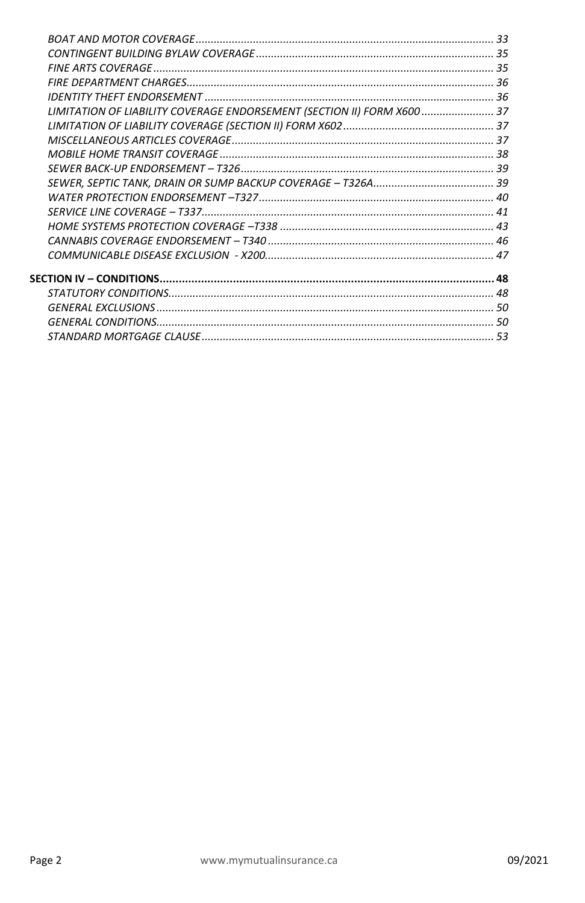*BOAT AND MOTOR COVERAGE* ........ 33
*CONTINGENT BUILDING BYLAW COVERAGE* ........ 35
*FINE ARTS COVERAGE* ........ 35
*FIRE DEPARTMENT CHARGES* ........ 36
*IDENTITY THEFT ENDORSEMENT* ........ 36
*LIMITATION OF LIABILITY COVERAGE ENDORSEMENT (SECTION II) FORM X600* ........ 37
*LIMITATION OF LIABILITY COVERAGE (SECTION II) FORM X602* ........ 37
*MISCELLANEOUS ARTICLES COVERAGE* ........ 37
*MOBILE HOME TRANSIT COVERAGE* ........ 38
*SEWER BACK-UP ENDORSEMENT – T326* ........ 39
*SEWER, SEPTIC TANK, DRAIN OR SUMP BACKUP COVERAGE – T326A* ........ 39
*WATER PROTECTION ENDORSEMENT –T327* ........ 40
*SERVICE LINE COVERAGE – T337* ........ 41
*HOME SYSTEMS PROTECTION COVERAGE –T338* ........ 43
*CANNABIS COVERAGE ENDORSEMENT – T340* ........ 46
*COMMUNICABLE DISEASE EXCLUSION - X200* ........ 47

**SECTION IV – CONDITIONS ........ 48**

*STATUTORY CONDITIONS* ........ 48
*GENERAL EXCLUSIONS* ........ 50
*GENERAL CONDITIONS* ........ 50
*STANDARD MORTGAGE CLAUSE* ........ 53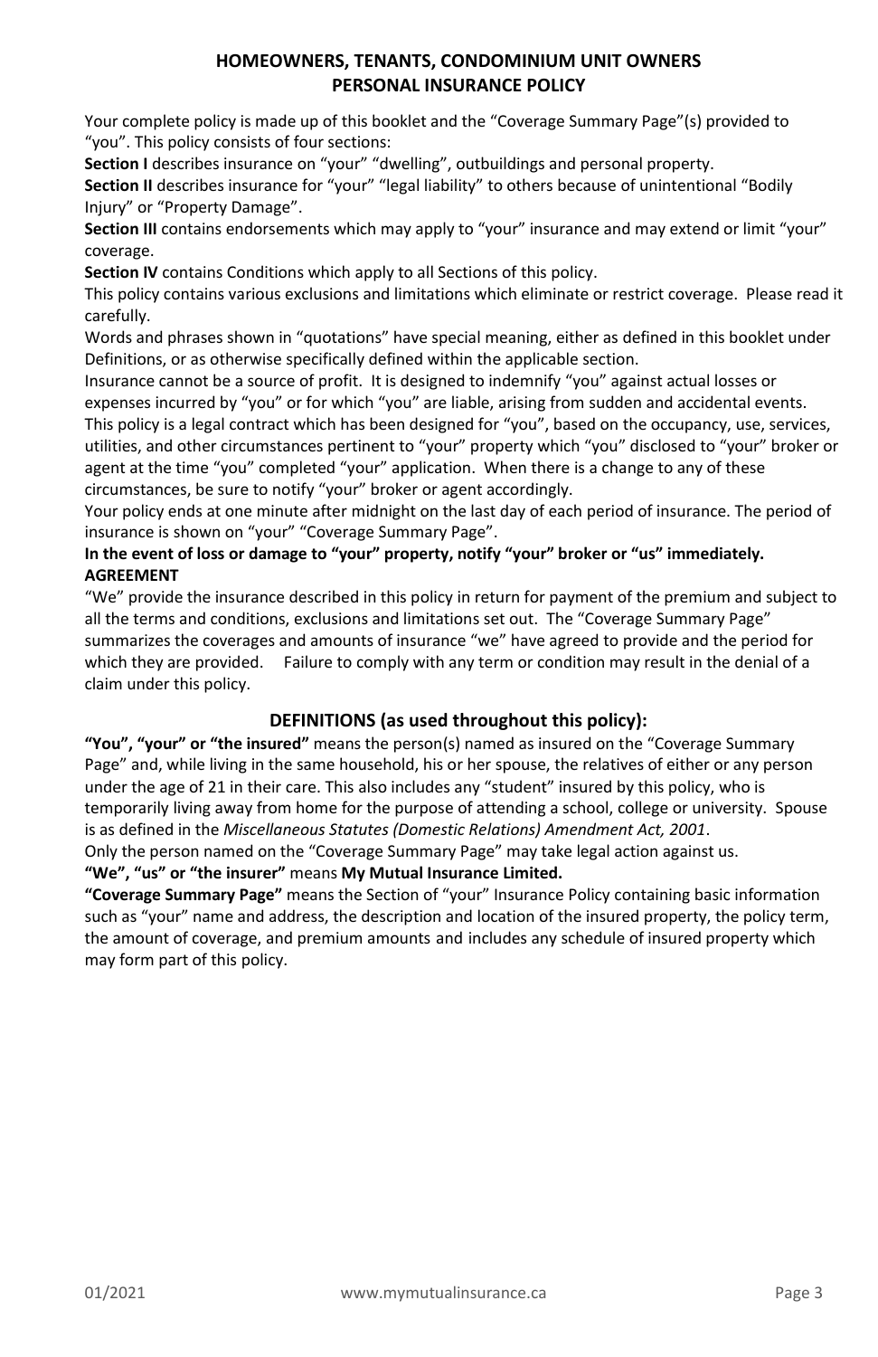# HOMEOWNERS, TENANTS, CONDOMINIUM UNIT OWNERS PERSONAL INSURANCE POLICY

Your complete policy is made up of this booklet and the "Coverage Summary Page"(s) provided to "you". This policy consists of four sections:

**Section I** describes insurance on "your" "dwelling", outbuildings and personal property.

**Section II** describes insurance for "your" "legal liability" to others because of unintentional "Bodily Injury" or "Property Damage".

**Section III** contains endorsements which may apply to "your" insurance and may extend or limit "your" coverage.

**Section IV** contains Conditions which apply to all Sections of this policy.

This policy contains various exclusions and limitations which eliminate or restrict coverage. Please read it carefully.

Words and phrases shown in "quotations" have special meaning, either as defined in this booklet under Definitions, or as otherwise specifically defined within the applicable section.

Insurance cannot be a source of profit. It is designed to indemnify "you" against actual losses or expenses incurred by "you" or for which "you" are liable, arising from sudden and accidental events.

This policy is a legal contract which has been designed for "you", based on the occupancy, use, services, utilities, and other circumstances pertinent to "your" property which "you" disclosed to "your" broker or agent at the time "you" completed "your" application. When there is a change to any of these circumstances, be sure to notify "your" broker or agent accordingly.

Your policy ends at one minute after midnight on the last day of each period of insurance. The period of insurance is shown on "your" "Coverage Summary Page".

**In the event of loss or damage to "your" property, notify "your" broker or "us" immediately.**

**AGREEMENT**

"We" provide the insurance described in this policy in return for payment of the premium and subject to all the terms and conditions, exclusions and limitations set out. The "Coverage Summary Page" summarizes the coverages and amounts of insurance "we" have agreed to provide and the period for which they are provided. Failure to comply with any term or condition may result in the denial of a claim under this policy.

## DEFINITIONS (as used throughout this policy):

**"You", "your" or "the insured"** means the person(s) named as insured on the "Coverage Summary Page" and, while living in the same household, his or her spouse, the relatives of either or any person under the age of 21 in their care. This also includes any "student" insured by this policy, who is temporarily living away from home for the purpose of attending a school, college or university. Spouse is as defined in the *Miscellaneous Statutes (Domestic Relations) Amendment Act, 2001*.

Only the person named on the "Coverage Summary Page" may take legal action against us.

**"We", "us" or "the insurer"** means **My Mutual Insurance Limited.**

**"Coverage Summary Page"** means the Section of "your" Insurance Policy containing basic information such as "your" name and address, the description and location of the insured property, the policy term, the amount of coverage, and premium amounts and includes any schedule of insured property which may form part of this policy.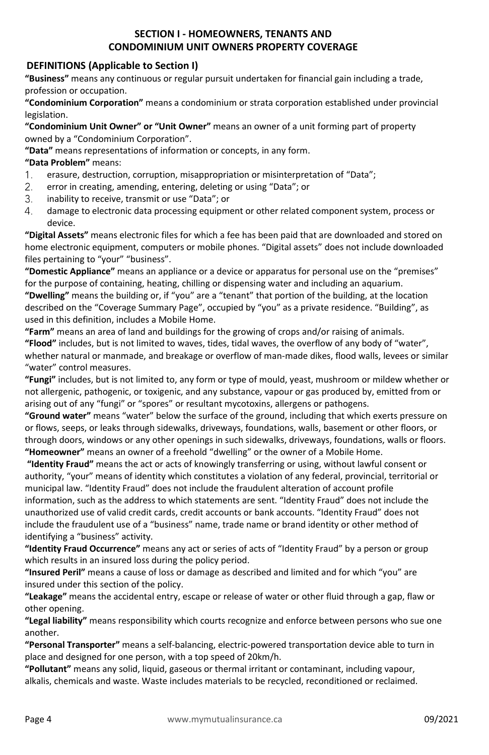## SECTION I - HOMEOWNERS, TENANTS AND CONDOMINIUM UNIT OWNERS PROPERTY COVERAGE

### DEFINITIONS (Applicable to Section I)

**"Business"** means any continuous or regular pursuit undertaken for financial gain including a trade, profession or occupation.

**"Condominium Corporation"** means a condominium or strata corporation established under provincial legislation.

**"Condominium Unit Owner" or "Unit Owner"** means an owner of a unit forming part of property owned by a "Condominium Corporation".

**"Data"** means representations of information or concepts, in any form.

**"Data Problem"** means:

1. erasure, destruction, corruption, misappropriation or misinterpretation of "Data";
2. error in creating, amending, entering, deleting or using "Data"; or
3. inability to receive, transmit or use "Data"; or
4. damage to electronic data processing equipment or other related component system, process or device.

**"Digital Assets"** means electronic files for which a fee has been paid that are downloaded and stored on home electronic equipment, computers or mobile phones. "Digital assets" does not include downloaded files pertaining to "your" "business".

**"Domestic Appliance"** means an appliance or a device or apparatus for personal use on the "premises" for the purpose of containing, heating, chilling or dispensing water and including an aquarium.

**"Dwelling"** means the building or, if "you" are a "tenant" that portion of the building, at the location described on the "Coverage Summary Page", occupied by "you" as a private residence. "Building", as used in this definition, includes a Mobile Home.

**"Farm"** means an area of land and buildings for the growing of crops and/or raising of animals.

**"Flood"** includes, but is not limited to waves, tides, tidal waves, the overflow of any body of "water", whether natural or manmade, and breakage or overflow of man-made dikes, flood walls, levees or similar "water" control measures.

**"Fungi"** includes, but is not limited to, any form or type of mould, yeast, mushroom or mildew whether or not allergenic, pathogenic, or toxigenic, and any substance, vapour or gas produced by, emitted from or arising out of any "fungi" or "spores" or resultant mycotoxins, allergens or pathogens.

**"Ground water"** means "water" below the surface of the ground, including that which exerts pressure on or flows, seeps, or leaks through sidewalks, driveways, foundations, walls, basement or other floors, or through doors, windows or any other openings in such sidewalks, driveways, foundations, walls or floors.

**"Homeowner"** means an owner of a freehold "dwelling" or the owner of a Mobile Home.

**"Identity Fraud"** means the act or acts of knowingly transferring or using, without lawful consent or authority, "your" means of identity which constitutes a violation of any federal, provincial, territorial or municipal law. "Identity Fraud" does not include the fraudulent alteration of account profile information, such as the address to which statements are sent. "Identity Fraud" does not include the unauthorized use of valid credit cards, credit accounts or bank accounts. "Identity Fraud" does not include the fraudulent use of a "business" name, trade name or brand identity or other method of identifying a "business" activity.

**"Identity Fraud Occurrence"** means any act or series of acts of "Identity Fraud" by a person or group which results in an insured loss during the policy period.

**"Insured Peril"** means a cause of loss or damage as described and limited and for which "you" are insured under this section of the policy.

**"Leakage"** means the accidental entry, escape or release of water or other fluid through a gap, flaw or other opening.

**"Legal liability"** means responsibility which courts recognize and enforce between persons who sue one another.

**"Personal Transporter"** means a self-balancing, electric-powered transportation device able to turn in place and designed for one person, with a top speed of 20km/h.

**"Pollutant"** means any solid, liquid, gaseous or thermal irritant or contaminant, including vapour, alkalis, chemicals and waste. Waste includes materials to be recycled, reconditioned or reclaimed.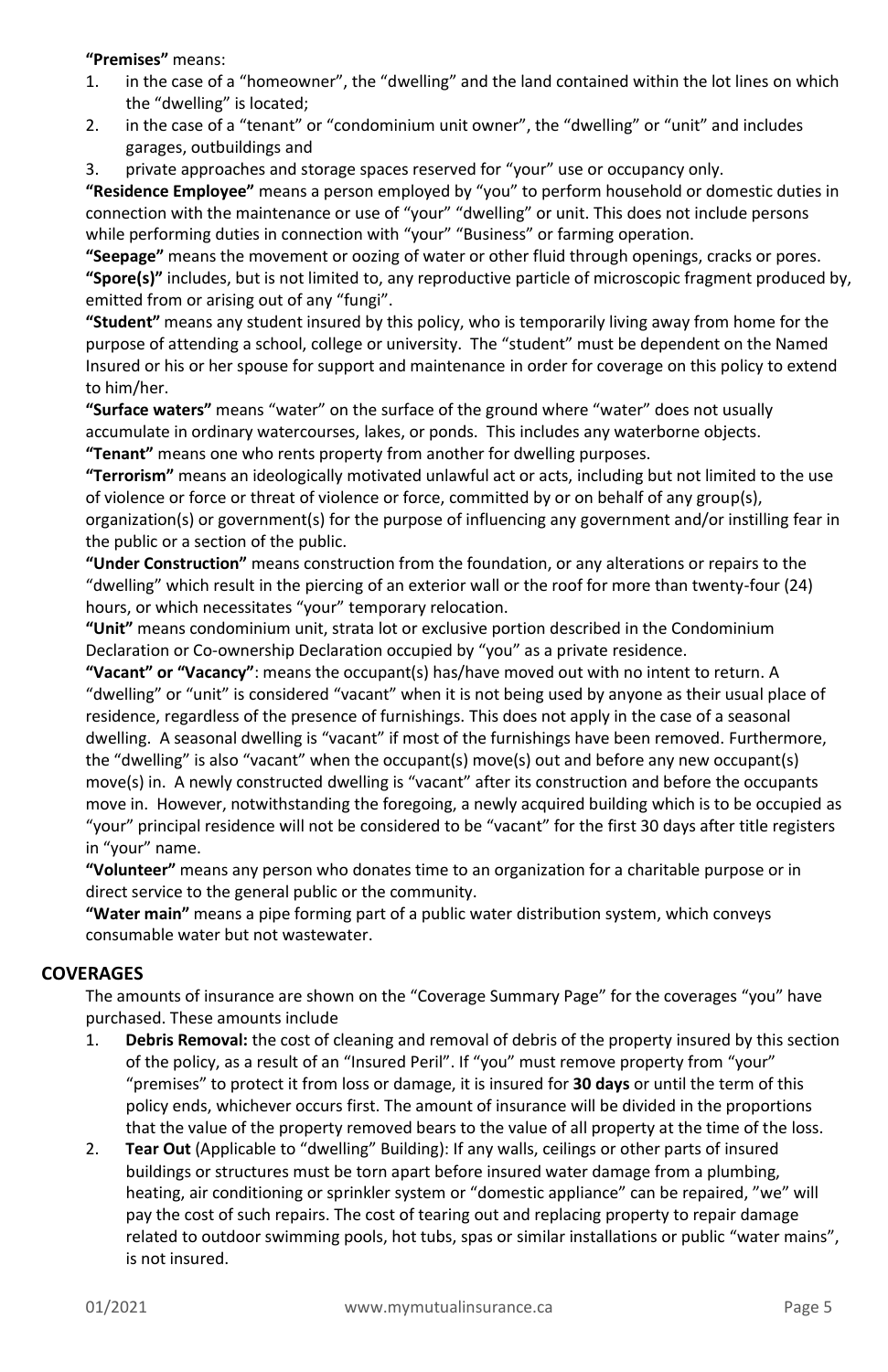**"Premises"** means:

1. in the case of a "homeowner", the "dwelling" and the land contained within the lot lines on which the "dwelling" is located;
2. in the case of a "tenant" or "condominium unit owner", the "dwelling" or "unit" and includes garages, outbuildings and
3. private approaches and storage spaces reserved for "your" use or occupancy only.

**"Residence Employee"** means a person employed by "you" to perform household or domestic duties in connection with the maintenance or use of "your" "dwelling" or unit. This does not include persons while performing duties in connection with "your" "Business" or farming operation.

**"Seepage"** means the movement or oozing of water or other fluid through openings, cracks or pores.

**"Spore(s)"** includes, but is not limited to, any reproductive particle of microscopic fragment produced by, emitted from or arising out of any "fungi".

**"Student"** means any student insured by this policy, who is temporarily living away from home for the purpose of attending a school, college or university. The "student" must be dependent on the Named Insured or his or her spouse for support and maintenance in order for coverage on this policy to extend to him/her.

**"Surface waters"** means "water" on the surface of the ground where "water" does not usually accumulate in ordinary watercourses, lakes, or ponds. This includes any waterborne objects.

**"Tenant"** means one who rents property from another for dwelling purposes.

**"Terrorism"** means an ideologically motivated unlawful act or acts, including but not limited to the use of violence or force or threat of violence or force, committed by or on behalf of any group(s), organization(s) or government(s) for the purpose of influencing any government and/or instilling fear in the public or a section of the public.

**"Under Construction"** means construction from the foundation, or any alterations or repairs to the "dwelling" which result in the piercing of an exterior wall or the roof for more than twenty-four (24) hours, or which necessitates "your" temporary relocation.

**"Unit"** means condominium unit, strata lot or exclusive portion described in the Condominium Declaration or Co-ownership Declaration occupied by "you" as a private residence.

**"Vacant" or "Vacancy"**: means the occupant(s) has/have moved out with no intent to return. A "dwelling" or "unit" is considered "vacant" when it is not being used by anyone as their usual place of residence, regardless of the presence of furnishings. This does not apply in the case of a seasonal dwelling. A seasonal dwelling is "vacant" if most of the furnishings have been removed. Furthermore, the "dwelling" is also "vacant" when the occupant(s) move(s) out and before any new occupant(s) move(s) in. A newly constructed dwelling is "vacant" after its construction and before the occupants move in. However, notwithstanding the foregoing, a newly acquired building which is to be occupied as "your" principal residence will not be considered to be "vacant" for the first 30 days after title registers in "your" name.

**"Volunteer"** means any person who donates time to an organization for a charitable purpose or in direct service to the general public or the community.

**"Water main"** means a pipe forming part of a public water distribution system, which conveys consumable water but not wastewater.

## COVERAGES

The amounts of insurance are shown on the "Coverage Summary Page" for the coverages "you" have purchased. These amounts include

1. **Debris Removal:** the cost of cleaning and removal of debris of the property insured by this section of the policy, as a result of an "Insured Peril". If "you" must remove property from "your" "premises" to protect it from loss or damage, it is insured for **30 days** or until the term of this policy ends, whichever occurs first. The amount of insurance will be divided in the proportions that the value of the property removed bears to the value of all property at the time of the loss.
2. **Tear Out** (Applicable to "dwelling" Building): If any walls, ceilings or other parts of insured buildings or structures must be torn apart before insured water damage from a plumbing, heating, air conditioning or sprinkler system or "domestic appliance" can be repaired, "we" will pay the cost of such repairs. The cost of tearing out and replacing property to repair damage related to outdoor swimming pools, hot tubs, spas or similar installations or public "water mains", is not insured.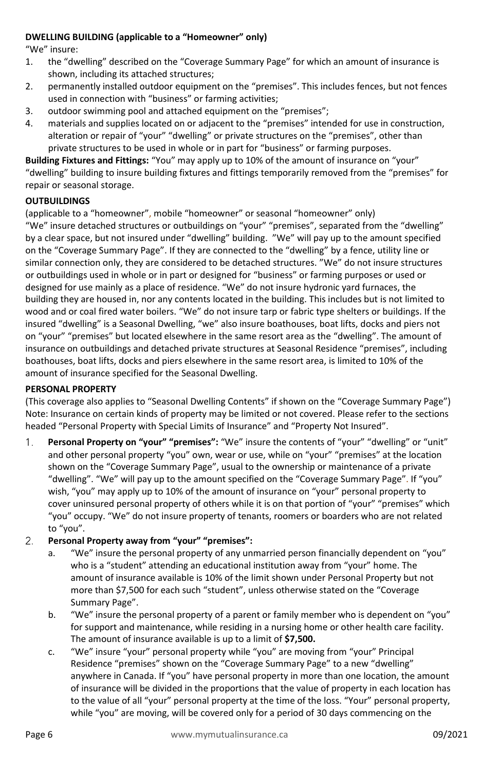**DWELLING BUILDING (applicable to a "Homeowner" only)**

"We" insure:

1. the "dwelling" described on the "Coverage Summary Page" for which an amount of insurance is shown, including its attached structures;
2. permanently installed outdoor equipment on the "premises". This includes fences, but not fences used in connection with "business" or farming activities;
3. outdoor swimming pool and attached equipment on the "premises";
4. materials and supplies located on or adjacent to the "premises" intended for use in construction, alteration or repair of "your" "dwelling" or private structures on the "premises", other than private structures to be used in whole or in part for "business" or farming purposes.

**Building Fixtures and Fittings:** "You" may apply up to 10% of the amount of insurance on "your" "dwelling" building to insure building fixtures and fittings temporarily removed from the "premises" for repair or seasonal storage.

**OUTBUILDINGS**

(applicable to a "homeowner", mobile "homeowner" or seasonal "homeowner" only)

"We" insure detached structures or outbuildings on "your" "premises", separated from the "dwelling" by a clear space, but not insured under "dwelling" building. "We" will pay up to the amount specified on the "Coverage Summary Page". If they are connected to the "dwelling" by a fence, utility line or similar connection only, they are considered to be detached structures. "We" do not insure structures or outbuildings used in whole or in part or designed for "business" or farming purposes or used or designed for use mainly as a place of residence. "We" do not insure hydronic yard furnaces, the building they are housed in, nor any contents located in the building. This includes but is not limited to wood and or coal fired water boilers. "We" do not insure tarp or fabric type shelters or buildings. If the insured "dwelling" is a Seasonal Dwelling, "we" also insure boathouses, boat lifts, docks and piers not on "your" "premises" but located elsewhere in the same resort area as the "dwelling". The amount of insurance on outbuildings and detached private structures at Seasonal Residence "premises", including boathouses, boat lifts, docks and piers elsewhere in the same resort area, is limited to 10% of the amount of insurance specified for the Seasonal Dwelling.

**PERSONAL PROPERTY**

(This coverage also applies to "Seasonal Dwelling Contents" if shown on the "Coverage Summary Page")

Note: Insurance on certain kinds of property may be limited or not covered. Please refer to the sections headed "Personal Property with Special Limits of Insurance" and "Property Not Insured".

1. **Personal Property on "your" "premises":** "We" insure the contents of "your" "dwelling" or "unit" and other personal property "you" own, wear or use, while on "your" "premises" at the location shown on the "Coverage Summary Page", usual to the ownership or maintenance of a private "dwelling". "We" will pay up to the amount specified on the "Coverage Summary Page". If "you" wish, "you" may apply up to 10% of the amount of insurance on "your" personal property to cover uninsured personal property of others while it is on that portion of "your" "premises" which "you" occupy. "We" do not insure property of tenants, roomers or boarders who are not related to "you".
2. **Personal Property away from "your" "premises":**
   a. "We" insure the personal property of any unmarried person financially dependent on "you" who is a "student" attending an educational institution away from "your" home. The amount of insurance available is 10% of the limit shown under Personal Property but not more than $7,500 for each such "student", unless otherwise stated on the "Coverage Summary Page".
   b. "We" insure the personal property of a parent or family member who is dependent on "you" for support and maintenance, while residing in a nursing home or other health care facility. The amount of insurance available is up to a limit of **$7,500.**
   c. "We" insure "your" personal property while "you" are moving from "your" Principal Residence "premises" shown on the "Coverage Summary Page" to a new "dwelling" anywhere in Canada. If "you" have personal property in more than one location, the amount of insurance will be divided in the proportions that the value of property in each location has to the value of all "your" personal property at the time of the loss. "Your" personal property, while "you" are moving, will be covered only for a period of 30 days commencing on the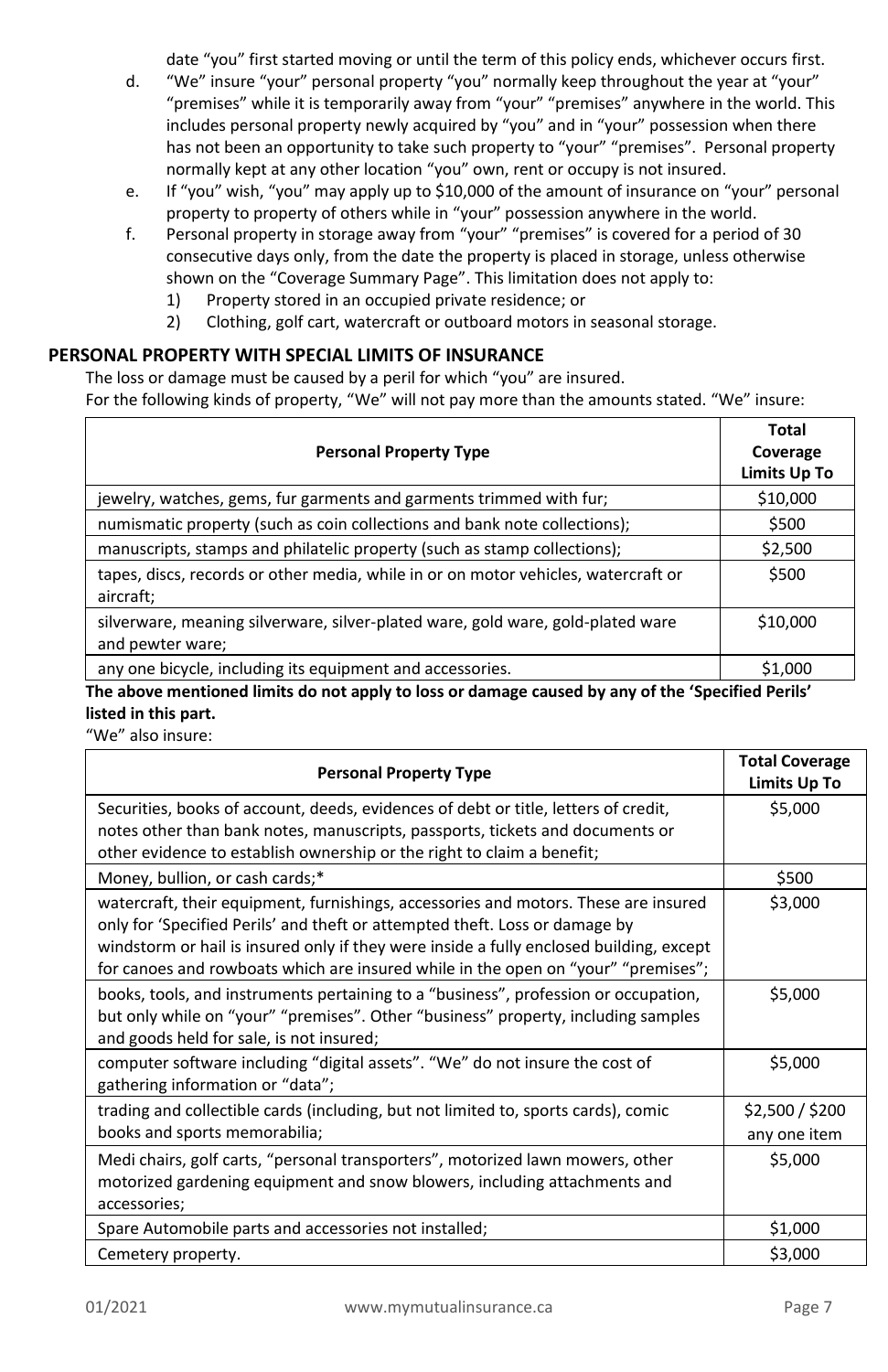date “you” first started moving or until the term of this policy ends, whichever occurs first.

d. “We” insure “your” personal property “you” normally keep throughout the year at “your” “premises” while it is temporarily away from “your” “premises” anywhere in the world. This includes personal property newly acquired by “you” and in “your” possession when there has not been an opportunity to take such property to “your” “premises”. Personal property normally kept at any other location “you” own, rent or occupy is not insured.

e. If “you” wish, “you” may apply up to $10,000 of the amount of insurance on “your” personal property to property of others while in “your” possession anywhere in the world.

f. Personal property in storage away from “your” “premises” is covered for a period of 30 consecutive days only, from the date the property is placed in storage, unless otherwise shown on the “Coverage Summary Page”. This limitation does not apply to:
   1) Property stored in an occupied private residence; or
   2) Clothing, golf cart, watercraft or outboard motors in seasonal storage.

## PERSONAL PROPERTY WITH SPECIAL LIMITS OF INSURANCE

The loss or damage must be caused by a peril for which “you” are insured.

For the following kinds of property, “We” will not pay more than the amounts stated. “We” insure:

| Personal Property Type | Total Coverage Limits Up To |
|---|---|
| jewelry, watches, gems, fur garments and garments trimmed with fur; | $10,000 |
| numismatic property (such as coin collections and bank note collections); | $500 |
| manuscripts, stamps and philatelic property (such as stamp collections); | $2,500 |
| tapes, discs, records or other media, while in or on motor vehicles, watercraft or aircraft; | $500 |
| silverware, meaning silverware, silver-plated ware, gold ware, gold-plated ware and pewter ware; | $10,000 |
| any one bicycle, including its equipment and accessories. | $1,000 |

**The above mentioned limits do not apply to loss or damage caused by any of the ‘Specified Perils’ listed in this part.**

“We” also insure:

| Personal Property Type | Total Coverage Limits Up To |
|---|---|
| Securities, books of account, deeds, evidences of debt or title, letters of credit, notes other than bank notes, manuscripts, passports, tickets and documents or other evidence to establish ownership or the right to claim a benefit; | $5,000 |
| Money, bullion, or cash cards;* | $500 |
| watercraft, their equipment, furnishings, accessories and motors. These are insured only for ‘Specified Perils’ and theft or attempted theft. Loss or damage by windstorm or hail is insured only if they were inside a fully enclosed building, except for canoes and rowboats which are insured while in the open on “your” “premises”; | $3,000 |
| books, tools, and instruments pertaining to a “business”, profession or occupation, but only while on “your” “premises”. Other “business” property, including samples and goods held for sale, is not insured; | $5,000 |
| computer software including “digital assets”. “We” do not insure the cost of gathering information or “data”; | $5,000 |
| trading and collectible cards (including, but not limited to, sports cards), comic books and sports memorabilia; | $2,500 / $200 any one item |
| Medi chairs, golf carts, “personal transporters”, motorized lawn mowers, other motorized gardening equipment and snow blowers, including attachments and accessories; | $5,000 |
| Spare Automobile parts and accessories not installed; | $1,000 |
| Cemetery property. | $3,000 |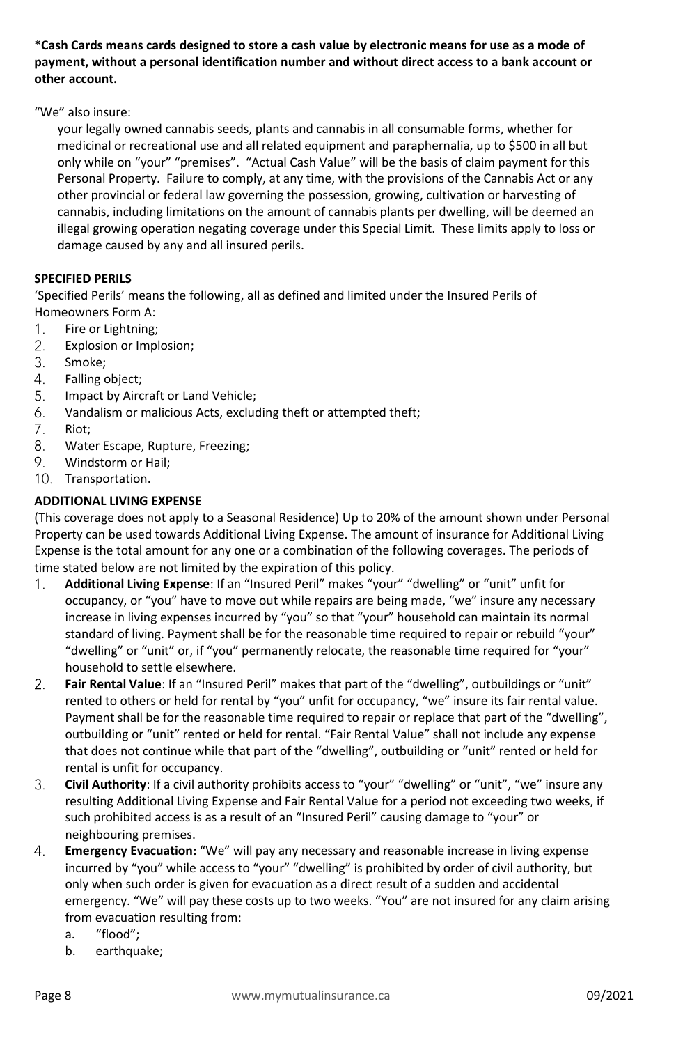**\*Cash Cards means cards designed to store a cash value by electronic means for use as a mode of payment, without a personal identification number and without direct access to a bank account or other account.**

"We" also insure:

your legally owned cannabis seeds, plants and cannabis in all consumable forms, whether for medicinal or recreational use and all related equipment and paraphernalia, up to $500 in all but only while on "your" "premises". "Actual Cash Value" will be the basis of claim payment for this Personal Property. Failure to comply, at any time, with the provisions of the Cannabis Act or any other provincial or federal law governing the possession, growing, cultivation or harvesting of cannabis, including limitations on the amount of cannabis plants per dwelling, will be deemed an illegal growing operation negating coverage under this Special Limit. These limits apply to loss or damage caused by any and all insured perils.

**SPECIFIED PERILS**

'Specified Perils' means the following, all as defined and limited under the Insured Perils of Homeowners Form A:

1. Fire or Lightning;
2. Explosion or Implosion;
3. Smoke;
4. Falling object;
5. Impact by Aircraft or Land Vehicle;
6. Vandalism or malicious Acts, excluding theft or attempted theft;
7. Riot;
8. Water Escape, Rupture, Freezing;
9. Windstorm or Hail;
10. Transportation.

**ADDITIONAL LIVING EXPENSE**

(This coverage does not apply to a Seasonal Residence) Up to 20% of the amount shown under Personal Property can be used towards Additional Living Expense. The amount of insurance for Additional Living Expense is the total amount for any one or a combination of the following coverages. The periods of time stated below are not limited by the expiration of this policy.

1. **Additional Living Expense**: If an "Insured Peril" makes "your" "dwelling" or "unit" unfit for occupancy, or "you" have to move out while repairs are being made, "we" insure any necessary increase in living expenses incurred by "you" so that "your" household can maintain its normal standard of living. Payment shall be for the reasonable time required to repair or rebuild "your" "dwelling" or "unit" or, if "you" permanently relocate, the reasonable time required for "your" household to settle elsewhere.
2. **Fair Rental Value**: If an "Insured Peril" makes that part of the "dwelling", outbuildings or "unit" rented to others or held for rental by "you" unfit for occupancy, "we" insure its fair rental value. Payment shall be for the reasonable time required to repair or replace that part of the "dwelling", outbuilding or "unit" rented or held for rental. "Fair Rental Value" shall not include any expense that does not continue while that part of the "dwelling", outbuilding or "unit" rented or held for rental is unfit for occupancy.
3. **Civil Authority**: If a civil authority prohibits access to "your" "dwelling" or "unit", "we" insure any resulting Additional Living Expense and Fair Rental Value for a period not exceeding two weeks, if such prohibited access is as a result of an "Insured Peril" causing damage to "your" or neighbouring premises.
4. **Emergency Evacuation:** "We" will pay any necessary and reasonable increase in living expense incurred by "you" while access to "your" "dwelling" is prohibited by order of civil authority, but only when such order is given for evacuation as a direct result of a sudden and accidental emergency. "We" will pay these costs up to two weeks. "You" are not insured for any claim arising from evacuation resulting from:
   a. "flood";
   b. earthquake;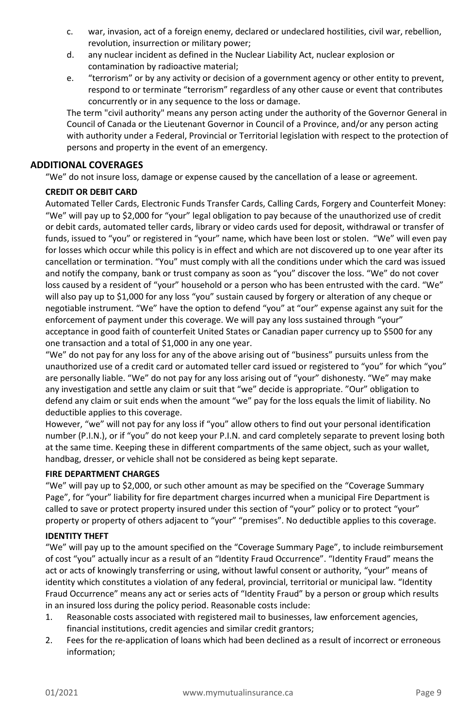c. war, invasion, act of a foreign enemy, declared or undeclared hostilities, civil war, rebellion, revolution, insurrection or military power;

d. any nuclear incident as defined in the Nuclear Liability Act, nuclear explosion or contamination by radioactive material;

e. "terrorism" or by any activity or decision of a government agency or other entity to prevent, respond to or terminate "terrorism" regardless of any other cause or event that contributes concurrently or in any sequence to the loss or damage.

The term "civil authority" means any person acting under the authority of the Governor General in Council of Canada or the Lieutenant Governor in Council of a Province, and/or any person acting with authority under a Federal, Provincial or Territorial legislation with respect to the protection of persons and property in the event of an emergency.

## ADDITIONAL COVERAGES

"We" do not insure loss, damage or expense caused by the cancellation of a lease or agreement.

### CREDIT OR DEBIT CARD

Automated Teller Cards, Electronic Funds Transfer Cards, Calling Cards, Forgery and Counterfeit Money: "We" will pay up to $2,000 for "your" legal obligation to pay because of the unauthorized use of credit or debit cards, automated teller cards, library or video cards used for deposit, withdrawal or transfer of funds, issued to "you" or registered in "your" name, which have been lost or stolen. "We" will even pay for losses which occur while this policy is in effect and which are not discovered up to one year after its cancellation or termination. "You" must comply with all the conditions under which the card was issued and notify the company, bank or trust company as soon as "you" discover the loss. "We" do not cover loss caused by a resident of "your" household or a person who has been entrusted with the card. "We" will also pay up to $1,000 for any loss "you" sustain caused by forgery or alteration of any cheque or negotiable instrument. "We" have the option to defend "you" at "our" expense against any suit for the enforcement of payment under this coverage. We will pay any loss sustained through "your" acceptance in good faith of counterfeit United States or Canadian paper currency up to $500 for any one transaction and a total of $1,000 in any one year.

"We" do not pay for any loss for any of the above arising out of "business" pursuits unless from the unauthorized use of a credit card or automated teller card issued or registered to "you" for which "you" are personally liable. "We" do not pay for any loss arising out of "your" dishonesty. "We" may make any investigation and settle any claim or suit that "we" decide is appropriate. "Our" obligation to defend any claim or suit ends when the amount "we" pay for the loss equals the limit of liability. No deductible applies to this coverage.

However, "we" will not pay for any loss if "you" allow others to find out your personal identification number (P.I.N.), or if "you" do not keep your P.I.N. and card completely separate to prevent losing both at the same time. Keeping these in different compartments of the same object, such as your wallet, handbag, dresser, or vehicle shall not be considered as being kept separate.

### FIRE DEPARTMENT CHARGES

"We" will pay up to $2,000, or such other amount as may be specified on the "Coverage Summary Page", for "your" liability for fire department charges incurred when a municipal Fire Department is called to save or protect property insured under this section of "your" policy or to protect "your" property or property of others adjacent to "your" "premises". No deductible applies to this coverage.

### IDENTITY THEFT

"We" will pay up to the amount specified on the "Coverage Summary Page", to include reimbursement of cost "you" actually incur as a result of an "Identity Fraud Occurrence". "Identity Fraud" means the act or acts of knowingly transferring or using, without lawful consent or authority, "your" means of identity which constitutes a violation of any federal, provincial, territorial or municipal law. "Identity Fraud Occurrence" means any act or series acts of "Identity Fraud" by a person or group which results in an insured loss during the policy period. Reasonable costs include:

1. Reasonable costs associated with registered mail to businesses, law enforcement agencies, financial institutions, credit agencies and similar credit grantors;
2. Fees for the re-application of loans which had been declined as a result of incorrect or erroneous information;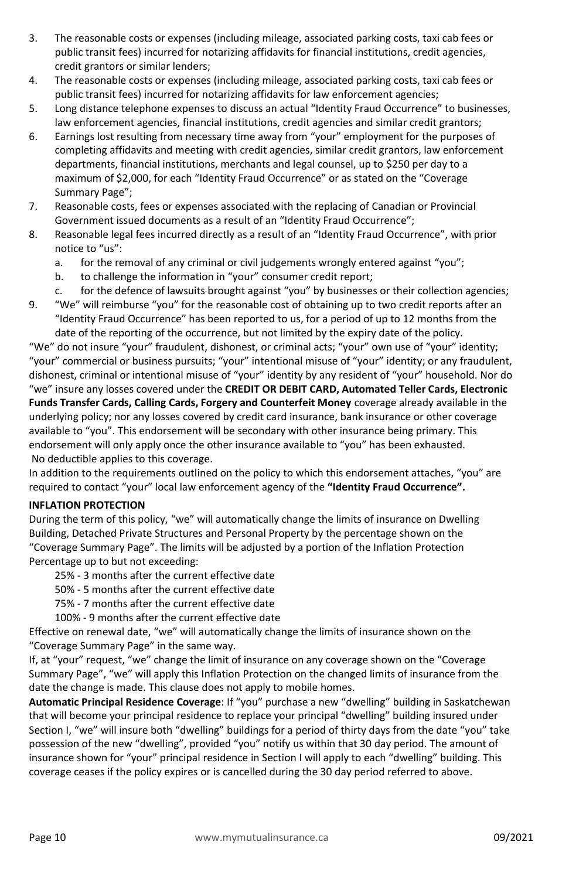3. The reasonable costs or expenses (including mileage, associated parking costs, taxi cab fees or public transit fees) incurred for notarizing affidavits for financial institutions, credit agencies, credit grantors or similar lenders;
4. The reasonable costs or expenses (including mileage, associated parking costs, taxi cab fees or public transit fees) incurred for notarizing affidavits for law enforcement agencies;
5. Long distance telephone expenses to discuss an actual "Identity Fraud Occurrence" to businesses, law enforcement agencies, financial institutions, credit agencies and similar credit grantors;
6. Earnings lost resulting from necessary time away from "your" employment for the purposes of completing affidavits and meeting with credit agencies, similar credit grantors, law enforcement departments, financial institutions, merchants and legal counsel, up to $250 per day to a maximum of $2,000, for each "Identity Fraud Occurrence" or as stated on the "Coverage Summary Page";
7. Reasonable costs, fees or expenses associated with the replacing of Canadian or Provincial Government issued documents as a result of an "Identity Fraud Occurrence";
8. Reasonable legal fees incurred directly as a result of an "Identity Fraud Occurrence", with prior notice to "us":
   a. for the removal of any criminal or civil judgements wrongly entered against "you";
   b. to challenge the information in "your" consumer credit report;
   c. for the defence of lawsuits brought against "you" by businesses or their collection agencies;
9. "We" will reimburse "you" for the reasonable cost of obtaining up to two credit reports after an "Identity Fraud Occurrence" has been reported to us, for a period of up to 12 months from the date of the reporting of the occurrence, but not limited by the expiry date of the policy.

"We" do not insure "your" fraudulent, dishonest, or criminal acts; "your" own use of "your" identity; "your" commercial or business pursuits; "your" intentional misuse of "your" identity; or any fraudulent, dishonest, criminal or intentional misuse of "your" identity by any resident of "your" household. Nor do "we" insure any losses covered under the **CREDIT OR DEBIT CARD, Automated Teller Cards, Electronic Funds Transfer Cards, Calling Cards, Forgery and Counterfeit Money** coverage already available in the underlying policy; nor any losses covered by credit card insurance, bank insurance or other coverage available to "you". This endorsement will be secondary with other insurance being primary. This endorsement will only apply once the other insurance available to "you" has been exhausted.
No deductible applies to this coverage.

In addition to the requirements outlined on the policy to which this endorsement attaches, "you" are required to contact "your" local law enforcement agency of the **"Identity Fraud Occurrence".**

**INFLATION PROTECTION**

During the term of this policy, "we" will automatically change the limits of insurance on Dwelling Building, Detached Private Structures and Personal Property by the percentage shown on the "Coverage Summary Page". The limits will be adjusted by a portion of the Inflation Protection Percentage up to but not exceeding:

25% - 3 months after the current effective date
50% - 5 months after the current effective date
75% - 7 months after the current effective date
100% - 9 months after the current effective date

Effective on renewal date, "we" will automatically change the limits of insurance shown on the "Coverage Summary Page" in the same way.

If, at "your" request, "we" change the limit of insurance on any coverage shown on the "Coverage Summary Page", "we" will apply this Inflation Protection on the changed limits of insurance from the date the change is made. This clause does not apply to mobile homes.

**Automatic Principal Residence Coverage**: If "you" purchase a new "dwelling" building in Saskatchewan that will become your principal residence to replace your principal "dwelling" building insured under Section I, "we" will insure both "dwelling" buildings for a period of thirty days from the date "you" take possession of the new "dwelling", provided "you" notify us within that 30 day period. The amount of insurance shown for "your" principal residence in Section I will apply to each "dwelling" building. This coverage ceases if the policy expires or is cancelled during the 30 day period referred to above.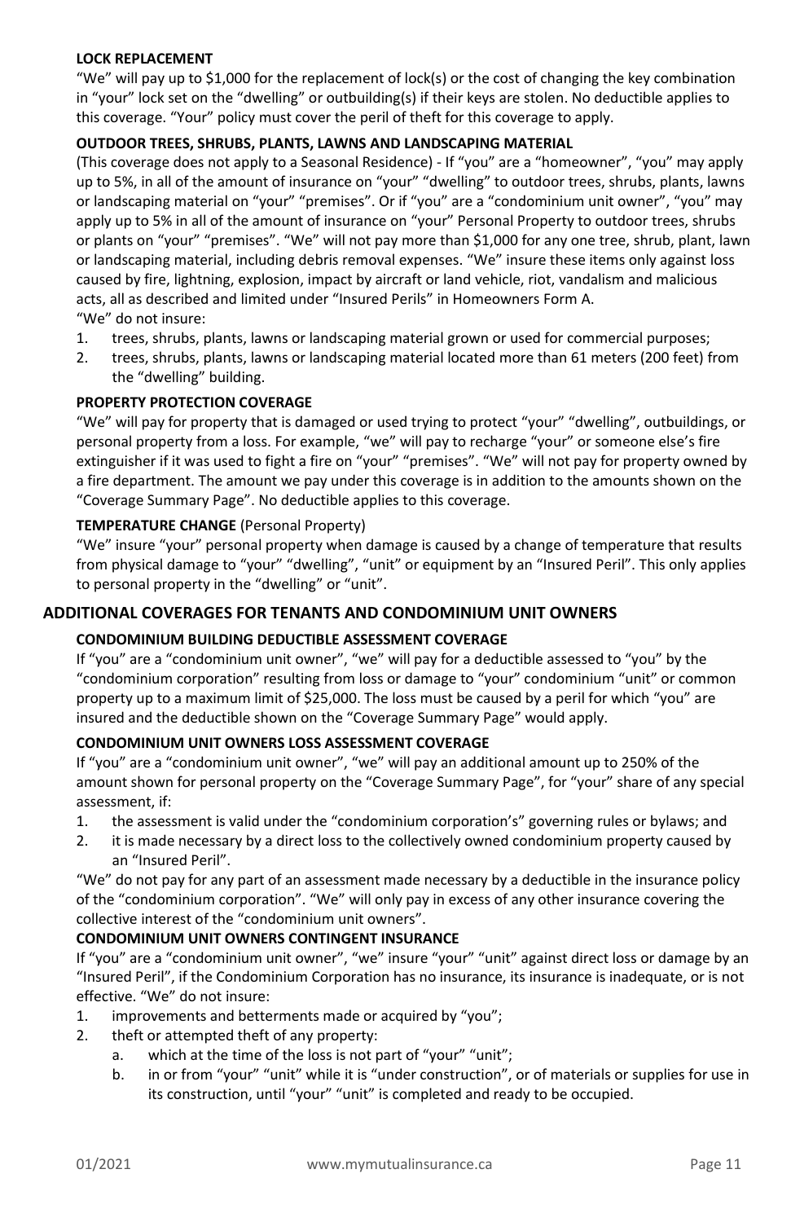**LOCK REPLACEMENT**

"We" will pay up to $1,000 for the replacement of lock(s) or the cost of changing the key combination in "your" lock set on the "dwelling" or outbuilding(s) if their keys are stolen. No deductible applies to this coverage. "Your" policy must cover the peril of theft for this coverage to apply.

**OUTDOOR TREES, SHRUBS, PLANTS, LAWNS AND LANDSCAPING MATERIAL**

(This coverage does not apply to a Seasonal Residence) - If "you" are a "homeowner", "you" may apply up to 5%, in all of the amount of insurance on "your" "dwelling" to outdoor trees, shrubs, plants, lawns or landscaping material on "your" "premises". Or if "you" are a "condominium unit owner", "you" may apply up to 5% in all of the amount of insurance on "your" Personal Property to outdoor trees, shrubs or plants on "your" "premises". "We" will not pay more than $1,000 for any one tree, shrub, plant, lawn or landscaping material, including debris removal expenses. "We" insure these items only against loss caused by fire, lightning, explosion, impact by aircraft or land vehicle, riot, vandalism and malicious acts, all as described and limited under "Insured Perils" in Homeowners Form A.

"We" do not insure:

1. trees, shrubs, plants, lawns or landscaping material grown or used for commercial purposes;
2. trees, shrubs, plants, lawns or landscaping material located more than 61 meters (200 feet) from the "dwelling" building.

**PROPERTY PROTECTION COVERAGE**

"We" will pay for property that is damaged or used trying to protect "your" "dwelling", outbuildings, or personal property from a loss. For example, "we" will pay to recharge "your" or someone else's fire extinguisher if it was used to fight a fire on "your" "premises". "We" will not pay for property owned by a fire department. The amount we pay under this coverage is in addition to the amounts shown on the "Coverage Summary Page". No deductible applies to this coverage.

**TEMPERATURE CHANGE** (Personal Property)

"We" insure "your" personal property when damage is caused by a change of temperature that results from physical damage to "your" "dwelling", "unit" or equipment by an "Insured Peril". This only applies to personal property in the "dwelling" or "unit".

## ADDITIONAL COVERAGES FOR TENANTS AND CONDOMINIUM UNIT OWNERS

**CONDOMINIUM BUILDING DEDUCTIBLE ASSESSMENT COVERAGE**

If "you" are a "condominium unit owner", "we" will pay for a deductible assessed to "you" by the "condominium corporation" resulting from loss or damage to "your" condominium "unit" or common property up to a maximum limit of $25,000. The loss must be caused by a peril for which "you" are insured and the deductible shown on the "Coverage Summary Page" would apply.

**CONDOMINIUM UNIT OWNERS LOSS ASSESSMENT COVERAGE**

If "you" are a "condominium unit owner", "we" will pay an additional amount up to 250% of the amount shown for personal property on the "Coverage Summary Page", for "your" share of any special assessment, if:

1. the assessment is valid under the "condominium corporation's" governing rules or bylaws; and
2. it is made necessary by a direct loss to the collectively owned condominium property caused by an "Insured Peril".

"We" do not pay for any part of an assessment made necessary by a deductible in the insurance policy of the "condominium corporation". "We" will only pay in excess of any other insurance covering the collective interest of the "condominium unit owners".

**CONDOMINIUM UNIT OWNERS CONTINGENT INSURANCE**

If "you" are a "condominium unit owner", "we" insure "your" "unit" against direct loss or damage by an "Insured Peril", if the Condominium Corporation has no insurance, its insurance is inadequate, or is not effective. "We" do not insure:

1. improvements and betterments made or acquired by "you";
2. theft or attempted theft of any property:
   a. which at the time of the loss is not part of "your" "unit";
   b. in or from "your" "unit" while it is "under construction", or of materials or supplies for use in its construction, until "your" "unit" is completed and ready to be occupied.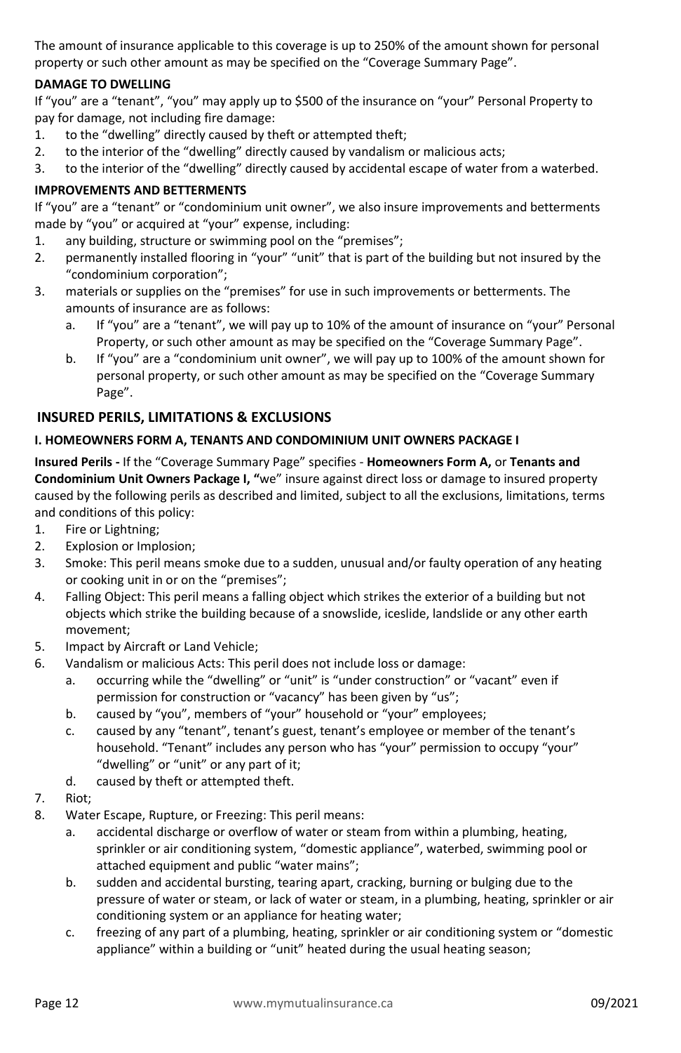The amount of insurance applicable to this coverage is up to 250% of the amount shown for personal property or such other amount as may be specified on the "Coverage Summary Page".

**DAMAGE TO DWELLING**

If "you" are a "tenant", "you" may apply up to $500 of the insurance on "your" Personal Property to pay for damage, not including fire damage:

1. to the "dwelling" directly caused by theft or attempted theft;
2. to the interior of the "dwelling" directly caused by vandalism or malicious acts;
3. to the interior of the "dwelling" directly caused by accidental escape of water from a waterbed.

**IMPROVEMENTS AND BETTERMENTS**

If "you" are a "tenant" or "condominium unit owner", we also insure improvements and betterments made by "you" or acquired at "your" expense, including:

1. any building, structure or swimming pool on the "premises";
2. permanently installed flooring in "your" "unit" that is part of the building but not insured by the "condominium corporation";
3. materials or supplies on the "premises" for use in such improvements or betterments. The amounts of insurance are as follows:
   a. If "you" are a "tenant", we will pay up to 10% of the amount of insurance on "your" Personal Property, or such other amount as may be specified on the "Coverage Summary Page".
   b. If "you" are a "condominium unit owner", we will pay up to 100% of the amount shown for personal property, or such other amount as may be specified on the "Coverage Summary Page".

## INSURED PERILS, LIMITATIONS & EXCLUSIONS

### I. HOMEOWNERS FORM A, TENANTS AND CONDOMINIUM UNIT OWNERS PACKAGE I

**Insured Perils -** If the "Coverage Summary Page" specifies - **Homeowners Form A,** or **Tenants and Condominium Unit Owners Package I, "**we" insure against direct loss or damage to insured property caused by the following perils as described and limited, subject to all the exclusions, limitations, terms and conditions of this policy:

1. Fire or Lightning;
2. Explosion or Implosion;
3. Smoke: This peril means smoke due to a sudden, unusual and/or faulty operation of any heating or cooking unit in or on the "premises";
4. Falling Object: This peril means a falling object which strikes the exterior of a building but not objects which strike the building because of a snowslide, iceslide, landslide or any other earth movement;
5. Impact by Aircraft or Land Vehicle;
6. Vandalism or malicious Acts: This peril does not include loss or damage:
   a. occurring while the "dwelling" or "unit" is "under construction" or "vacant" even if permission for construction or "vacancy" has been given by "us";
   b. caused by "you", members of "your" household or "your" employees;
   c. caused by any "tenant", tenant's guest, tenant's employee or member of the tenant's household. "Tenant" includes any person who has "your" permission to occupy "your" "dwelling" or "unit" or any part of it;
   d. caused by theft or attempted theft.
7. Riot;
8. Water Escape, Rupture, or Freezing: This peril means:
   a. accidental discharge or overflow of water or steam from within a plumbing, heating, sprinkler or air conditioning system, "domestic appliance", waterbed, swimming pool or attached equipment and public "water mains";
   b. sudden and accidental bursting, tearing apart, cracking, burning or bulging due to the pressure of water or steam, or lack of water or steam, in a plumbing, heating, sprinkler or air conditioning system or an appliance for heating water;
   c. freezing of any part of a plumbing, heating, sprinkler or air conditioning system or "domestic appliance" within a building or "unit" heated during the usual heating season;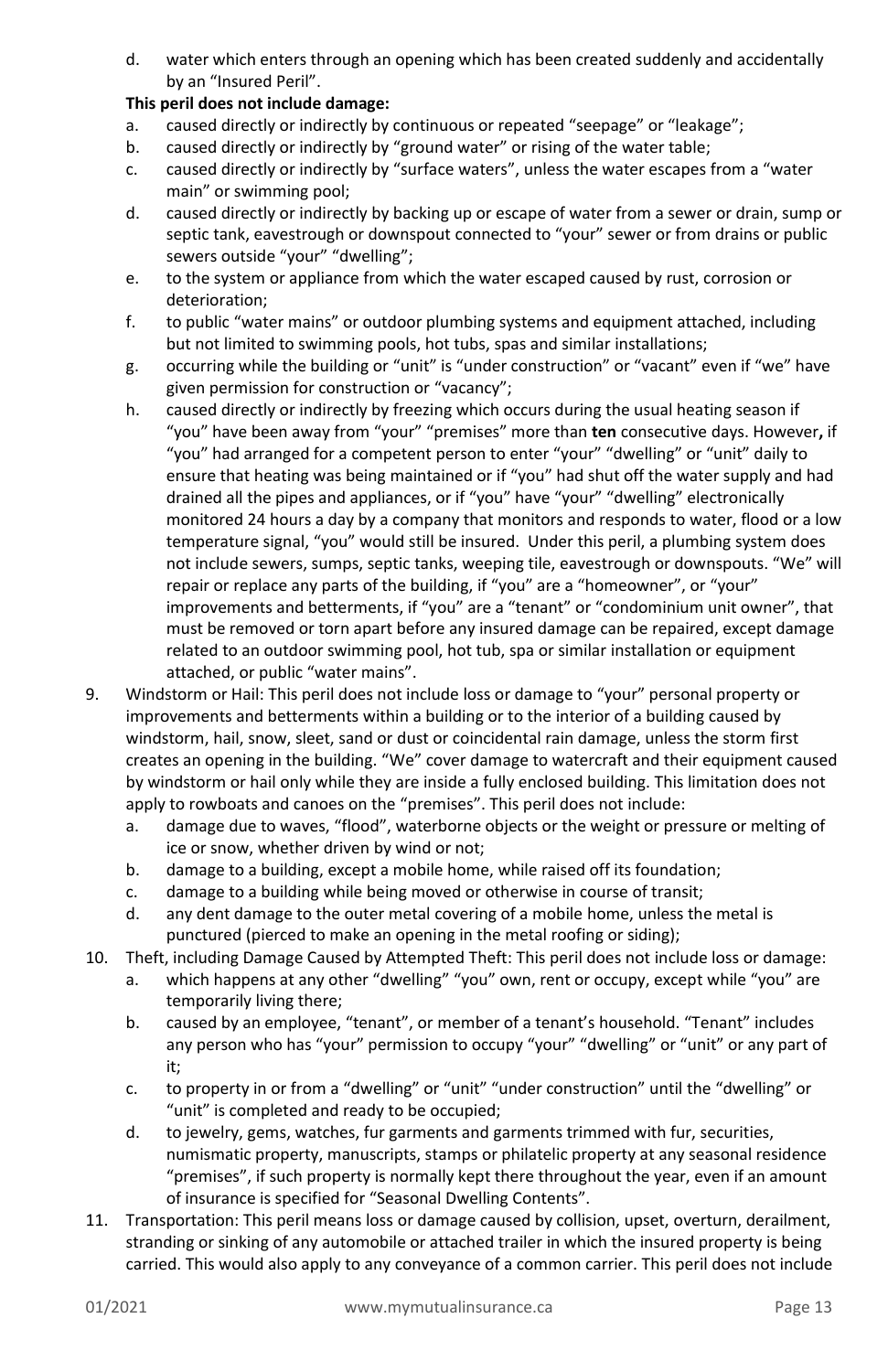d. water which enters through an opening which has been created suddenly and accidentally by an "Insured Peril".

**This peril does not include damage:**

a. caused directly or indirectly by continuous or repeated "seepage" or "leakage";
b. caused directly or indirectly by "ground water" or rising of the water table;
c. caused directly or indirectly by "surface waters", unless the water escapes from a "water main" or swimming pool;
d. caused directly or indirectly by backing up or escape of water from a sewer or drain, sump or septic tank, eavestrough or downspout connected to "your" sewer or from drains or public sewers outside "your" "dwelling";
e. to the system or appliance from which the water escaped caused by rust, corrosion or deterioration;
f. to public "water mains" or outdoor plumbing systems and equipment attached, including but not limited to swimming pools, hot tubs, spas and similar installations;
g. occurring while the building or "unit" is "under construction" or "vacant" even if "we" have given permission for construction or "vacancy";
h. caused directly or indirectly by freezing which occurs during the usual heating season if "you" have been away from "your" "premises" more than **ten** consecutive days. However**,** if "you" had arranged for a competent person to enter "your" "dwelling" or "unit" daily to ensure that heating was being maintained or if "you" had shut off the water supply and had drained all the pipes and appliances, or if "you" have "your" "dwelling" electronically monitored 24 hours a day by a company that monitors and responds to water, flood or a low temperature signal, "you" would still be insured. Under this peril, a plumbing system does not include sewers, sumps, septic tanks, weeping tile, eavestrough or downspouts. "We" will repair or replace any parts of the building, if "you" are a "homeowner", or "your" improvements and betterments, if "you" are a "tenant" or "condominium unit owner", that must be removed or torn apart before any insured damage can be repaired, except damage related to an outdoor swimming pool, hot tub, spa or similar installation or equipment attached, or public "water mains".

9. Windstorm or Hail: This peril does not include loss or damage to "your" personal property or improvements and betterments within a building or to the interior of a building caused by windstorm, hail, snow, sleet, sand or dust or coincidental rain damage, unless the storm first creates an opening in the building. "We" cover damage to watercraft and their equipment caused by windstorm or hail only while they are inside a fully enclosed building. This limitation does not apply to rowboats and canoes on the "premises". This peril does not include:
   a. damage due to waves, "flood", waterborne objects or the weight or pressure or melting of ice or snow, whether driven by wind or not;
   b. damage to a building, except a mobile home, while raised off its foundation;
   c. damage to a building while being moved or otherwise in course of transit;
   d. any dent damage to the outer metal covering of a mobile home, unless the metal is punctured (pierced to make an opening in the metal roofing or siding);
10. Theft, including Damage Caused by Attempted Theft: This peril does not include loss or damage:
   a. which happens at any other "dwelling" "you" own, rent or occupy, except while "you" are temporarily living there;
   b. caused by an employee, "tenant", or member of a tenant's household. "Tenant" includes any person who has "your" permission to occupy "your" "dwelling" or "unit" or any part of it;
   c. to property in or from a "dwelling" or "unit" "under construction" until the "dwelling" or "unit" is completed and ready to be occupied;
   d. to jewelry, gems, watches, fur garments and garments trimmed with fur, securities, numismatic property, manuscripts, stamps or philatelic property at any seasonal residence "premises", if such property is normally kept there throughout the year, even if an amount of insurance is specified for "Seasonal Dwelling Contents".
11. Transportation: This peril means loss or damage caused by collision, upset, overturn, derailment, stranding or sinking of any automobile or attached trailer in which the insured property is being carried. This would also apply to any conveyance of a common carrier. This peril does not include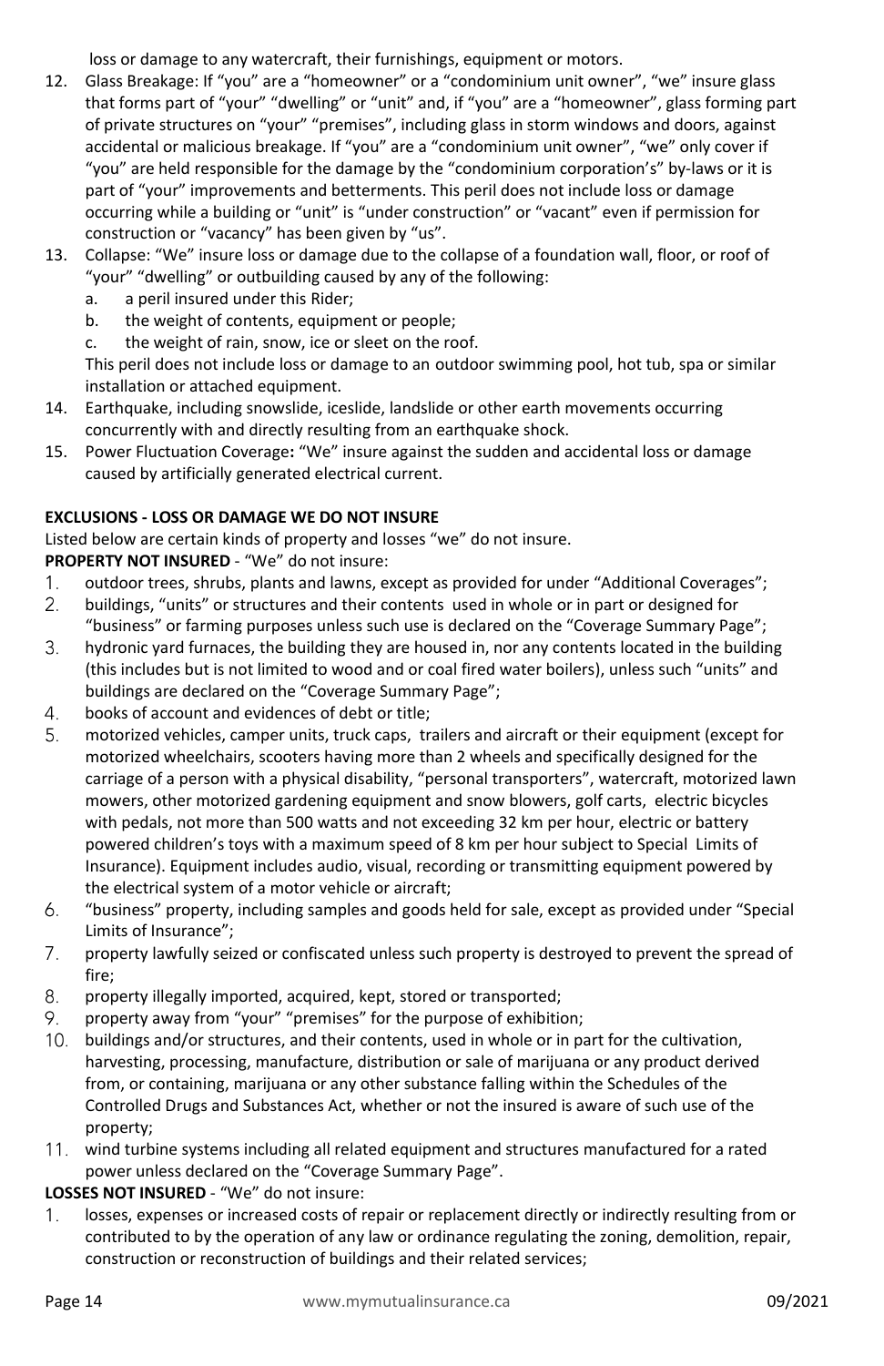loss or damage to any watercraft, their furnishings, equipment or motors.

12. Glass Breakage: If "you" are a "homeowner" or a "condominium unit owner", "we" insure glass that forms part of "your" "dwelling" or "unit" and, if "you" are a "homeowner", glass forming part of private structures on "your" "premises", including glass in storm windows and doors, against accidental or malicious breakage. If "you" are a "condominium unit owner", "we" only cover if "you" are held responsible for the damage by the "condominium corporation's" by-laws or it is part of "your" improvements and betterments. This peril does not include loss or damage occurring while a building or "unit" is "under construction" or "vacant" even if permission for construction or "vacancy" has been given by "us".
13. Collapse: "We" insure loss or damage due to the collapse of a foundation wall, floor, or roof of "your" "dwelling" or outbuilding caused by any of the following:
    a. a peril insured under this Rider;
    b. the weight of contents, equipment or people;
    c. the weight of rain, snow, ice or sleet on the roof.

    This peril does not include loss or damage to an outdoor swimming pool, hot tub, spa or similar installation or attached equipment.
14. Earthquake, including snowslide, iceslide, landslide or other earth movements occurring concurrently with and directly resulting from an earthquake shock.
15. Power Fluctuation Coverage**:** "We" insure against the sudden and accidental loss or damage caused by artificially generated electrical current.

**EXCLUSIONS - LOSS OR DAMAGE WE DO NOT INSURE**

Listed below are certain kinds of property and losses "we" do not insure.

**PROPERTY NOT INSURED** - "We" do not insure:

1. outdoor trees, shrubs, plants and lawns, except as provided for under "Additional Coverages";
2. buildings, "units" or structures and their contents used in whole or in part or designed for "business" or farming purposes unless such use is declared on the "Coverage Summary Page";
3. hydronic yard furnaces, the building they are housed in, nor any contents located in the building (this includes but is not limited to wood and or coal fired water boilers), unless such "units" and buildings are declared on the "Coverage Summary Page";
4. books of account and evidences of debt or title;
5. motorized vehicles, camper units, truck caps, trailers and aircraft or their equipment (except for motorized wheelchairs, scooters having more than 2 wheels and specifically designed for the carriage of a person with a physical disability, "personal transporters", watercraft, motorized lawn mowers, other motorized gardening equipment and snow blowers, golf carts, electric bicycles with pedals, not more than 500 watts and not exceeding 32 km per hour, electric or battery powered children's toys with a maximum speed of 8 km per hour subject to Special Limits of Insurance). Equipment includes audio, visual, recording or transmitting equipment powered by the electrical system of a motor vehicle or aircraft;
6. "business" property, including samples and goods held for sale, except as provided under "Special Limits of Insurance";
7. property lawfully seized or confiscated unless such property is destroyed to prevent the spread of fire;
8. property illegally imported, acquired, kept, stored or transported;
9. property away from "your" "premises" for the purpose of exhibition;
10. buildings and/or structures, and their contents, used in whole or in part for the cultivation, harvesting, processing, manufacture, distribution or sale of marijuana or any product derived from, or containing, marijuana or any other substance falling within the Schedules of the Controlled Drugs and Substances Act, whether or not the insured is aware of such use of the property;
11. wind turbine systems including all related equipment and structures manufactured for a rated power unless declared on the "Coverage Summary Page".

**LOSSES NOT INSURED** - "We" do not insure:

1. losses, expenses or increased costs of repair or replacement directly or indirectly resulting from or contributed to by the operation of any law or ordinance regulating the zoning, demolition, repair, construction or reconstruction of buildings and their related services;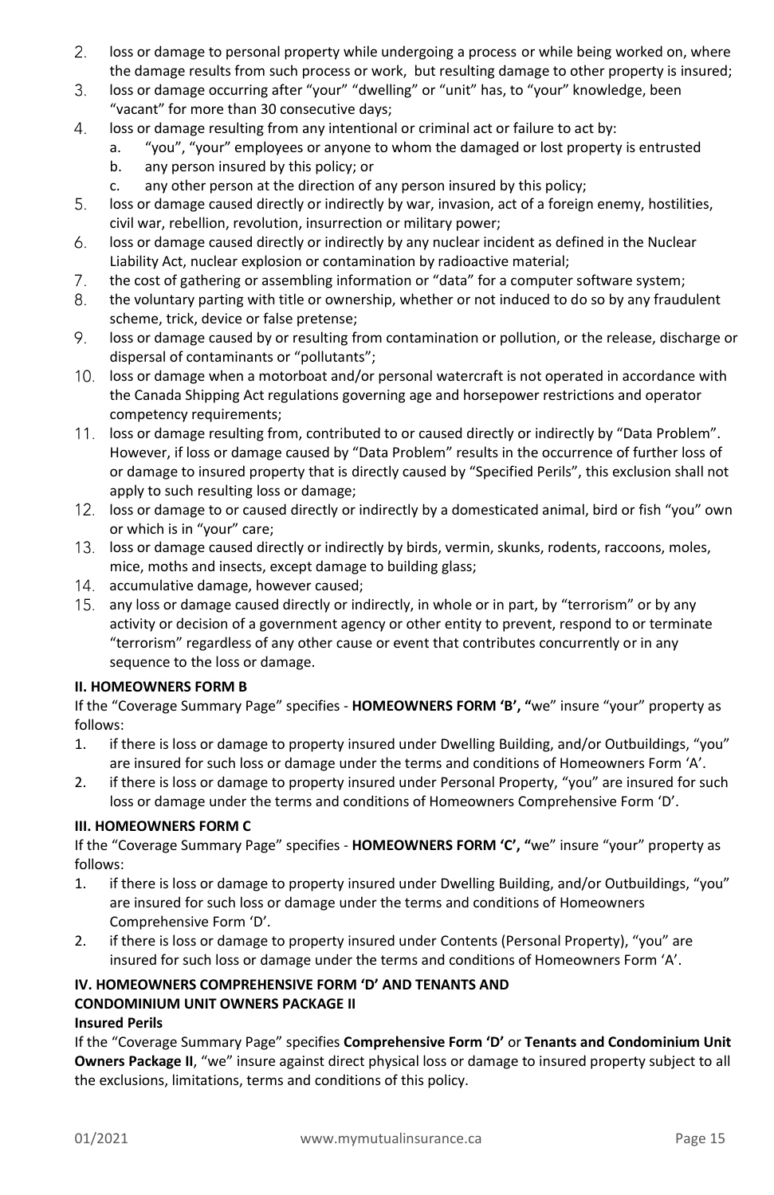2. loss or damage to personal property while undergoing a process or while being worked on, where the damage results from such process or work, but resulting damage to other property is insured;
3. loss or damage occurring after "your" "dwelling" or "unit" has, to "your" knowledge, been "vacant" for more than 30 consecutive days;
4. loss or damage resulting from any intentional or criminal act or failure to act by:
   a. "you", "your" employees or anyone to whom the damaged or lost property is entrusted
   b. any person insured by this policy; or
   c. any other person at the direction of any person insured by this policy;
5. loss or damage caused directly or indirectly by war, invasion, act of a foreign enemy, hostilities, civil war, rebellion, revolution, insurrection or military power;
6. loss or damage caused directly or indirectly by any nuclear incident as defined in the Nuclear Liability Act, nuclear explosion or contamination by radioactive material;
7. the cost of gathering or assembling information or "data" for a computer software system;
8. the voluntary parting with title or ownership, whether or not induced to do so by any fraudulent scheme, trick, device or false pretense;
9. loss or damage caused by or resulting from contamination or pollution, or the release, discharge or dispersal of contaminants or "pollutants";
10. loss or damage when a motorboat and/or personal watercraft is not operated in accordance with the Canada Shipping Act regulations governing age and horsepower restrictions and operator competency requirements;
11. loss or damage resulting from, contributed to or caused directly or indirectly by "Data Problem". However, if loss or damage caused by "Data Problem" results in the occurrence of further loss of or damage to insured property that is directly caused by "Specified Perils", this exclusion shall not apply to such resulting loss or damage;
12. loss or damage to or caused directly or indirectly by a domesticated animal, bird or fish "you" own or which is in "your" care;
13. loss or damage caused directly or indirectly by birds, vermin, skunks, rodents, raccoons, moles, mice, moths and insects, except damage to building glass;
14. accumulative damage, however caused;
15. any loss or damage caused directly or indirectly, in whole or in part, by "terrorism" or by any activity or decision of a government agency or other entity to prevent, respond to or terminate "terrorism" regardless of any other cause or event that contributes concurrently or in any sequence to the loss or damage.

**II. HOMEOWNERS FORM B**

If the "Coverage Summary Page" specifies - **HOMEOWNERS FORM 'B', "**we" insure "your" property as follows:

1. if there is loss or damage to property insured under Dwelling Building, and/or Outbuildings, "you" are insured for such loss or damage under the terms and conditions of Homeowners Form 'A'.
2. if there is loss or damage to property insured under Personal Property, "you" are insured for such loss or damage under the terms and conditions of Homeowners Comprehensive Form 'D'.

**III. HOMEOWNERS FORM C**

If the "Coverage Summary Page" specifies - **HOMEOWNERS FORM 'C', "**we" insure "your" property as follows:

1. if there is loss or damage to property insured under Dwelling Building, and/or Outbuildings, "you" are insured for such loss or damage under the terms and conditions of Homeowners Comprehensive Form 'D'.
2. if there is loss or damage to property insured under Contents (Personal Property), "you" are insured for such loss or damage under the terms and conditions of Homeowners Form 'A'.

**IV. HOMEOWNERS COMPREHENSIVE FORM 'D' AND TENANTS AND CONDOMINIUM UNIT OWNERS PACKAGE II**

**Insured Perils**

If the "Coverage Summary Page" specifies **Comprehensive Form 'D'** or **Tenants and Condominium Unit Owners Package II**, "we" insure against direct physical loss or damage to insured property subject to all the exclusions, limitations, terms and conditions of this policy.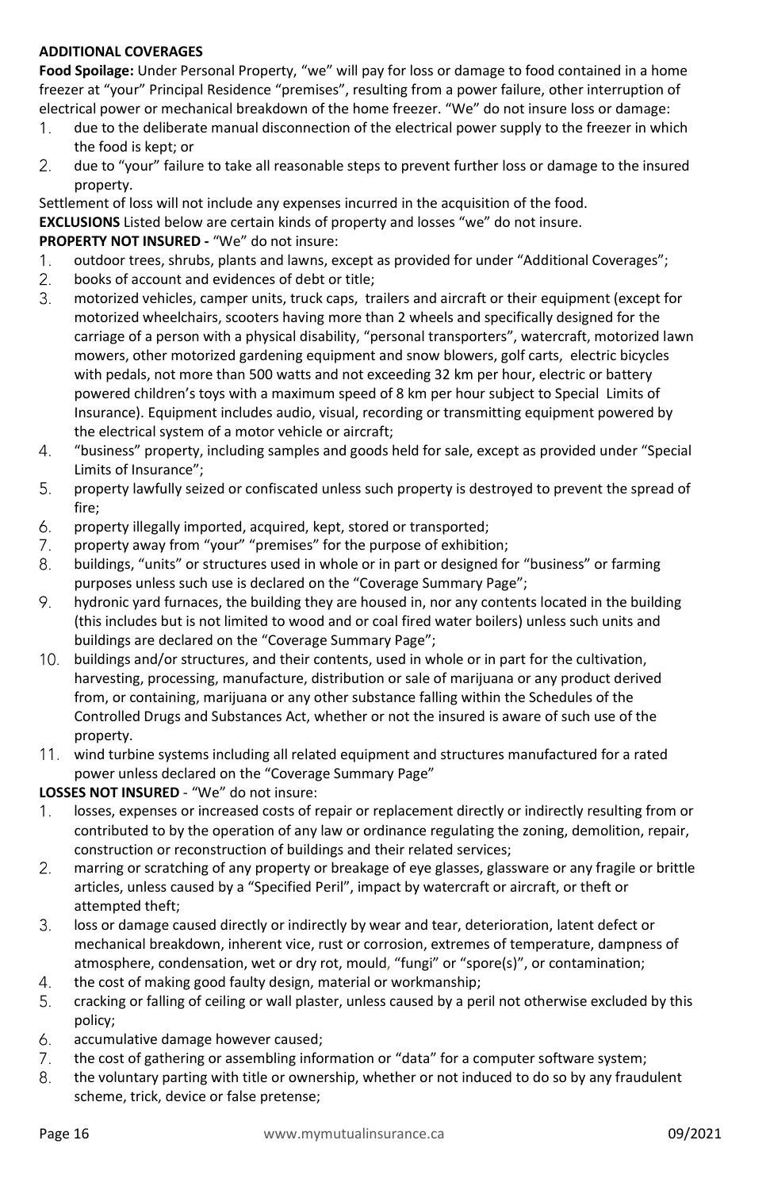**ADDITIONAL COVERAGES**

**Food Spoilage:** Under Personal Property, "we" will pay for loss or damage to food contained in a home freezer at "your" Principal Residence "premises", resulting from a power failure, other interruption of electrical power or mechanical breakdown of the home freezer. "We" do not insure loss or damage:

1. due to the deliberate manual disconnection of the electrical power supply to the freezer in which the food is kept; or
2. due to "your" failure to take all reasonable steps to prevent further loss or damage to the insured property.

Settlement of loss will not include any expenses incurred in the acquisition of the food.

**EXCLUSIONS** Listed below are certain kinds of property and losses "we" do not insure.

**PROPERTY NOT INSURED -** "We" do not insure:

1. outdoor trees, shrubs, plants and lawns, except as provided for under "Additional Coverages";
2. books of account and evidences of debt or title;
3. motorized vehicles, camper units, truck caps, trailers and aircraft or their equipment (except for motorized wheelchairs, scooters having more than 2 wheels and specifically designed for the carriage of a person with a physical disability, "personal transporters", watercraft, motorized lawn mowers, other motorized gardening equipment and snow blowers, golf carts, electric bicycles with pedals, not more than 500 watts and not exceeding 32 km per hour, electric or battery powered children's toys with a maximum speed of 8 km per hour subject to Special Limits of Insurance). Equipment includes audio, visual, recording or transmitting equipment powered by the electrical system of a motor vehicle or aircraft;
4. "business" property, including samples and goods held for sale, except as provided under "Special Limits of Insurance";
5. property lawfully seized or confiscated unless such property is destroyed to prevent the spread of fire;
6. property illegally imported, acquired, kept, stored or transported;
7. property away from "your" "premises" for the purpose of exhibition;
8. buildings, "units" or structures used in whole or in part or designed for "business" or farming purposes unless such use is declared on the "Coverage Summary Page";
9. hydronic yard furnaces, the building they are housed in, nor any contents located in the building (this includes but is not limited to wood and or coal fired water boilers) unless such units and buildings are declared on the "Coverage Summary Page";
10. buildings and/or structures, and their contents, used in whole or in part for the cultivation, harvesting, processing, manufacture, distribution or sale of marijuana or any product derived from, or containing, marijuana or any other substance falling within the Schedules of the Controlled Drugs and Substances Act, whether or not the insured is aware of such use of the property.
11. wind turbine systems including all related equipment and structures manufactured for a rated power unless declared on the "Coverage Summary Page"

**LOSSES NOT INSURED** - "We" do not insure:

1. losses, expenses or increased costs of repair or replacement directly or indirectly resulting from or contributed to by the operation of any law or ordinance regulating the zoning, demolition, repair, construction or reconstruction of buildings and their related services;
2. marring or scratching of any property or breakage of eye glasses, glassware or any fragile or brittle articles, unless caused by a "Specified Peril", impact by watercraft or aircraft, or theft or attempted theft;
3. loss or damage caused directly or indirectly by wear and tear, deterioration, latent defect or mechanical breakdown, inherent vice, rust or corrosion, extremes of temperature, dampness of atmosphere, condensation, wet or dry rot, mould, "fungi" or "spore(s)", or contamination;
4. the cost of making good faulty design, material or workmanship;
5. cracking or falling of ceiling or wall plaster, unless caused by a peril not otherwise excluded by this policy;
6. accumulative damage however caused;
7. the cost of gathering or assembling information or "data" for a computer software system;
8. the voluntary parting with title or ownership, whether or not induced to do so by any fraudulent scheme, trick, device or false pretense;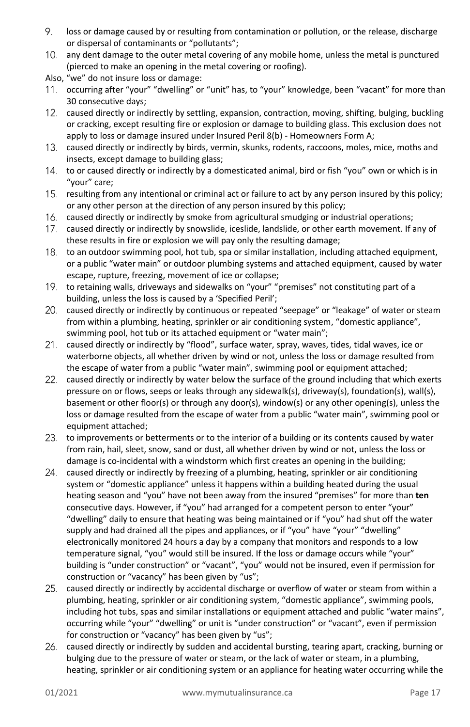9. loss or damage caused by or resulting from contamination or pollution, or the release, discharge or dispersal of contaminants or "pollutants";
10. any dent damage to the outer metal covering of any mobile home, unless the metal is punctured (pierced to make an opening in the metal covering or roofing).

Also, "we" do not insure loss or damage:

11. occurring after "your" "dwelling" or "unit" has, to "your" knowledge, been "vacant" for more than 30 consecutive days;
12. caused directly or indirectly by settling, expansion, contraction, moving, shifting, bulging, buckling or cracking, except resulting fire or explosion or damage to building glass. This exclusion does not apply to loss or damage insured under Insured Peril 8(b) - Homeowners Form A;
13. caused directly or indirectly by birds, vermin, skunks, rodents, raccoons, moles, mice, moths and insects, except damage to building glass;
14. to or caused directly or indirectly by a domesticated animal, bird or fish "you" own or which is in "your" care;
15. resulting from any intentional or criminal act or failure to act by any person insured by this policy; or any other person at the direction of any person insured by this policy;
16. caused directly or indirectly by smoke from agricultural smudging or industrial operations;
17. caused directly or indirectly by snowslide, iceslide, landslide, or other earth movement. If any of these results in fire or explosion we will pay only the resulting damage;
18. to an outdoor swimming pool, hot tub, spa or similar installation, including attached equipment, or a public "water main" or outdoor plumbing systems and attached equipment, caused by water escape, rupture, freezing, movement of ice or collapse;
19. to retaining walls, driveways and sidewalks on "your" "premises" not constituting part of a building, unless the loss is caused by a 'Specified Peril';
20. caused directly or indirectly by continuous or repeated "seepage" or "leakage" of water or steam from within a plumbing, heating, sprinkler or air conditioning system, "domestic appliance", swimming pool, hot tub or its attached equipment or "water main";
21. caused directly or indirectly by "flood", surface water, spray, waves, tides, tidal waves, ice or waterborne objects, all whether driven by wind or not, unless the loss or damage resulted from the escape of water from a public "water main", swimming pool or equipment attached;
22. caused directly or indirectly by water below the surface of the ground including that which exerts pressure on or flows, seeps or leaks through any sidewalk(s), driveway(s), foundation(s), wall(s), basement or other floor(s) or through any door(s), window(s) or any other opening(s), unless the loss or damage resulted from the escape of water from a public "water main", swimming pool or equipment attached;
23. to improvements or betterments or to the interior of a building or its contents caused by water from rain, hail, sleet, snow, sand or dust, all whether driven by wind or not, unless the loss or damage is co-incidental with a windstorm which first creates an opening in the building;
24. caused directly or indirectly by freezing of a plumbing, heating, sprinkler or air conditioning system or "domestic appliance" unless it happens within a building heated during the usual heating season and "you" have not been away from the insured "premises" for more than **ten** consecutive days. However, if "you" had arranged for a competent person to enter "your" "dwelling" daily to ensure that heating was being maintained or if "you" had shut off the water supply and had drained all the pipes and appliances, or if "you" have "your" "dwelling" electronically monitored 24 hours a day by a company that monitors and responds to a low temperature signal, "you" would still be insured. If the loss or damage occurs while "your" building is "under construction" or "vacant", "you" would not be insured, even if permission for construction or "vacancy" has been given by "us";
25. caused directly or indirectly by accidental discharge or overflow of water or steam from within a plumbing, heating, sprinkler or air conditioning system, "domestic appliance", swimming pools, including hot tubs, spas and similar installations or equipment attached and public "water mains", occurring while "your" "dwelling" or unit is "under construction" or "vacant", even if permission for construction or "vacancy" has been given by "us";
26. caused directly or indirectly by sudden and accidental bursting, tearing apart, cracking, burning or bulging due to the pressure of water or steam, or the lack of water or steam, in a plumbing, heating, sprinkler or air conditioning system or an appliance for heating water occurring while the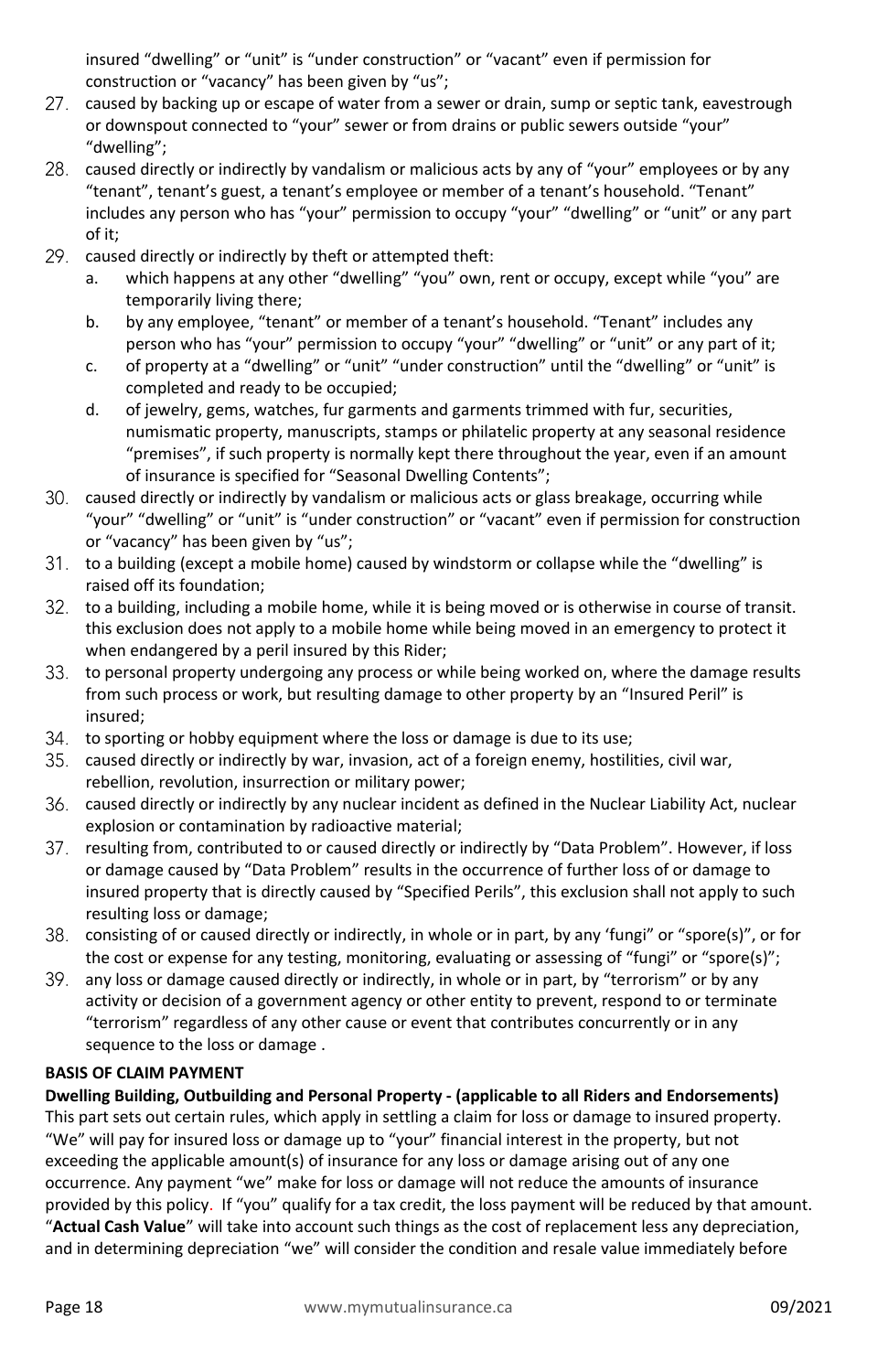insured "dwelling" or "unit" is "under construction" or "vacant" even if permission for construction or "vacancy" has been given by "us";

27. caused by backing up or escape of water from a sewer or drain, sump or septic tank, eavestrough or downspout connected to "your" sewer or from drains or public sewers outside "your" "dwelling";
28. caused directly or indirectly by vandalism or malicious acts by any of "your" employees or by any "tenant", tenant's guest, a tenant's employee or member of a tenant's household. "Tenant" includes any person who has "your" permission to occupy "your" "dwelling" or "unit" or any part of it;
29. caused directly or indirectly by theft or attempted theft:
    a. which happens at any other "dwelling" "you" own, rent or occupy, except while "you" are temporarily living there;
    b. by any employee, "tenant" or member of a tenant's household. "Tenant" includes any person who has "your" permission to occupy "your" "dwelling" or "unit" or any part of it;
    c. of property at a "dwelling" or "unit" "under construction" until the "dwelling" or "unit" is completed and ready to be occupied;
    d. of jewelry, gems, watches, fur garments and garments trimmed with fur, securities, numismatic property, manuscripts, stamps or philatelic property at any seasonal residence "premises", if such property is normally kept there throughout the year, even if an amount of insurance is specified for "Seasonal Dwelling Contents";
30. caused directly or indirectly by vandalism or malicious acts or glass breakage, occurring while "your" "dwelling" or "unit" is "under construction" or "vacant" even if permission for construction or "vacancy" has been given by "us";
31. to a building (except a mobile home) caused by windstorm or collapse while the "dwelling" is raised off its foundation;
32. to a building, including a mobile home, while it is being moved or is otherwise in course of transit. this exclusion does not apply to a mobile home while being moved in an emergency to protect it when endangered by a peril insured by this Rider;
33. to personal property undergoing any process or while being worked on, where the damage results from such process or work, but resulting damage to other property by an "Insured Peril" is insured;
34. to sporting or hobby equipment where the loss or damage is due to its use;
35. caused directly or indirectly by war, invasion, act of a foreign enemy, hostilities, civil war, rebellion, revolution, insurrection or military power;
36. caused directly or indirectly by any nuclear incident as defined in the Nuclear Liability Act, nuclear explosion or contamination by radioactive material;
37. resulting from, contributed to or caused directly or indirectly by "Data Problem". However, if loss or damage caused by "Data Problem" results in the occurrence of further loss of or damage to insured property that is directly caused by "Specified Perils", this exclusion shall not apply to such resulting loss or damage;
38. consisting of or caused directly or indirectly, in whole or in part, by any 'fungi" or "spore(s)", or for the cost or expense for any testing, monitoring, evaluating or assessing of "fungi" or "spore(s)";
39. any loss or damage caused directly or indirectly, in whole or in part, by "terrorism" or by any activity or decision of a government agency or other entity to prevent, respond to or terminate "terrorism" regardless of any other cause or event that contributes concurrently or in any sequence to the loss or damage .

**BASIS OF CLAIM PAYMENT**

**Dwelling Building, Outbuilding and Personal Property - (applicable to all Riders and Endorsements)**

This part sets out certain rules, which apply in settling a claim for loss or damage to insured property. "We" will pay for insured loss or damage up to "your" financial interest in the property, but not exceeding the applicable amount(s) of insurance for any loss or damage arising out of any one occurrence. Any payment "we" make for loss or damage will not reduce the amounts of insurance provided by this policy. If "you" qualify for a tax credit, the loss payment will be reduced by that amount. "**Actual Cash Value**" will take into account such things as the cost of replacement less any depreciation, and in determining depreciation "we" will consider the condition and resale value immediately before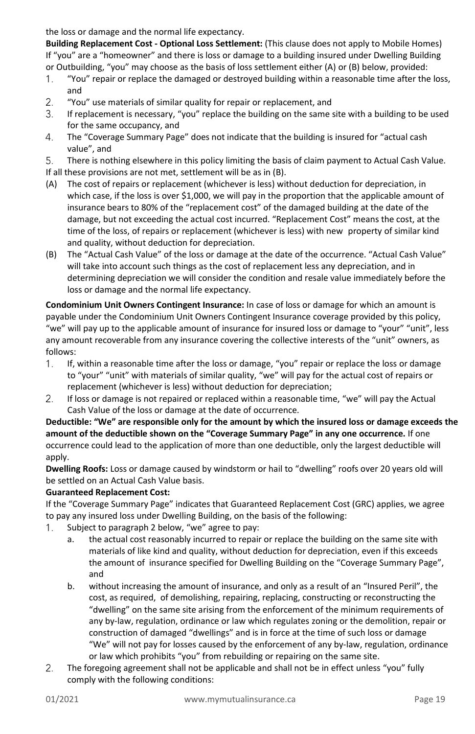the loss or damage and the normal life expectancy.

**Building Replacement Cost - Optional Loss Settlement:** (This clause does not apply to Mobile Homes) If "you" are a "homeowner" and there is loss or damage to a building insured under Dwelling Building or Outbuilding, "you" may choose as the basis of loss settlement either (A) or (B) below, provided:

1. "You" repair or replace the damaged or destroyed building within a reasonable time after the loss, and
2. "You" use materials of similar quality for repair or replacement, and
3. If replacement is necessary, "you" replace the building on the same site with a building to be used for the same occupancy, and
4. The "Coverage Summary Page" does not indicate that the building is insured for "actual cash value", and
5. There is nothing elsewhere in this policy limiting the basis of claim payment to Actual Cash Value.

If all these provisions are not met, settlement will be as in (B).

(A) The cost of repairs or replacement (whichever is less) without deduction for depreciation, in which case, if the loss is over $1,000, we will pay in the proportion that the applicable amount of insurance bears to 80% of the "replacement cost" of the damaged building at the date of the damage, but not exceeding the actual cost incurred. "Replacement Cost" means the cost, at the time of the loss, of repairs or replacement (whichever is less) with new property of similar kind and quality, without deduction for depreciation.

(B) The "Actual Cash Value" of the loss or damage at the date of the occurrence. "Actual Cash Value" will take into account such things as the cost of replacement less any depreciation, and in determining depreciation we will consider the condition and resale value immediately before the loss or damage and the normal life expectancy.

**Condominium Unit Owners Contingent Insurance:** In case of loss or damage for which an amount is payable under the Condominium Unit Owners Contingent Insurance coverage provided by this policy, "we" will pay up to the applicable amount of insurance for insured loss or damage to "your" "unit", less any amount recoverable from any insurance covering the collective interests of the "unit" owners, as follows:

1. If, within a reasonable time after the loss or damage, "you" repair or replace the loss or damage to "your" "unit" with materials of similar quality, "we" will pay for the actual cost of repairs or replacement (whichever is less) without deduction for depreciation;
2. If loss or damage is not repaired or replaced within a reasonable time, "we" will pay the Actual Cash Value of the loss or damage at the date of occurrence.

**Deductible: "We" are responsible only for the amount by which the insured loss or damage exceeds the amount of the deductible shown on the "Coverage Summary Page" in any one occurrence.** If one occurrence could lead to the application of more than one deductible, only the largest deductible will apply.

**Dwelling Roofs:** Loss or damage caused by windstorm or hail to "dwelling" roofs over 20 years old will be settled on an Actual Cash Value basis.

**Guaranteed Replacement Cost:**

If the "Coverage Summary Page" indicates that Guaranteed Replacement Cost (GRC) applies, we agree to pay any insured loss under Dwelling Building, on the basis of the following:

1. Subject to paragraph 2 below, "we" agree to pay:
   a. the actual cost reasonably incurred to repair or replace the building on the same site with materials of like kind and quality, without deduction for depreciation, even if this exceeds the amount of insurance specified for Dwelling Building on the "Coverage Summary Page", and
   b. without increasing the amount of insurance, and only as a result of an "Insured Peril", the cost, as required, of demolishing, repairing, replacing, constructing or reconstructing the "dwelling" on the same site arising from the enforcement of the minimum requirements of any by-law, regulation, ordinance or law which regulates zoning or the demolition, repair or construction of damaged "dwellings" and is in force at the time of such loss or damage "We" will not pay for losses caused by the enforcement of any by-law, regulation, ordinance or law which prohibits "you" from rebuilding or repairing on the same site.
2. The foregoing agreement shall not be applicable and shall not be in effect unless "you" fully comply with the following conditions: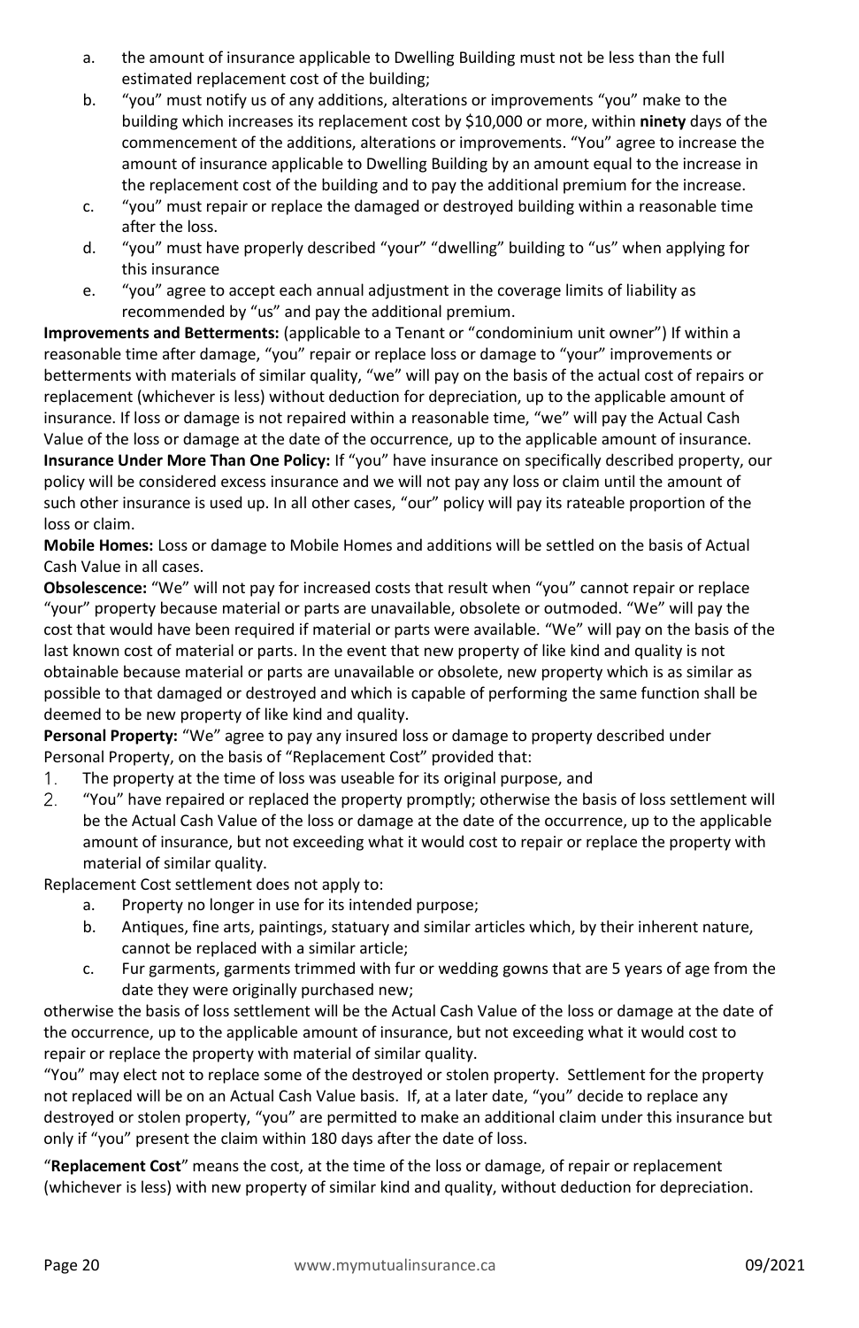a. the amount of insurance applicable to Dwelling Building must not be less than the full estimated replacement cost of the building;
b. "you" must notify us of any additions, alterations or improvements "you" make to the building which increases its replacement cost by $10,000 or more, within **ninety** days of the commencement of the additions, alterations or improvements. "You" agree to increase the amount of insurance applicable to Dwelling Building by an amount equal to the increase in the replacement cost of the building and to pay the additional premium for the increase.
c. "you" must repair or replace the damaged or destroyed building within a reasonable time after the loss.
d. "you" must have properly described "your" "dwelling" building to "us" when applying for this insurance
e. "you" agree to accept each annual adjustment in the coverage limits of liability as recommended by "us" and pay the additional premium.

**Improvements and Betterments:** (applicable to a Tenant or "condominium unit owner") If within a reasonable time after damage, "you" repair or replace loss or damage to "your" improvements or betterments with materials of similar quality, "we" will pay on the basis of the actual cost of repairs or replacement (whichever is less) without deduction for depreciation, up to the applicable amount of insurance. If loss or damage is not repaired within a reasonable time, "we" will pay the Actual Cash Value of the loss or damage at the date of the occurrence, up to the applicable amount of insurance.

**Insurance Under More Than One Policy:** If "you" have insurance on specifically described property, our policy will be considered excess insurance and we will not pay any loss or claim until the amount of such other insurance is used up. In all other cases, "our" policy will pay its rateable proportion of the loss or claim.

**Mobile Homes:** Loss or damage to Mobile Homes and additions will be settled on the basis of Actual Cash Value in all cases.

**Obsolescence:** "We" will not pay for increased costs that result when "you" cannot repair or replace "your" property because material or parts are unavailable, obsolete or outmoded. "We" will pay the cost that would have been required if material or parts were available. "We" will pay on the basis of the last known cost of material or parts. In the event that new property of like kind and quality is not obtainable because material or parts are unavailable or obsolete, new property which is as similar as possible to that damaged or destroyed and which is capable of performing the same function shall be deemed to be new property of like kind and quality.

**Personal Property:** "We" agree to pay any insured loss or damage to property described under Personal Property, on the basis of "Replacement Cost" provided that:

1. The property at the time of loss was useable for its original purpose, and
2. "You" have repaired or replaced the property promptly; otherwise the basis of loss settlement will be the Actual Cash Value of the loss or damage at the date of the occurrence, up to the applicable amount of insurance, but not exceeding what it would cost to repair or replace the property with material of similar quality.

Replacement Cost settlement does not apply to:

a. Property no longer in use for its intended purpose;
b. Antiques, fine arts, paintings, statuary and similar articles which, by their inherent nature, cannot be replaced with a similar article;
c. Fur garments, garments trimmed with fur or wedding gowns that are 5 years of age from the date they were originally purchased new;

otherwise the basis of loss settlement will be the Actual Cash Value of the loss or damage at the date of the occurrence, up to the applicable amount of insurance, but not exceeding what it would cost to repair or replace the property with material of similar quality.

"You" may elect not to replace some of the destroyed or stolen property. Settlement for the property not replaced will be on an Actual Cash Value basis. If, at a later date, "you" decide to replace any destroyed or stolen property, "you" are permitted to make an additional claim under this insurance but only if "you" present the claim within 180 days after the date of loss.

"**Replacement Cost**" means the cost, at the time of the loss or damage, of repair or replacement (whichever is less) with new property of similar kind and quality, without deduction for depreciation.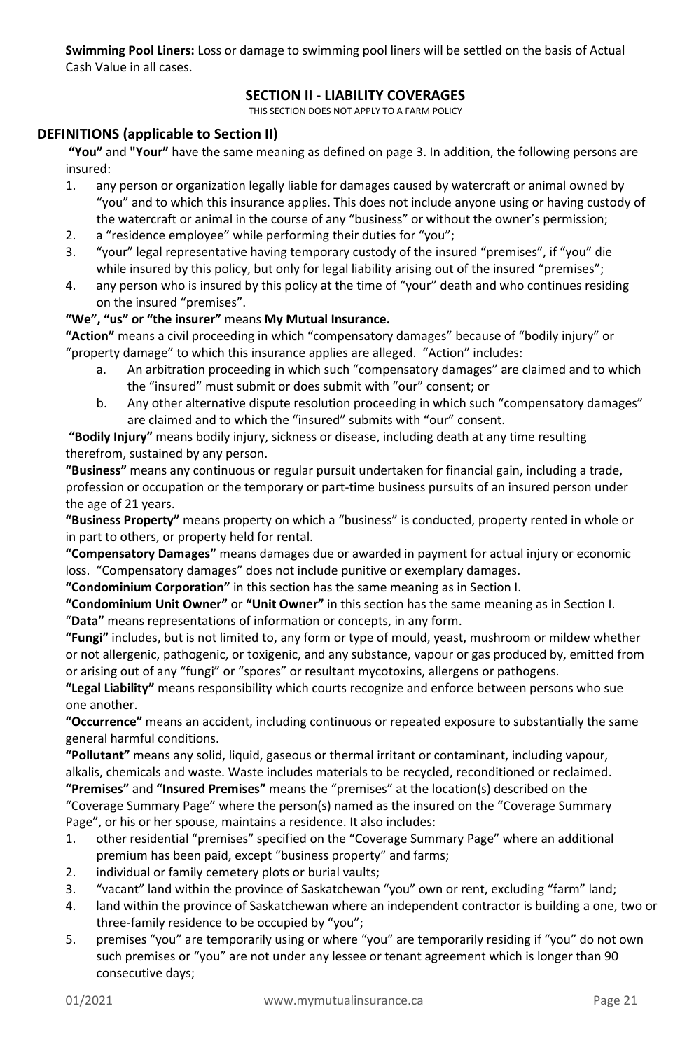**Swimming Pool Liners:** Loss or damage to swimming pool liners will be settled on the basis of Actual Cash Value in all cases.

## SECTION II - LIABILITY COVERAGES

THIS SECTION DOES NOT APPLY TO A FARM POLICY

### DEFINITIONS (applicable to Section II)

**"You"** and **"Your"** have the same meaning as defined on page 3. In addition, the following persons are insured:

1. any person or organization legally liable for damages caused by watercraft or animal owned by "you" and to which this insurance applies. This does not include anyone using or having custody of the watercraft or animal in the course of any "business" or without the owner's permission;
2. a "residence employee" while performing their duties for "you";
3. "your" legal representative having temporary custody of the insured "premises", if "you" die while insured by this policy, but only for legal liability arising out of the insured "premises";
4. any person who is insured by this policy at the time of "your" death and who continues residing on the insured "premises".

**"We", "us" or "the insurer"** means **My Mutual Insurance.**

**"Action"** means a civil proceeding in which "compensatory damages" because of "bodily injury" or "property damage" to which this insurance applies are alleged. "Action" includes:

a. An arbitration proceeding in which such "compensatory damages" are claimed and to which the "insured" must submit or does submit with "our" consent; or
b. Any other alternative dispute resolution proceeding in which such "compensatory damages" are claimed and to which the "insured" submits with "our" consent.

**"Bodily Injury"** means bodily injury, sickness or disease, including death at any time resulting therefrom, sustained by any person.

**"Business"** means any continuous or regular pursuit undertaken for financial gain, including a trade, profession or occupation or the temporary or part-time business pursuits of an insured person under the age of 21 years.

**"Business Property"** means property on which a "business" is conducted, property rented in whole or in part to others, or property held for rental.

**"Compensatory Damages"** means damages due or awarded in payment for actual injury or economic loss. "Compensatory damages" does not include punitive or exemplary damages.

**"Condominium Corporation"** in this section has the same meaning as in Section I.

**"Condominium Unit Owner"** or **"Unit Owner"** in this section has the same meaning as in Section I.

"**Data"** means representations of information or concepts, in any form.

**"Fungi"** includes, but is not limited to, any form or type of mould, yeast, mushroom or mildew whether or not allergenic, pathogenic, or toxigenic, and any substance, vapour or gas produced by, emitted from or arising out of any "fungi" or "spores" or resultant mycotoxins, allergens or pathogens.

**"Legal Liability"** means responsibility which courts recognize and enforce between persons who sue one another.

**"Occurrence"** means an accident, including continuous or repeated exposure to substantially the same general harmful conditions.

**"Pollutant"** means any solid, liquid, gaseous or thermal irritant or contaminant, including vapour, alkalis, chemicals and waste. Waste includes materials to be recycled, reconditioned or reclaimed.

**"Premises"** and **"Insured Premises"** means the "premises" at the location(s) described on the "Coverage Summary Page" where the person(s) named as the insured on the "Coverage Summary Page", or his or her spouse, maintains a residence. It also includes:

1. other residential "premises" specified on the "Coverage Summary Page" where an additional premium has been paid, except "business property" and farms;
2. individual or family cemetery plots or burial vaults;
3. "vacant" land within the province of Saskatchewan "you" own or rent, excluding "farm" land;
4. land within the province of Saskatchewan where an independent contractor is building a one, two or three-family residence to be occupied by "you";
5. premises "you" are temporarily using or where "you" are temporarily residing if "you" do not own such premises or "you" are not under any lessee or tenant agreement which is longer than 90 consecutive days;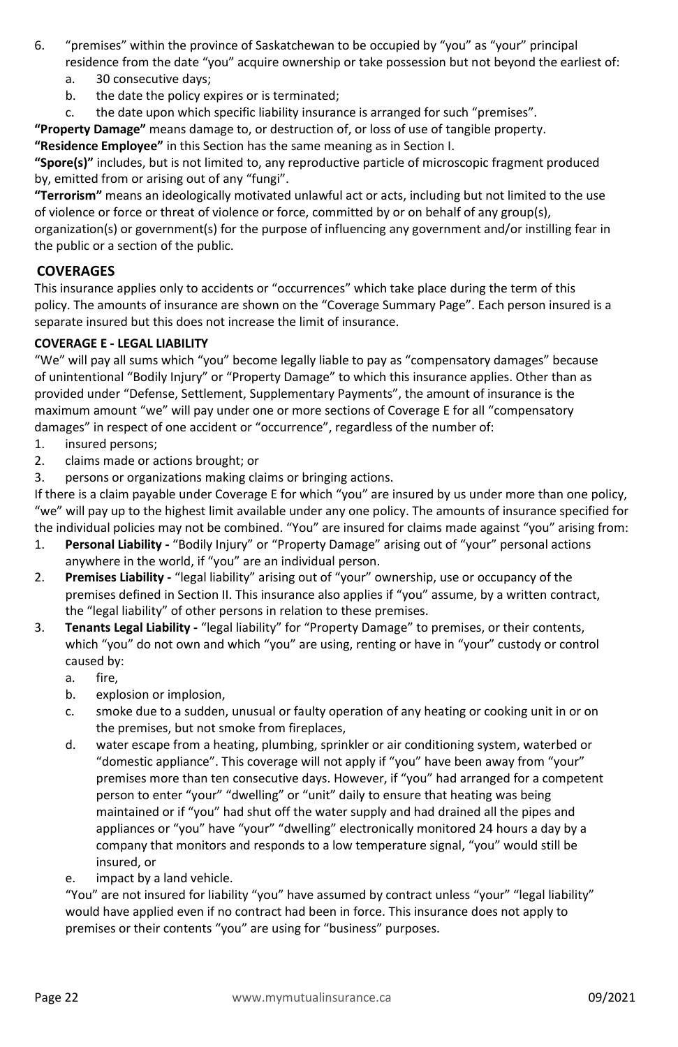6. "premises" within the province of Saskatchewan to be occupied by "you" as "your" principal residence from the date "you" acquire ownership or take possession but not beyond the earliest of:
   a. 30 consecutive days;
   b. the date the policy expires or is terminated;
   c. the date upon which specific liability insurance is arranged for such "premises".

**"Property Damage"** means damage to, or destruction of, or loss of use of tangible property.

**"Residence Employee"** in this Section has the same meaning as in Section I.

**"Spore(s)"** includes, but is not limited to, any reproductive particle of microscopic fragment produced by, emitted from or arising out of any "fungi".

**"Terrorism"** means an ideologically motivated unlawful act or acts, including but not limited to the use of violence or force or threat of violence or force, committed by or on behalf of any group(s), organization(s) or government(s) for the purpose of influencing any government and/or instilling fear in the public or a section of the public.

## COVERAGES

This insurance applies only to accidents or "occurrences" which take place during the term of this policy. The amounts of insurance are shown on the "Coverage Summary Page". Each person insured is a separate insured but this does not increase the limit of insurance.

### COVERAGE E - LEGAL LIABILITY

"We" will pay all sums which "you" become legally liable to pay as "compensatory damages" because of unintentional "Bodily Injury" or "Property Damage" to which this insurance applies. Other than as provided under "Defense, Settlement, Supplementary Payments", the amount of insurance is the maximum amount "we" will pay under one or more sections of Coverage E for all "compensatory damages" in respect of one accident or "occurrence", regardless of the number of:

1. insured persons;
2. claims made or actions brought; or
3. persons or organizations making claims or bringing actions.

If there is a claim payable under Coverage E for which "you" are insured by us under more than one policy, "we" will pay up to the highest limit available under any one policy. The amounts of insurance specified for the individual policies may not be combined. "You" are insured for claims made against "you" arising from:

1. **Personal Liability -** "Bodily Injury" or "Property Damage" arising out of "your" personal actions anywhere in the world, if "you" are an individual person.
2. **Premises Liability -** "legal liability" arising out of "your" ownership, use or occupancy of the premises defined in Section II. This insurance also applies if "you" assume, by a written contract, the "legal liability" of other persons in relation to these premises.
3. **Tenants Legal Liability -** "legal liability" for "Property Damage" to premises, or their contents, which "you" do not own and which "you" are using, renting or have in "your" custody or control caused by:
   a. fire,
   b. explosion or implosion,
   c. smoke due to a sudden, unusual or faulty operation of any heating or cooking unit in or on the premises, but not smoke from fireplaces,
   d. water escape from a heating, plumbing, sprinkler or air conditioning system, waterbed or "domestic appliance". This coverage will not apply if "you" have been away from "your" premises more than ten consecutive days. However, if "you" had arranged for a competent person to enter "your" "dwelling" or "unit" daily to ensure that heating was being maintained or if "you" had shut off the water supply and had drained all the pipes and appliances or "you" have "your" "dwelling" electronically monitored 24 hours a day by a company that monitors and responds to a low temperature signal, "you" would still be insured, or
   e. impact by a land vehicle.

   "You" are not insured for liability "you" have assumed by contract unless "your" "legal liability" would have applied even if no contract had been in force. This insurance does not apply to premises or their contents "you" are using for "business" purposes.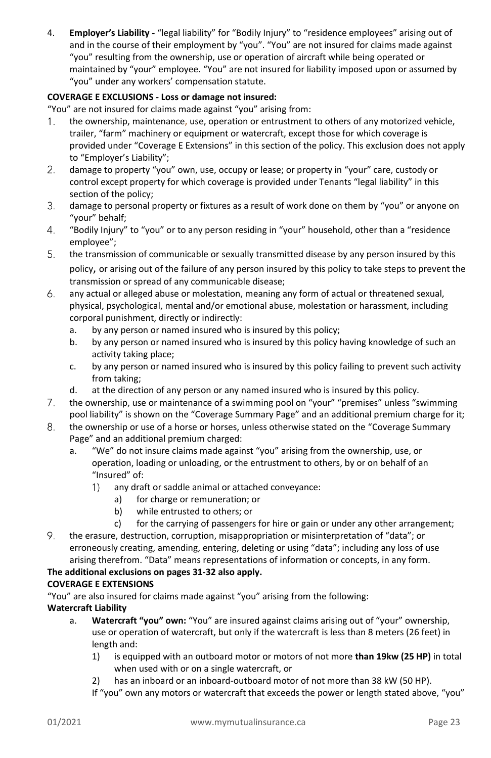4. **Employer's Liability -** "legal liability" for "Bodily Injury" to "residence employees" arising out of and in the course of their employment by "you". "You" are not insured for claims made against "you" resulting from the ownership, use or operation of aircraft while being operated or maintained by "your" employee. "You" are not insured for liability imposed upon or assumed by "you" under any workers' compensation statute.

**COVERAGE E EXCLUSIONS - Loss or damage not insured:**

"You" are not insured for claims made against "you" arising from:

1. the ownership, maintenance, use, operation or entrustment to others of any motorized vehicle, trailer, "farm" machinery or equipment or watercraft, except those for which coverage is provided under "Coverage E Extensions" in this section of the policy. This exclusion does not apply to "Employer's Liability";
2. damage to property "you" own, use, occupy or lease; or property in "your" care, custody or control except property for which coverage is provided under Tenants "legal liability" in this section of the policy;
3. damage to personal property or fixtures as a result of work done on them by "you" or anyone on "your" behalf;
4. "Bodily Injury" to "you" or to any person residing in "your" household, other than a "residence employee";
5. the transmission of communicable or sexually transmitted disease by any person insured by this policy, or arising out of the failure of any person insured by this policy to take steps to prevent the transmission or spread of any communicable disease;
6. any actual or alleged abuse or molestation, meaning any form of actual or threatened sexual, physical, psychological, mental and/or emotional abuse, molestation or harassment, including corporal punishment, directly or indirectly:
   a. by any person or named insured who is insured by this policy;
   b. by any person or named insured who is insured by this policy having knowledge of such an activity taking place;
   c. by any person or named insured who is insured by this policy failing to prevent such activity from taking;
   d. at the direction of any person or any named insured who is insured by this policy.
7. the ownership, use or maintenance of a swimming pool on "your" "premises" unless "swimming pool liability" is shown on the "Coverage Summary Page" and an additional premium charge for it;
8. the ownership or use of a horse or horses, unless otherwise stated on the "Coverage Summary Page" and an additional premium charged:
   a. "We" do not insure claims made against "you" arising from the ownership, use, or operation, loading or unloading, or the entrustment to others, by or on behalf of an "Insured" of:
      1) any draft or saddle animal or attached conveyance:
         a) for charge or remuneration; or
         b) while entrusted to others; or
         c) for the carrying of passengers for hire or gain or under any other arrangement;
9. the erasure, destruction, corruption, misappropriation or misinterpretation of "data"; or erroneously creating, amending, entering, deleting or using "data"; including any loss of use arising therefrom. "Data" means representations of information or concepts, in any form.

**The additional exclusions on pages 31-32 also apply.**

**COVERAGE E EXTENSIONS**

"You" are also insured for claims made against "you" arising from the following:

**Watercraft Liability**

a. **Watercraft "you" own:** "You" are insured against claims arising out of "your" ownership, use or operation of watercraft, but only if the watercraft is less than 8 meters (26 feet) in length and:
   1) is equipped with an outboard motor or motors of not more **than 19kw (25 HP)** in total when used with or on a single watercraft, or
   2) has an inboard or an inboard-outboard motor of not more than 38 kW (50 HP).

   If "you" own any motors or watercraft that exceeds the power or length stated above, "you"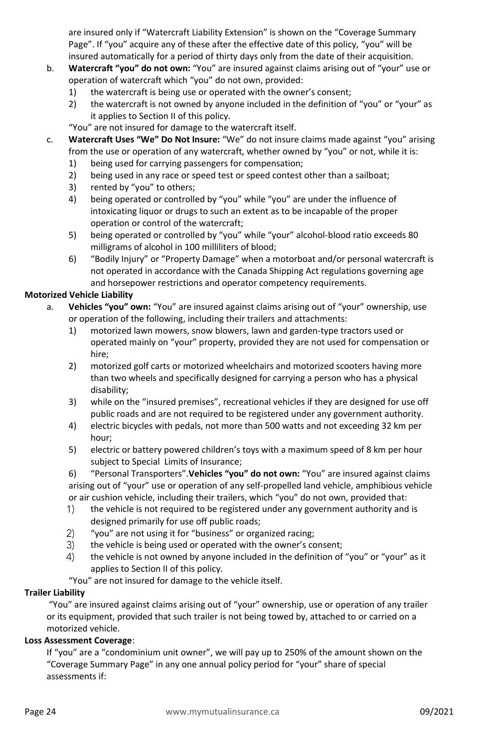are insured only if "Watercraft Liability Extension" is shown on the "Coverage Summary Page". If "you" acquire any of these after the effective date of this policy, "you" will be insured automatically for a period of thirty days only from the date of their acquisition.

b. **Watercraft "you" do not own:** "You" are insured against claims arising out of "your" use or operation of watercraft which "you" do not own, provided:
   1) the watercraft is being use or operated with the owner's consent;
   2) the watercraft is not owned by anyone included in the definition of "you" or "your" as it applies to Section II of this policy.

   "You" are not insured for damage to the watercraft itself.

c. **Watercraft Uses "We" Do Not Insure:** "We" do not insure claims made against "you" arising from the use or operation of any watercraft, whether owned by "you" or not, while it is:
   1) being used for carrying passengers for compensation;
   2) being used in any race or speed test or speed contest other than a sailboat;
   3) rented by "you" to others;
   4) being operated or controlled by "you" while "you" are under the influence of intoxicating liquor or drugs to such an extent as to be incapable of the proper operation or control of the watercraft;
   5) being operated or controlled by "you" while "your" alcohol-blood ratio exceeds 80 milligrams of alcohol in 100 milliliters of blood;
   6) "Bodily Injury" or "Property Damage" when a motorboat and/or personal watercraft is not operated in accordance with the Canada Shipping Act regulations governing age and horsepower restrictions and operator competency requirements.

**Motorized Vehicle Liability**

a. **Vehicles "you" own:** "You" are insured against claims arising out of "your" ownership, use or operation of the following, including their trailers and attachments:
   1) motorized lawn mowers, snow blowers, lawn and garden-type tractors used or operated mainly on "your" property, provided they are not used for compensation or hire;
   2) motorized golf carts or motorized wheelchairs and motorized scooters having more than two wheels and specifically designed for carrying a person who has a physical disability;
   3) while on the "insured premises", recreational vehicles if they are designed for use off public roads and are not required to be registered under any government authority.
   4) electric bicycles with pedals, not more than 500 watts and not exceeding 32 km per hour;
   5) electric or battery powered children's toys with a maximum speed of 8 km per hour subject to Special Limits of Insurance;
   6) "Personal Transporters".**Vehicles "you" do not own:** "You" are insured against claims arising out of "your" use or operation of any self-propelled land vehicle, amphibious vehicle or air cushion vehicle, including their trailers, which "you" do not own, provided that:
   1) the vehicle is not required to be registered under any government authority and is designed primarily for use off public roads;
   2) "you" are not using it for "business" or organized racing;
   3) the vehicle is being used or operated with the owner's consent;
   4) the vehicle is not owned by anyone included in the definition of "you" or "your" as it applies to Section II of this policy.

   "You" are not insured for damage to the vehicle itself.

**Trailer Liability**

"You" are insured against claims arising out of "your" ownership, use or operation of any trailer or its equipment, provided that such trailer is not being towed by, attached to or carried on a motorized vehicle.

**Loss Assessment Coverage**:

If "you" are a "condominium unit owner", we will pay up to 250% of the amount shown on the "Coverage Summary Page" in any one annual policy period for "your" share of special assessments if: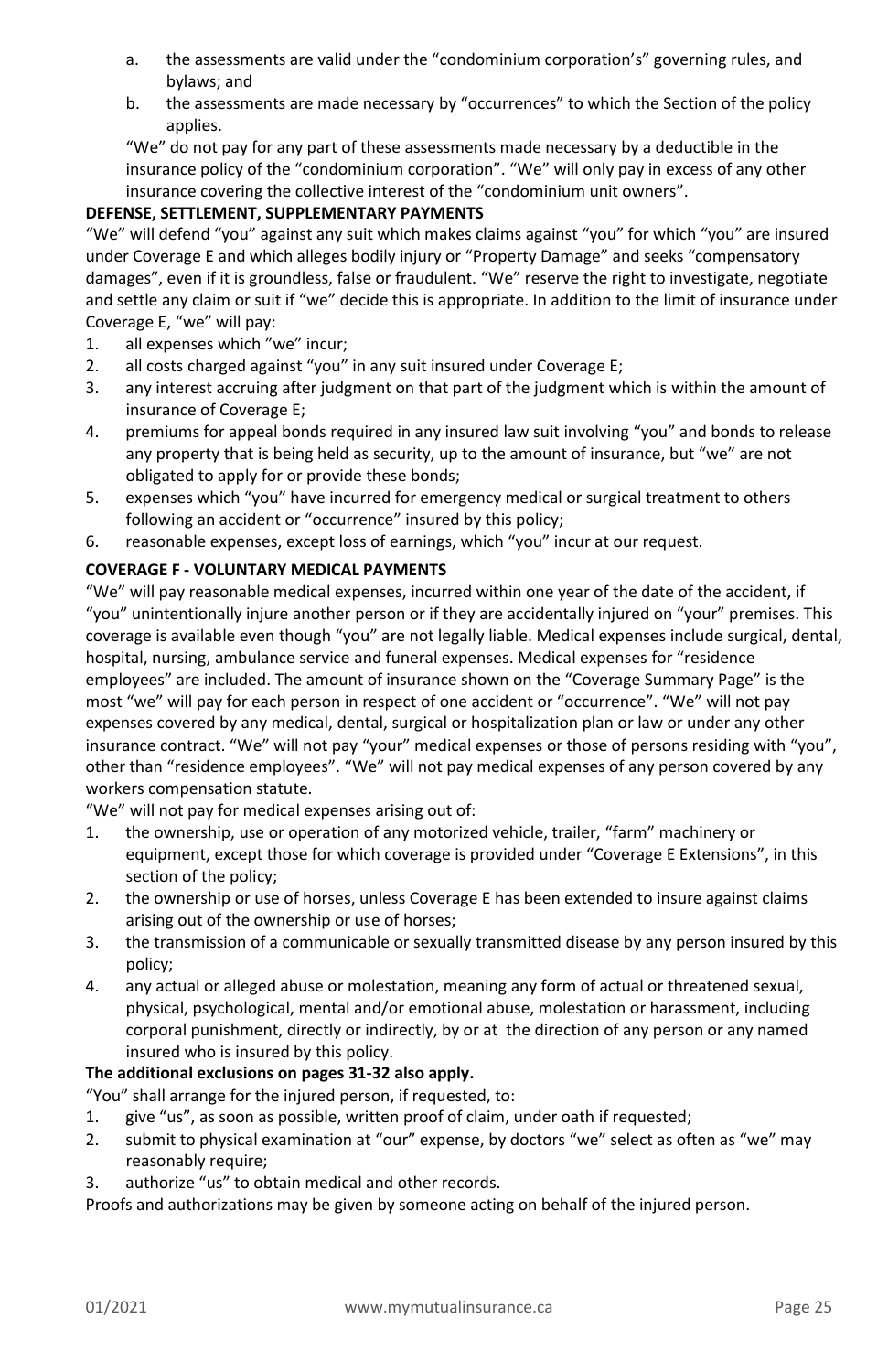a. the assessments are valid under the “condominium corporation’s” governing rules, and bylaws; and
b. the assessments are made necessary by “occurrences” to which the Section of the policy applies.

“We” do not pay for any part of these assessments made necessary by a deductible in the insurance policy of the “condominium corporation”. “We” will only pay in excess of any other insurance covering the collective interest of the “condominium unit owners”.

**DEFENSE, SETTLEMENT, SUPPLEMENTARY PAYMENTS**

“We” will defend “you” against any suit which makes claims against “you” for which “you” are insured under Coverage E and which alleges bodily injury or “Property Damage” and seeks “compensatory damages”, even if it is groundless, false or fraudulent. “We” reserve the right to investigate, negotiate and settle any claim or suit if “we” decide this is appropriate. In addition to the limit of insurance under Coverage E, “we” will pay:

1. all expenses which ”we” incur;
2. all costs charged against “you” in any suit insured under Coverage E;
3. any interest accruing after judgment on that part of the judgment which is within the amount of insurance of Coverage E;
4. premiums for appeal bonds required in any insured law suit involving “you” and bonds to release any property that is being held as security, up to the amount of insurance, but “we” are not obligated to apply for or provide these bonds;
5. expenses which “you” have incurred for emergency medical or surgical treatment to others following an accident or “occurrence” insured by this policy;
6. reasonable expenses, except loss of earnings, which “you” incur at our request.

**COVERAGE F - VOLUNTARY MEDICAL PAYMENTS**

“We” will pay reasonable medical expenses, incurred within one year of the date of the accident, if “you” unintentionally injure another person or if they are accidentally injured on “your” premises. This coverage is available even though “you” are not legally liable. Medical expenses include surgical, dental, hospital, nursing, ambulance service and funeral expenses. Medical expenses for “residence employees” are included. The amount of insurance shown on the “Coverage Summary Page” is the most “we” will pay for each person in respect of one accident or “occurrence”. “We” will not pay expenses covered by any medical, dental, surgical or hospitalization plan or law or under any other insurance contract. “We” will not pay “your” medical expenses or those of persons residing with “you”, other than “residence employees”. “We” will not pay medical expenses of any person covered by any workers compensation statute.

“We” will not pay for medical expenses arising out of:

1. the ownership, use or operation of any motorized vehicle, trailer, “farm” machinery or equipment, except those for which coverage is provided under “Coverage E Extensions”, in this section of the policy;
2. the ownership or use of horses, unless Coverage E has been extended to insure against claims arising out of the ownership or use of horses;
3. the transmission of a communicable or sexually transmitted disease by any person insured by this policy;
4. any actual or alleged abuse or molestation, meaning any form of actual or threatened sexual, physical, psychological, mental and/or emotional abuse, molestation or harassment, including corporal punishment, directly or indirectly, by or at the direction of any person or any named insured who is insured by this policy.

**The additional exclusions on pages 31-32 also apply.**

“You” shall arrange for the injured person, if requested, to:

1. give “us”, as soon as possible, written proof of claim, under oath if requested;
2. submit to physical examination at “our” expense, by doctors “we” select as often as “we” may reasonably require;
3. authorize “us” to obtain medical and other records.

Proofs and authorizations may be given by someone acting on behalf of the injured person.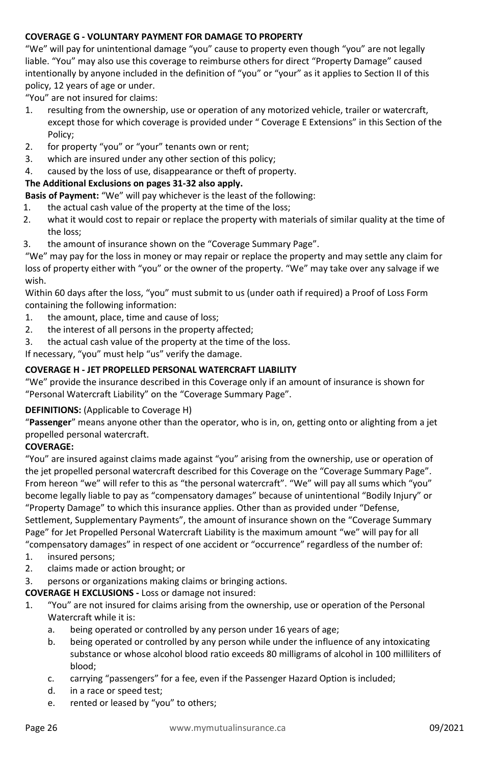**COVERAGE G - VOLUNTARY PAYMENT FOR DAMAGE TO PROPERTY**

"We" will pay for unintentional damage "you" cause to property even though "you" are not legally liable. "You" may also use this coverage to reimburse others for direct "Property Damage" caused intentionally by anyone included in the definition of "you" or "your" as it applies to Section II of this policy, 12 years of age or under.

"You" are not insured for claims:

1. resulting from the ownership, use or operation of any motorized vehicle, trailer or watercraft, except those for which coverage is provided under " Coverage E Extensions" in this Section of the Policy;
2. for property "you" or "your" tenants own or rent;
3. which are insured under any other section of this policy;
4. caused by the loss of use, disappearance or theft of property.

**The Additional Exclusions on pages 31-32 also apply.**

**Basis of Payment:** "We" will pay whichever is the least of the following:

1. the actual cash value of the property at the time of the loss;
2. what it would cost to repair or replace the property with materials of similar quality at the time of the loss;
3. the amount of insurance shown on the "Coverage Summary Page".

"We" may pay for the loss in money or may repair or replace the property and may settle any claim for loss of property either with "you" or the owner of the property. "We" may take over any salvage if we wish.

Within 60 days after the loss, "you" must submit to us (under oath if required) a Proof of Loss Form containing the following information:

1. the amount, place, time and cause of loss;
2. the interest of all persons in the property affected;
3. the actual cash value of the property at the time of the loss.

If necessary, "you" must help "us" verify the damage.

**COVERAGE H - JET PROPELLED PERSONAL WATERCRAFT LIABILITY**

"We" provide the insurance described in this Coverage only if an amount of insurance is shown for "Personal Watercraft Liability" on the "Coverage Summary Page".

**DEFINITIONS:** (Applicable to Coverage H)

"**Passenger**" means anyone other than the operator, who is in, on, getting onto or alighting from a jet propelled personal watercraft.

**COVERAGE:**

"You" are insured against claims made against "you" arising from the ownership, use or operation of the jet propelled personal watercraft described for this Coverage on the "Coverage Summary Page". From hereon "we" will refer to this as "the personal watercraft". "We" will pay all sums which "you" become legally liable to pay as "compensatory damages" because of unintentional "Bodily Injury" or "Property Damage" to which this insurance applies. Other than as provided under "Defense, Settlement, Supplementary Payments", the amount of insurance shown on the "Coverage Summary Page" for Jet Propelled Personal Watercraft Liability is the maximum amount "we" will pay for all "compensatory damages" in respect of one accident or "occurrence" regardless of the number of:

1. insured persons;
2. claims made or action brought; or
3. persons or organizations making claims or bringing actions.

**COVERAGE H EXCLUSIONS -** Loss or damage not insured:

1. "You" are not insured for claims arising from the ownership, use or operation of the Personal Watercraft while it is:
   a. being operated or controlled by any person under 16 years of age;
   b. being operated or controlled by any person while under the influence of any intoxicating substance or whose alcohol blood ratio exceeds 80 milligrams of alcohol in 100 milliliters of blood;
   c. carrying "passengers" for a fee, even if the Passenger Hazard Option is included;
   d. in a race or speed test;
   e. rented or leased by "you" to others;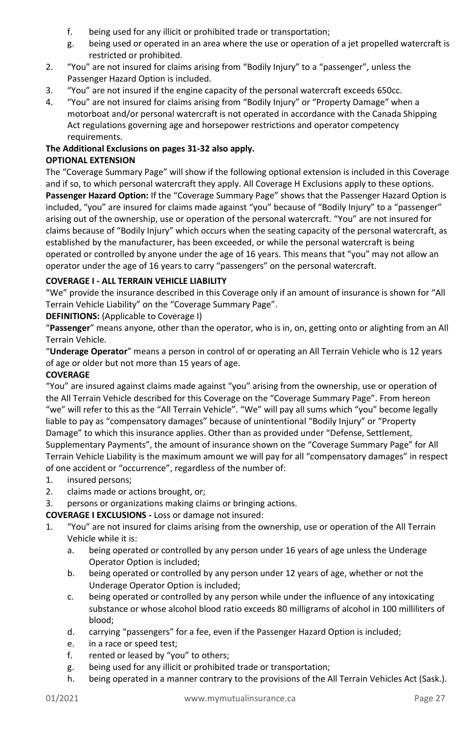f. being used for any illicit or prohibited trade or transportation;
   g. being used or operated in an area where the use or operation of a jet propelled watercraft is restricted or prohibited.
2. "You" are not insured for claims arising from "Bodily Injury" to a "passenger", unless the Passenger Hazard Option is included.
3. "You" are not insured if the engine capacity of the personal watercraft exceeds 650cc.
4. "You" are not insured for claims arising from "Bodily Injury" or "Property Damage" when a motorboat and/or personal watercraft is not operated in accordance with the Canada Shipping Act regulations governing age and horsepower restrictions and operator competency requirements.

**The Additional Exclusions on pages 31-32 also apply.**

**OPTIONAL EXTENSION**

The "Coverage Summary Page" will show if the following optional extension is included in this Coverage and if so, to which personal watercraft they apply. All Coverage H Exclusions apply to these options.

**Passenger Hazard Option:** If the "Coverage Summary Page" shows that the Passenger Hazard Option is included, "you" are insured for claims made against "you" because of "Bodily Injury" to a "passenger" arising out of the ownership, use or operation of the personal watercraft. "You" are not insured for claims because of "Bodily Injury" which occurs when the seating capacity of the personal watercraft, as established by the manufacturer, has been exceeded, or while the personal watercraft is being operated or controlled by anyone under the age of 16 years. This means that "you" may not allow an operator under the age of 16 years to carry "passengers" on the personal watercraft.

**COVERAGE I - ALL TERRAIN VEHICLE LIABILITY**

"We" provide the insurance described in this Coverage only if an amount of insurance is shown for "All Terrain Vehicle Liability" on the "Coverage Summary Page".

**DEFINITIONS:** (Applicable to Coverage I)

"**Passenger**" means anyone, other than the operator, who is in, on, getting onto or alighting from an All Terrain Vehicle.

"**Underage Operator**" means a person in control of or operating an All Terrain Vehicle who is 12 years of age or older but not more than 15 years of age.

**COVERAGE**

"You" are insured against claims made against "you" arising from the ownership, use or operation of the All Terrain Vehicle described for this Coverage on the "Coverage Summary Page". From hereon "we" will refer to this as the "All Terrain Vehicle". "We" will pay all sums which "you" become legally liable to pay as "compensatory damages" because of unintentional "Bodily Injury" or "Property Damage" to which this insurance applies. Other than as provided under "Defense, Settlement, Supplementary Payments", the amount of insurance shown on the "Coverage Summary Page" for All Terrain Vehicle Liability is the maximum amount we will pay for all "compensatory damages" in respect of one accident or "occurrence", regardless of the number of:

1. insured persons;
2. claims made or actions brought, or;
3. persons or organizations making claims or bringing actions.

**COVERAGE I EXCLUSIONS -** Loss or damage not insured:

1. "You" are not insured for claims arising from the ownership, use or operation of the All Terrain Vehicle while it is:
   a. being operated or controlled by any person under 16 years of age unless the Underage Operator Option is included;
   b. being operated or controlled by any person under 12 years of age, whether or not the Underage Operator Option is included;
   c. being operated or controlled by any person while under the influence of any intoxicating substance or whose alcohol blood ratio exceeds 80 milligrams of alcohol in 100 milliliters of blood;
   d. carrying "passengers" for a fee, even if the Passenger Hazard Option is included;
   e. in a race or speed test;
   f. rented or leased by "you" to others;
   g. being used for any illicit or prohibited trade or transportation;
   h. being operated in a manner contrary to the provisions of the All Terrain Vehicles Act (Sask.).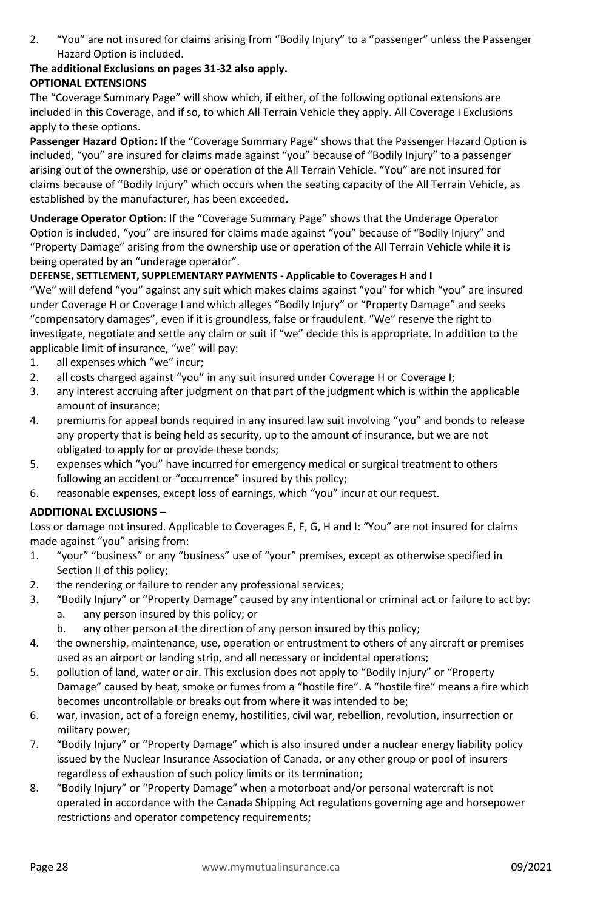2. "You" are not insured for claims arising from "Bodily Injury" to a "passenger" unless the Passenger Hazard Option is included.

**The additional Exclusions on pages 31-32 also apply.**

**OPTIONAL EXTENSIONS**

The "Coverage Summary Page" will show which, if either, of the following optional extensions are included in this Coverage, and if so, to which All Terrain Vehicle they apply. All Coverage I Exclusions apply to these options.

**Passenger Hazard Option:** If the "Coverage Summary Page" shows that the Passenger Hazard Option is included, "you" are insured for claims made against "you" because of "Bodily Injury" to a passenger arising out of the ownership, use or operation of the All Terrain Vehicle. "You" are not insured for claims because of "Bodily Injury" which occurs when the seating capacity of the All Terrain Vehicle, as established by the manufacturer, has been exceeded.

**Underage Operator Option**: If the "Coverage Summary Page" shows that the Underage Operator Option is included, "you" are insured for claims made against "you" because of "Bodily Injury" and "Property Damage" arising from the ownership use or operation of the All Terrain Vehicle while it is being operated by an "underage operator".

**DEFENSE, SETTLEMENT, SUPPLEMENTARY PAYMENTS - Applicable to Coverages H and I**

"We" will defend "you" against any suit which makes claims against "you" for which "you" are insured under Coverage H or Coverage I and which alleges "Bodily Injury" or "Property Damage" and seeks "compensatory damages", even if it is groundless, false or fraudulent. "We" reserve the right to investigate, negotiate and settle any claim or suit if "we" decide this is appropriate. In addition to the applicable limit of insurance, "we" will pay:

1. all expenses which "we" incur;
2. all costs charged against "you" in any suit insured under Coverage H or Coverage I;
3. any interest accruing after judgment on that part of the judgment which is within the applicable amount of insurance;
4. premiums for appeal bonds required in any insured law suit involving "you" and bonds to release any property that is being held as security, up to the amount of insurance, but we are not obligated to apply for or provide these bonds;
5. expenses which "you" have incurred for emergency medical or surgical treatment to others following an accident or "occurrence" insured by this policy;
6. reasonable expenses, except loss of earnings, which "you" incur at our request.

**ADDITIONAL EXCLUSIONS** –

Loss or damage not insured. Applicable to Coverages E, F, G, H and I: "You" are not insured for claims made against "you" arising from:

1. "your" "business" or any "business" use of "your" premises, except as otherwise specified in Section II of this policy;
2. the rendering or failure to render any professional services;
3. "Bodily Injury" or "Property Damage" caused by any intentional or criminal act or failure to act by:
   a. any person insured by this policy; or
   b. any other person at the direction of any person insured by this policy;
4. the ownership, maintenance, use, operation or entrustment to others of any aircraft or premises used as an airport or landing strip, and all necessary or incidental operations;
5. pollution of land, water or air. This exclusion does not apply to "Bodily Injury" or "Property Damage" caused by heat, smoke or fumes from a "hostile fire". A "hostile fire" means a fire which becomes uncontrollable or breaks out from where it was intended to be;
6. war, invasion, act of a foreign enemy, hostilities, civil war, rebellion, revolution, insurrection or military power;
7. "Bodily Injury" or "Property Damage" which is also insured under a nuclear energy liability policy issued by the Nuclear Insurance Association of Canada, or any other group or pool of insurers regardless of exhaustion of such policy limits or its termination;
8. "Bodily Injury" or "Property Damage" when a motorboat and/or personal watercraft is not operated in accordance with the Canada Shipping Act regulations governing age and horsepower restrictions and operator competency requirements;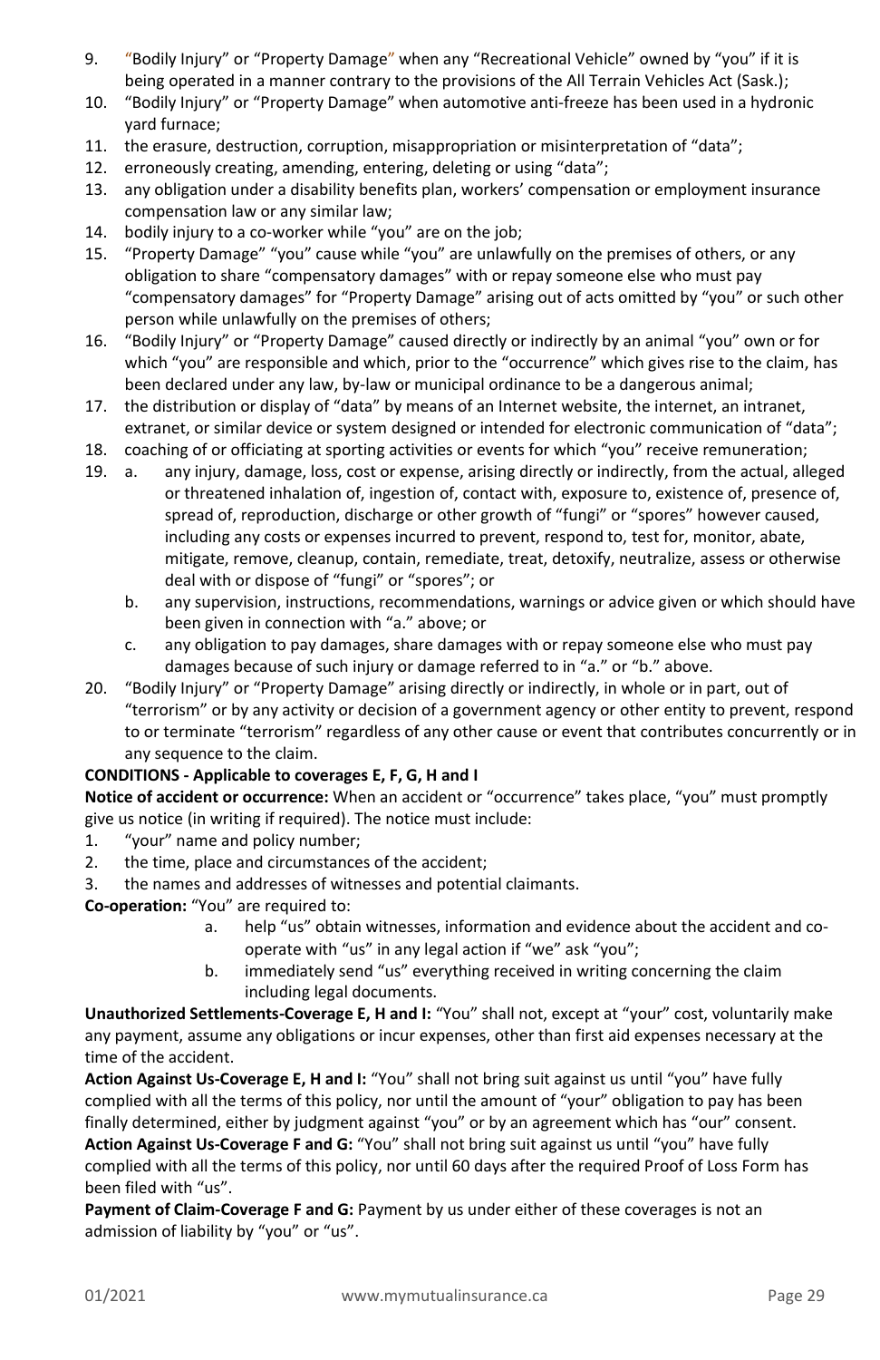9. "Bodily Injury" or "Property Damage" when any "Recreational Vehicle" owned by "you" if it is being operated in a manner contrary to the provisions of the All Terrain Vehicles Act (Sask.);
10. "Bodily Injury" or "Property Damage" when automotive anti-freeze has been used in a hydronic yard furnace;
11. the erasure, destruction, corruption, misappropriation or misinterpretation of "data";
12. erroneously creating, amending, entering, deleting or using "data";
13. any obligation under a disability benefits plan, workers' compensation or employment insurance compensation law or any similar law;
14. bodily injury to a co-worker while "you" are on the job;
15. "Property Damage" "you" cause while "you" are unlawfully on the premises of others, or any obligation to share "compensatory damages" with or repay someone else who must pay "compensatory damages" for "Property Damage" arising out of acts omitted by "you" or such other person while unlawfully on the premises of others;
16. "Bodily Injury" or "Property Damage" caused directly or indirectly by an animal "you" own or for which "you" are responsible and which, prior to the "occurrence" which gives rise to the claim, has been declared under any law, by-law or municipal ordinance to be a dangerous animal;
17. the distribution or display of "data" by means of an Internet website, the internet, an intranet, extranet, or similar device or system designed or intended for electronic communication of "data";
18. coaching of or officiating at sporting activities or events for which "you" receive remuneration;
19. a. any injury, damage, loss, cost or expense, arising directly or indirectly, from the actual, alleged or threatened inhalation of, ingestion of, contact with, exposure to, existence of, presence of, spread of, reproduction, discharge or other growth of "fungi" or "spores" however caused, including any costs or expenses incurred to prevent, respond to, test for, monitor, abate, mitigate, remove, cleanup, contain, remediate, treat, detoxify, neutralize, assess or otherwise deal with or dispose of "fungi" or "spores"; or
    b. any supervision, instructions, recommendations, warnings or advice given or which should have been given in connection with "a." above; or
    c. any obligation to pay damages, share damages with or repay someone else who must pay damages because of such injury or damage referred to in "a." or "b." above.
20. "Bodily Injury" or "Property Damage" arising directly or indirectly, in whole or in part, out of "terrorism" or by any activity or decision of a government agency or other entity to prevent, respond to or terminate "terrorism" regardless of any other cause or event that contributes concurrently or in any sequence to the claim.

**CONDITIONS - Applicable to coverages E, F, G, H and I**

**Notice of accident or occurrence:** When an accident or "occurrence" takes place, "you" must promptly give us notice (in writing if required). The notice must include:

1. "your" name and policy number;
2. the time, place and circumstances of the accident;
3. the names and addresses of witnesses and potential claimants.

**Co-operation:** "You" are required to:

a. help "us" obtain witnesses, information and evidence about the accident and co-operate with "us" in any legal action if "we" ask "you";
b. immediately send "us" everything received in writing concerning the claim including legal documents.

**Unauthorized Settlements-Coverage E, H and I:** "You" shall not, except at "your" cost, voluntarily make any payment, assume any obligations or incur expenses, other than first aid expenses necessary at the time of the accident.

**Action Against Us-Coverage E, H and I:** "You" shall not bring suit against us until "you" have fully complied with all the terms of this policy, nor until the amount of "your" obligation to pay has been finally determined, either by judgment against "you" or by an agreement which has "our" consent.

**Action Against Us-Coverage F and G:** "You" shall not bring suit against us until "you" have fully complied with all the terms of this policy, nor until 60 days after the required Proof of Loss Form has been filed with "us".

**Payment of Claim-Coverage F and G:** Payment by us under either of these coverages is not an admission of liability by "you" or "us".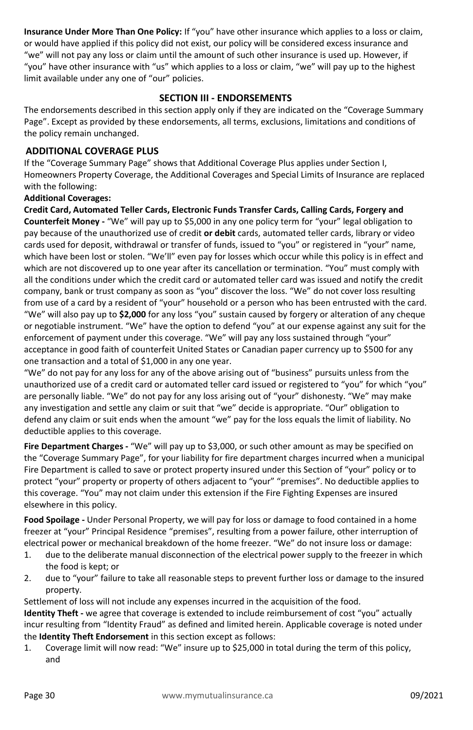**Insurance Under More Than One Policy:** If "you" have other insurance which applies to a loss or claim, or would have applied if this policy did not exist, our policy will be considered excess insurance and "we" will not pay any loss or claim until the amount of such other insurance is used up. However, if "you" have other insurance with "us" which applies to a loss or claim, "we" will pay up to the highest limit available under any one of "our" policies.

## SECTION III - ENDORSEMENTS

The endorsements described in this section apply only if they are indicated on the "Coverage Summary Page". Except as provided by these endorsements, all terms, exclusions, limitations and conditions of the policy remain unchanged.

### ADDITIONAL COVERAGE PLUS

If the "Coverage Summary Page" shows that Additional Coverage Plus applies under Section I, Homeowners Property Coverage, the Additional Coverages and Special Limits of Insurance are replaced with the following:

**Additional Coverages:**

**Credit Card, Automated Teller Cards, Electronic Funds Transfer Cards, Calling Cards, Forgery and Counterfeit Money -** "We" will pay up to $5,000 in any one policy term for "your" legal obligation to pay because of the unauthorized use of credit **or debit** cards, automated teller cards, library or video cards used for deposit, withdrawal or transfer of funds, issued to "you" or registered in "your" name, which have been lost or stolen. "We'll" even pay for losses which occur while this policy is in effect and which are not discovered up to one year after its cancellation or termination. "You" must comply with all the conditions under which the credit card or automated teller card was issued and notify the credit company, bank or trust company as soon as "you" discover the loss. "We" do not cover loss resulting from use of a card by a resident of "your" household or a person who has been entrusted with the card. "We" will also pay up to **$2,000** for any loss "you" sustain caused by forgery or alteration of any cheque or negotiable instrument. "We" have the option to defend "you" at our expense against any suit for the enforcement of payment under this coverage. "We" will pay any loss sustained through "your" acceptance in good faith of counterfeit United States or Canadian paper currency up to $500 for any one transaction and a total of $1,000 in any one year.

"We" do not pay for any loss for any of the above arising out of "business" pursuits unless from the unauthorized use of a credit card or automated teller card issued or registered to "you" for which "you" are personally liable. "We" do not pay for any loss arising out of "your" dishonesty. "We" may make any investigation and settle any claim or suit that "we" decide is appropriate. "Our" obligation to defend any claim or suit ends when the amount "we" pay for the loss equals the limit of liability. No deductible applies to this coverage.

**Fire Department Charges -** "We" will pay up to $3,000, or such other amount as may be specified on the "Coverage Summary Page", for your liability for fire department charges incurred when a municipal Fire Department is called to save or protect property insured under this Section of "your" policy or to protect "your" property or property of others adjacent to "your" "premises". No deductible applies to this coverage. "You" may not claim under this extension if the Fire Fighting Expenses are insured elsewhere in this policy.

**Food Spoilage -** Under Personal Property, we will pay for loss or damage to food contained in a home freezer at "your" Principal Residence "premises", resulting from a power failure, other interruption of electrical power or mechanical breakdown of the home freezer. "We" do not insure loss or damage:

1. due to the deliberate manual disconnection of the electrical power supply to the freezer in which the food is kept; or
2. due to "your" failure to take all reasonable steps to prevent further loss or damage to the insured property.

Settlement of loss will not include any expenses incurred in the acquisition of the food.

**Identity Theft -** we agree that coverage is extended to include reimbursement of cost "you" actually incur resulting from "Identity Fraud" as defined and limited herein. Applicable coverage is noted under the **Identity Theft Endorsement** in this section except as follows:

1. Coverage limit will now read: "We" insure up to $25,000 in total during the term of this policy, and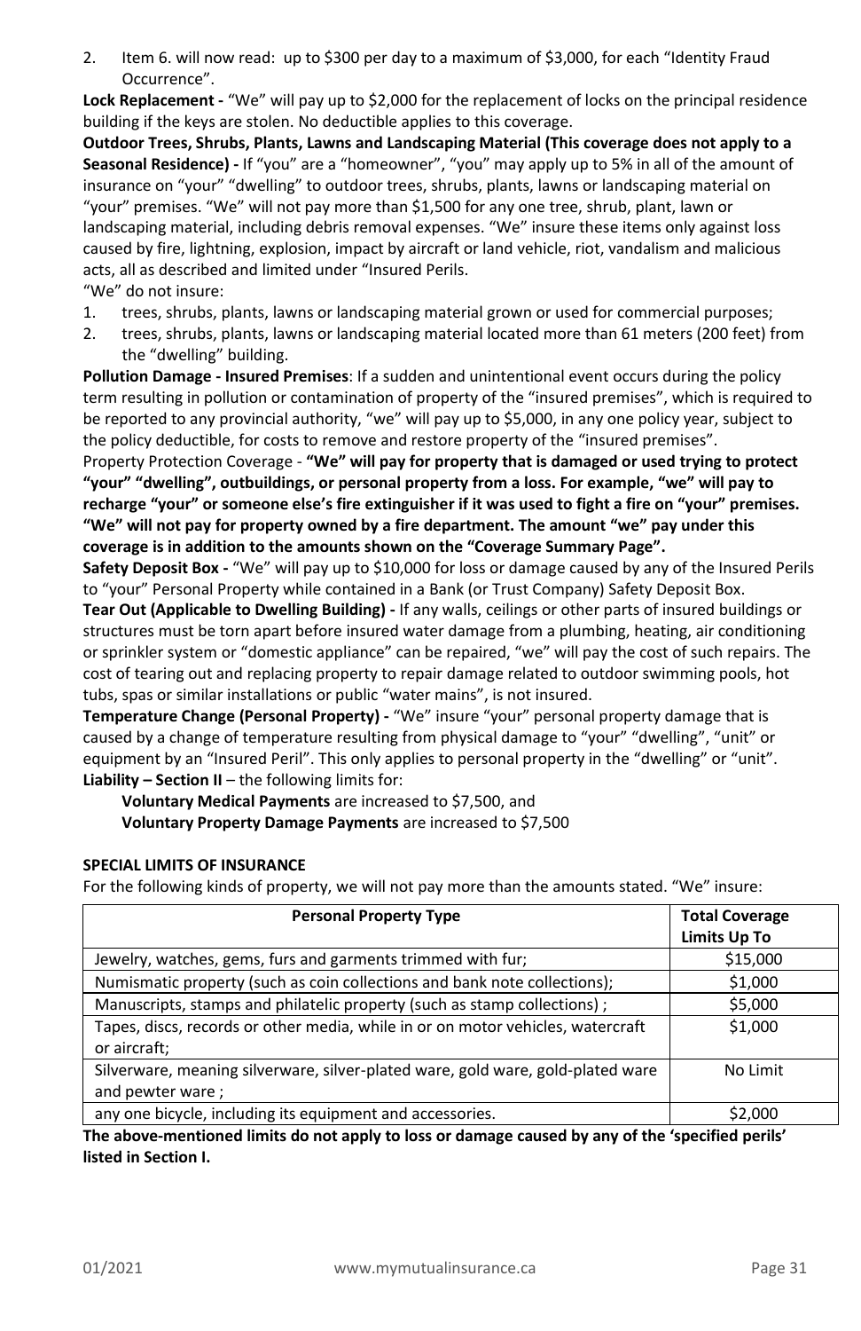2. Item 6. will now read: up to $300 per day to a maximum of $3,000, for each "Identity Fraud Occurrence".

**Lock Replacement -** "We" will pay up to $2,000 for the replacement of locks on the principal residence building if the keys are stolen. No deductible applies to this coverage.

**Outdoor Trees, Shrubs, Plants, Lawns and Landscaping Material (This coverage does not apply to a Seasonal Residence) -** If "you" are a "homeowner", "you" may apply up to 5% in all of the amount of insurance on "your" "dwelling" to outdoor trees, shrubs, plants, lawns or landscaping material on "your" premises. "We" will not pay more than $1,500 for any one tree, shrub, plant, lawn or landscaping material, including debris removal expenses. "We" insure these items only against loss caused by fire, lightning, explosion, impact by aircraft or land vehicle, riot, vandalism and malicious acts, all as described and limited under "Insured Perils.

"We" do not insure:

1. trees, shrubs, plants, lawns or landscaping material grown or used for commercial purposes;
2. trees, shrubs, plants, lawns or landscaping material located more than 61 meters (200 feet) from the "dwelling" building.

**Pollution Damage - Insured Premises**: If a sudden and unintentional event occurs during the policy term resulting in pollution or contamination of property of the "insured premises", which is required to be reported to any provincial authority, "we" will pay up to $5,000, in any one policy year, subject to the policy deductible, for costs to remove and restore property of the "insured premises".

Property Protection Coverage - **"We" will pay for property that is damaged or used trying to protect "your" "dwelling", outbuildings, or personal property from a loss. For example, "we" will pay to recharge "your" or someone else's fire extinguisher if it was used to fight a fire on "your" premises. "We" will not pay for property owned by a fire department. The amount "we" pay under this coverage is in addition to the amounts shown on the "Coverage Summary Page".**

**Safety Deposit Box -** "We" will pay up to $10,000 for loss or damage caused by any of the Insured Perils to "your" Personal Property while contained in a Bank (or Trust Company) Safety Deposit Box.

**Tear Out (Applicable to Dwelling Building) -** If any walls, ceilings or other parts of insured buildings or structures must be torn apart before insured water damage from a plumbing, heating, air conditioning or sprinkler system or "domestic appliance" can be repaired, "we" will pay the cost of such repairs. The cost of tearing out and replacing property to repair damage related to outdoor swimming pools, hot tubs, spas or similar installations or public "water mains", is not insured.

**Temperature Change (Personal Property) -** "We" insure "your" personal property damage that is caused by a change of temperature resulting from physical damage to "your" "dwelling", "unit" or equipment by an "Insured Peril". This only applies to personal property in the "dwelling" or "unit".

**Liability – Section II** – the following limits for:

**Voluntary Medical Payments** are increased to $7,500, and

**Voluntary Property Damage Payments** are increased to $7,500

**SPECIAL LIMITS OF INSURANCE**

For the following kinds of property, we will not pay more than the amounts stated. "We" insure:

| Personal Property Type | Total Coverage Limits Up To |
|---|---|
| Jewelry, watches, gems, furs and garments trimmed with fur; | $15,000 |
| Numismatic property (such as coin collections and bank note collections); | $1,000 |
| Manuscripts, stamps and philatelic property (such as stamp collections) ; | $5,000 |
| Tapes, discs, records or other media, while in or on motor vehicles, watercraft or aircraft; | $1,000 |
| Silverware, meaning silverware, silver-plated ware, gold ware, gold-plated ware and pewter ware ; | No Limit |
| any one bicycle, including its equipment and accessories. | $2,000 |

**The above-mentioned limits do not apply to loss or damage caused by any of the 'specified perils' listed in Section I.**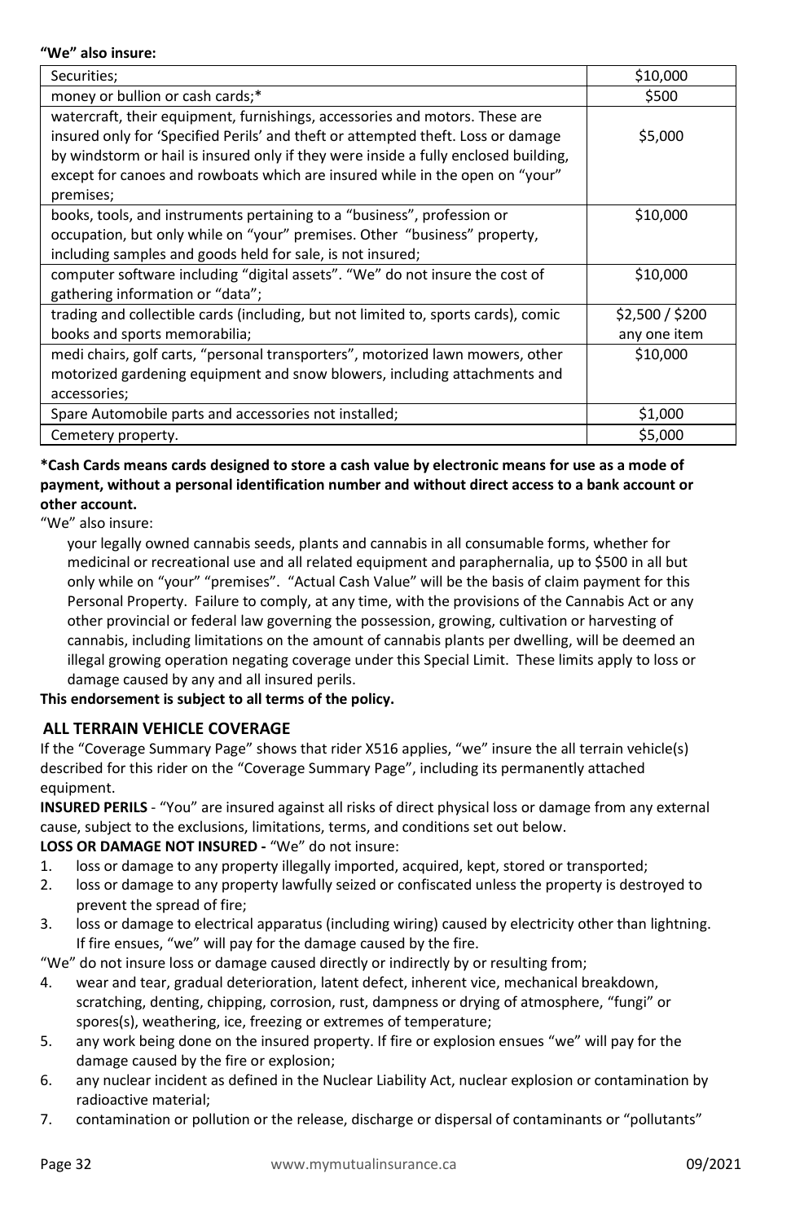**"We" also insure:**

| Securities; | $10,000 |
|---|---|
| money or bullion or cash cards;* | $500 |
| watercraft, their equipment, furnishings, accessories and motors. These are insured only for 'Specified Perils' and theft or attempted theft. Loss or damage by windstorm or hail is insured only if they were inside a fully enclosed building, except for canoes and rowboats which are insured while in the open on "your" premises; | $5,000 |
| books, tools, and instruments pertaining to a "business", profession or occupation, but only while on "your" premises. Other "business" property, including samples and goods held for sale, is not insured; | $10,000 |
| computer software including "digital assets". "We" do not insure the cost of gathering information or "data"; | $10,000 |
| trading and collectible cards (including, but not limited to, sports cards), comic books and sports memorabilia; | $2,500 / $200 any one item |
| medi chairs, golf carts, "personal transporters", motorized lawn mowers, other motorized gardening equipment and snow blowers, including attachments and accessories; | $10,000 |
| Spare Automobile parts and accessories not installed; | $1,000 |
| Cemetery property. | $5,000 |

**\*Cash Cards means cards designed to store a cash value by electronic means for use as a mode of payment, without a personal identification number and without direct access to a bank account or other account.**

"We" also insure:

your legally owned cannabis seeds, plants and cannabis in all consumable forms, whether for medicinal or recreational use and all related equipment and paraphernalia, up to $500 in all but only while on "your" "premises". "Actual Cash Value" will be the basis of claim payment for this Personal Property. Failure to comply, at any time, with the provisions of the Cannabis Act or any other provincial or federal law governing the possession, growing, cultivation or harvesting of cannabis, including limitations on the amount of cannabis plants per dwelling, will be deemed an illegal growing operation negating coverage under this Special Limit. These limits apply to loss or damage caused by any and all insured perils.

**This endorsement is subject to all terms of the policy.**

## ALL TERRAIN VEHICLE COVERAGE

If the "Coverage Summary Page" shows that rider X516 applies, "we" insure the all terrain vehicle(s) described for this rider on the "Coverage Summary Page", including its permanently attached equipment.

**INSURED PERILS** - "You" are insured against all risks of direct physical loss or damage from any external cause, subject to the exclusions, limitations, terms, and conditions set out below.

**LOSS OR DAMAGE NOT INSURED -** "We" do not insure:

1. loss or damage to any property illegally imported, acquired, kept, stored or transported;
2. loss or damage to any property lawfully seized or confiscated unless the property is destroyed to prevent the spread of fire;
3. loss or damage to electrical apparatus (including wiring) caused by electricity other than lightning. If fire ensues, "we" will pay for the damage caused by the fire.

"We" do not insure loss or damage caused directly or indirectly by or resulting from;

4. wear and tear, gradual deterioration, latent defect, inherent vice, mechanical breakdown, scratching, denting, chipping, corrosion, rust, dampness or drying of atmosphere, "fungi" or spores(s), weathering, ice, freezing or extremes of temperature;
5. any work being done on the insured property. If fire or explosion ensues "we" will pay for the damage caused by the fire or explosion;
6. any nuclear incident as defined in the Nuclear Liability Act, nuclear explosion or contamination by radioactive material;
7. contamination or pollution or the release, discharge or dispersal of contaminants or "pollutants"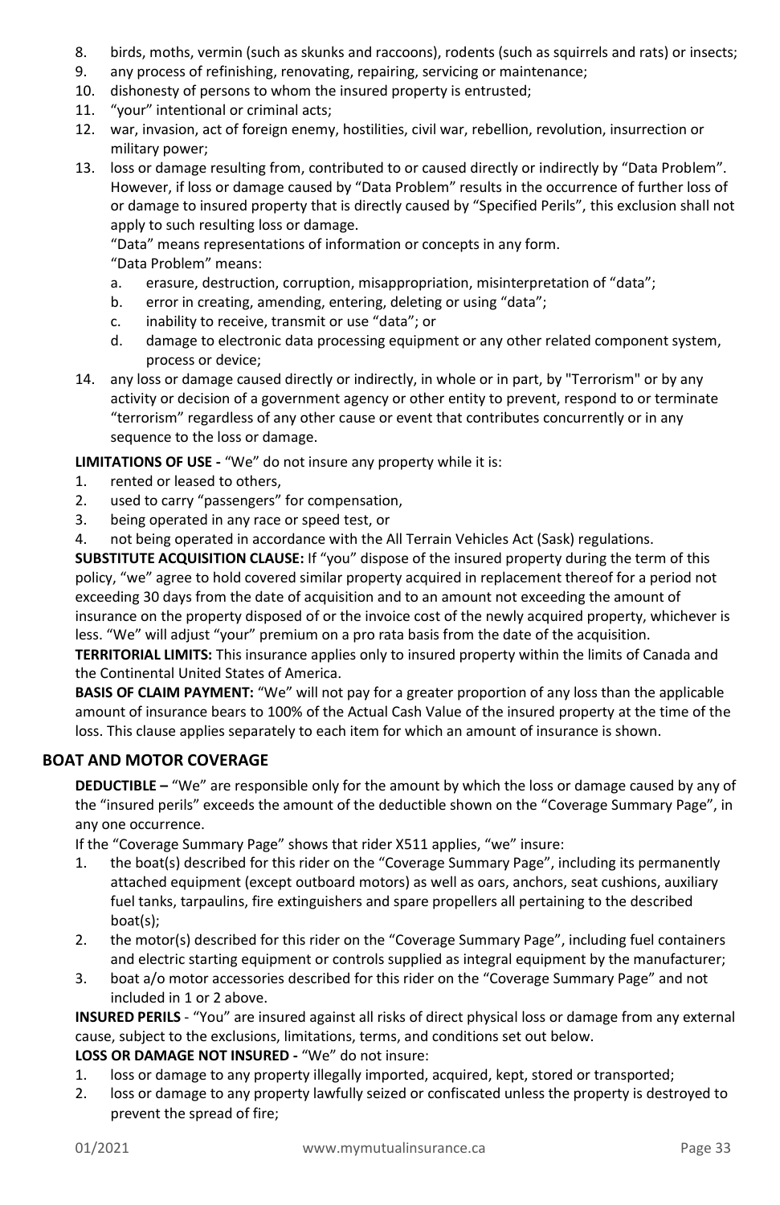8. birds, moths, vermin (such as skunks and raccoons), rodents (such as squirrels and rats) or insects;
9. any process of refinishing, renovating, repairing, servicing or maintenance;
10. dishonesty of persons to whom the insured property is entrusted;
11. "your" intentional or criminal acts;
12. war, invasion, act of foreign enemy, hostilities, civil war, rebellion, revolution, insurrection or military power;
13. loss or damage resulting from, contributed to or caused directly or indirectly by "Data Problem". However, if loss or damage caused by "Data Problem" results in the occurrence of further loss of or damage to insured property that is directly caused by "Specified Perils", this exclusion shall not apply to such resulting loss or damage.

    "Data" means representations of information or concepts in any form.

    "Data Problem" means:

    a. erasure, destruction, corruption, misappropriation, misinterpretation of "data";
    b. error in creating, amending, entering, deleting or using "data";
    c. inability to receive, transmit or use "data"; or
    d. damage to electronic data processing equipment or any other related component system, process or device;
14. any loss or damage caused directly or indirectly, in whole or in part, by "Terrorism" or by any activity or decision of a government agency or other entity to prevent, respond to or terminate "terrorism" regardless of any other cause or event that contributes concurrently or in any sequence to the loss or damage.

**LIMITATIONS OF USE -** "We" do not insure any property while it is:

1. rented or leased to others,
2. used to carry "passengers" for compensation,
3. being operated in any race or speed test, or
4. not being operated in accordance with the All Terrain Vehicles Act (Sask) regulations.

**SUBSTITUTE ACQUISITION CLAUSE:** If "you" dispose of the insured property during the term of this policy, "we" agree to hold covered similar property acquired in replacement thereof for a period not exceeding 30 days from the date of acquisition and to an amount not exceeding the amount of insurance on the property disposed of or the invoice cost of the newly acquired property, whichever is less. "We" will adjust "your" premium on a pro rata basis from the date of the acquisition.

**TERRITORIAL LIMITS:** This insurance applies only to insured property within the limits of Canada and the Continental United States of America.

**BASIS OF CLAIM PAYMENT:** "We" will not pay for a greater proportion of any loss than the applicable amount of insurance bears to 100% of the Actual Cash Value of the insured property at the time of the loss. This clause applies separately to each item for which an amount of insurance is shown.

## BOAT AND MOTOR COVERAGE

**DEDUCTIBLE –** "We" are responsible only for the amount by which the loss or damage caused by any of the "insured perils" exceeds the amount of the deductible shown on the "Coverage Summary Page", in any one occurrence.

If the "Coverage Summary Page" shows that rider X511 applies, "we" insure:

1. the boat(s) described for this rider on the "Coverage Summary Page", including its permanently attached equipment (except outboard motors) as well as oars, anchors, seat cushions, auxiliary fuel tanks, tarpaulins, fire extinguishers and spare propellers all pertaining to the described boat(s);
2. the motor(s) described for this rider on the "Coverage Summary Page", including fuel containers and electric starting equipment or controls supplied as integral equipment by the manufacturer;
3. boat a/o motor accessories described for this rider on the "Coverage Summary Page" and not included in 1 or 2 above.

**INSURED PERILS** - "You" are insured against all risks of direct physical loss or damage from any external cause, subject to the exclusions, limitations, terms, and conditions set out below.

**LOSS OR DAMAGE NOT INSURED -** "We" do not insure:

1. loss or damage to any property illegally imported, acquired, kept, stored or transported;
2. loss or damage to any property lawfully seized or confiscated unless the property is destroyed to prevent the spread of fire;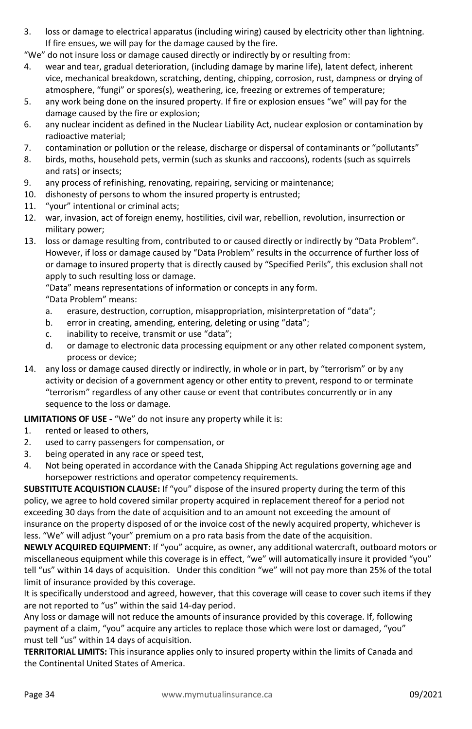3. loss or damage to electrical apparatus (including wiring) caused by electricity other than lightning. If fire ensues, we will pay for the damage caused by the fire.

"We" do not insure loss or damage caused directly or indirectly by or resulting from:

4. wear and tear, gradual deterioration, (including damage by marine life), latent defect, inherent vice, mechanical breakdown, scratching, denting, chipping, corrosion, rust, dampness or drying of atmosphere, "fungi" or spores(s), weathering, ice, freezing or extremes of temperature;
5. any work being done on the insured property. If fire or explosion ensues "we" will pay for the damage caused by the fire or explosion;
6. any nuclear incident as defined in the Nuclear Liability Act, nuclear explosion or contamination by radioactive material;
7. contamination or pollution or the release, discharge or dispersal of contaminants or "pollutants"
8. birds, moths, household pets, vermin (such as skunks and raccoons), rodents (such as squirrels and rats) or insects;
9. any process of refinishing, renovating, repairing, servicing or maintenance;
10. dishonesty of persons to whom the insured property is entrusted;
11. "your" intentional or criminal acts;
12. war, invasion, act of foreign enemy, hostilities, civil war, rebellion, revolution, insurrection or military power;
13. loss or damage resulting from, contributed to or caused directly or indirectly by "Data Problem". However, if loss or damage caused by "Data Problem" results in the occurrence of further loss of or damage to insured property that is directly caused by "Specified Perils", this exclusion shall not apply to such resulting loss or damage.

    "Data" means representations of information or concepts in any form.

    "Data Problem" means:

    a. erasure, destruction, corruption, misappropriation, misinterpretation of "data";
    b. error in creating, amending, entering, deleting or using "data";
    c. inability to receive, transmit or use "data";
    d. or damage to electronic data processing equipment or any other related component system, process or device;
14. any loss or damage caused directly or indirectly, in whole or in part, by "terrorism" or by any activity or decision of a government agency or other entity to prevent, respond to or terminate "terrorism" regardless of any other cause or event that contributes concurrently or in any sequence to the loss or damage.

**LIMITATIONS OF USE -** "We" do not insure any property while it is:

1. rented or leased to others,
2. used to carry passengers for compensation, or
3. being operated in any race or speed test,
4. Not being operated in accordance with the Canada Shipping Act regulations governing age and horsepower restrictions and operator competency requirements.

**SUBSTITUTE ACQUISTION CLAUSE:** If "you" dispose of the insured property during the term of this policy, we agree to hold covered similar property acquired in replacement thereof for a period not exceeding 30 days from the date of acquisition and to an amount not exceeding the amount of insurance on the property disposed of or the invoice cost of the newly acquired property, whichever is less. "We" will adjust "your" premium on a pro rata basis from the date of the acquisition.

**NEWLY ACQUIRED EQUIPMENT**: If "you" acquire, as owner, any additional watercraft, outboard motors or miscellaneous equipment while this coverage is in effect, "we" will automatically insure it provided "you" tell "us" within 14 days of acquisition. Under this condition "we" will not pay more than 25% of the total limit of insurance provided by this coverage.

It is specifically understood and agreed, however, that this coverage will cease to cover such items if they are not reported to "us" within the said 14-day period.

Any loss or damage will not reduce the amounts of insurance provided by this coverage. If, following payment of a claim, "you" acquire any articles to replace those which were lost or damaged, "you" must tell "us" within 14 days of acquisition.

**TERRITORIAL LIMITS:** This insurance applies only to insured property within the limits of Canada and the Continental United States of America.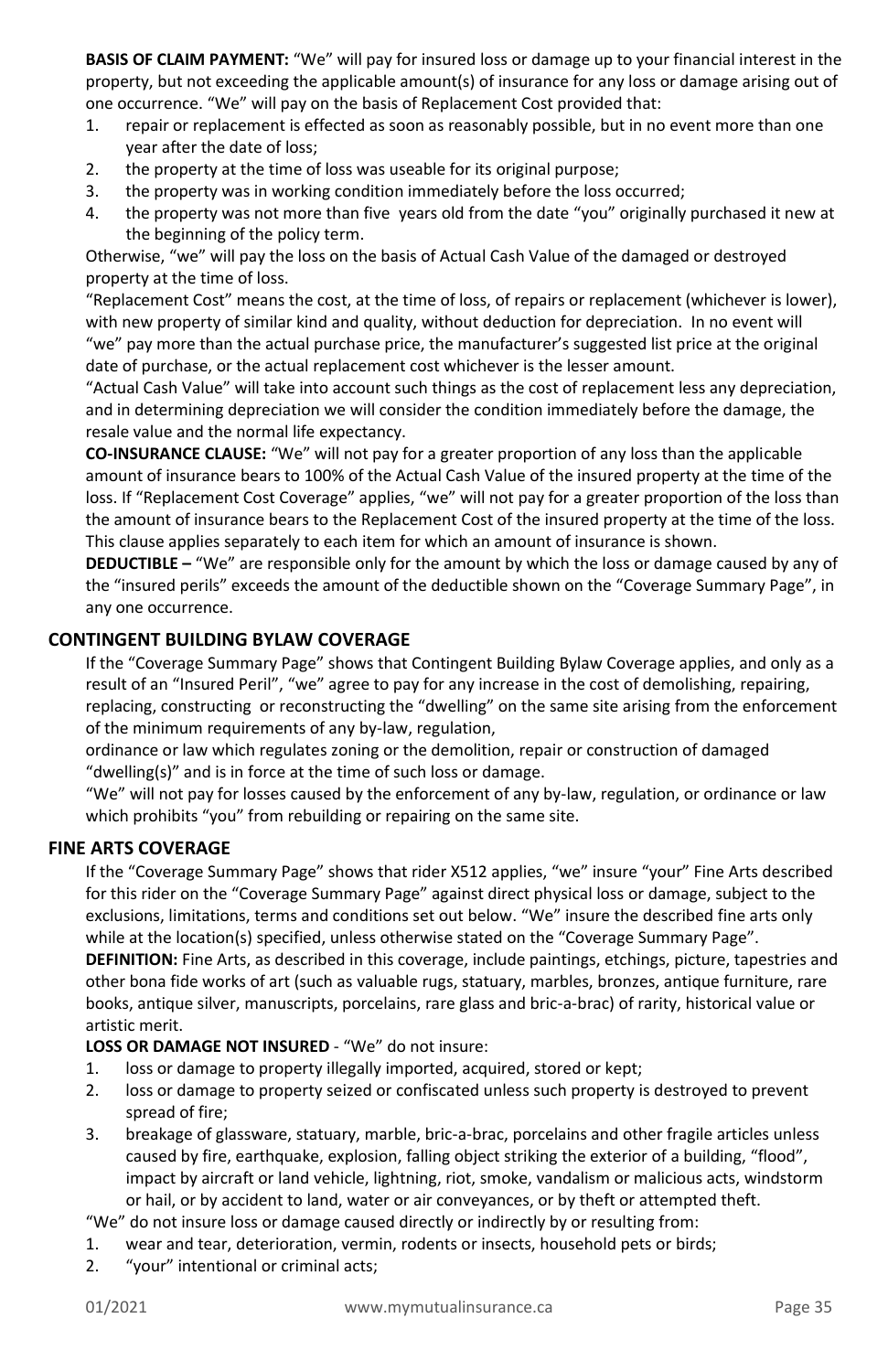**BASIS OF CLAIM PAYMENT:** "We" will pay for insured loss or damage up to your financial interest in the property, but not exceeding the applicable amount(s) of insurance for any loss or damage arising out of one occurrence. "We" will pay on the basis of Replacement Cost provided that:

1. repair or replacement is effected as soon as reasonably possible, but in no event more than one year after the date of loss;
2. the property at the time of loss was useable for its original purpose;
3. the property was in working condition immediately before the loss occurred;
4. the property was not more than five years old from the date "you" originally purchased it new at the beginning of the policy term.

Otherwise, "we" will pay the loss on the basis of Actual Cash Value of the damaged or destroyed property at the time of loss.

"Replacement Cost" means the cost, at the time of loss, of repairs or replacement (whichever is lower), with new property of similar kind and quality, without deduction for depreciation. In no event will "we" pay more than the actual purchase price, the manufacturer's suggested list price at the original date of purchase, or the actual replacement cost whichever is the lesser amount.

"Actual Cash Value" will take into account such things as the cost of replacement less any depreciation, and in determining depreciation we will consider the condition immediately before the damage, the resale value and the normal life expectancy.

**CO-INSURANCE CLAUSE:** "We" will not pay for a greater proportion of any loss than the applicable amount of insurance bears to 100% of the Actual Cash Value of the insured property at the time of the loss. If "Replacement Cost Coverage" applies, "we" will not pay for a greater proportion of the loss than the amount of insurance bears to the Replacement Cost of the insured property at the time of the loss. This clause applies separately to each item for which an amount of insurance is shown.

**DEDUCTIBLE –** "We" are responsible only for the amount by which the loss or damage caused by any of the "insured perils" exceeds the amount of the deductible shown on the "Coverage Summary Page", in any one occurrence.

## CONTINGENT BUILDING BYLAW COVERAGE

If the "Coverage Summary Page" shows that Contingent Building Bylaw Coverage applies, and only as a result of an "Insured Peril", "we" agree to pay for any increase in the cost of demolishing, repairing, replacing, constructing or reconstructing the "dwelling" on the same site arising from the enforcement of the minimum requirements of any by-law, regulation,

ordinance or law which regulates zoning or the demolition, repair or construction of damaged "dwelling(s)" and is in force at the time of such loss or damage.

"We" will not pay for losses caused by the enforcement of any by-law, regulation, or ordinance or law which prohibits "you" from rebuilding or repairing on the same site.

## FINE ARTS COVERAGE

If the "Coverage Summary Page" shows that rider X512 applies, "we" insure "your" Fine Arts described for this rider on the "Coverage Summary Page" against direct physical loss or damage, subject to the exclusions, limitations, terms and conditions set out below. "We" insure the described fine arts only while at the location(s) specified, unless otherwise stated on the "Coverage Summary Page".

**DEFINITION:** Fine Arts, as described in this coverage, include paintings, etchings, picture, tapestries and other bona fide works of art (such as valuable rugs, statuary, marbles, bronzes, antique furniture, rare books, antique silver, manuscripts, porcelains, rare glass and bric-a-brac) of rarity, historical value or artistic merit.

**LOSS OR DAMAGE NOT INSURED** - "We" do not insure:

1. loss or damage to property illegally imported, acquired, stored or kept;
2. loss or damage to property seized or confiscated unless such property is destroyed to prevent spread of fire;
3. breakage of glassware, statuary, marble, bric-a-brac, porcelains and other fragile articles unless caused by fire, earthquake, explosion, falling object striking the exterior of a building, "flood", impact by aircraft or land vehicle, lightning, riot, smoke, vandalism or malicious acts, windstorm or hail, or by accident to land, water or air conveyances, or by theft or attempted theft.

"We" do not insure loss or damage caused directly or indirectly by or resulting from:

1. wear and tear, deterioration, vermin, rodents or insects, household pets or birds;
2. "your" intentional or criminal acts;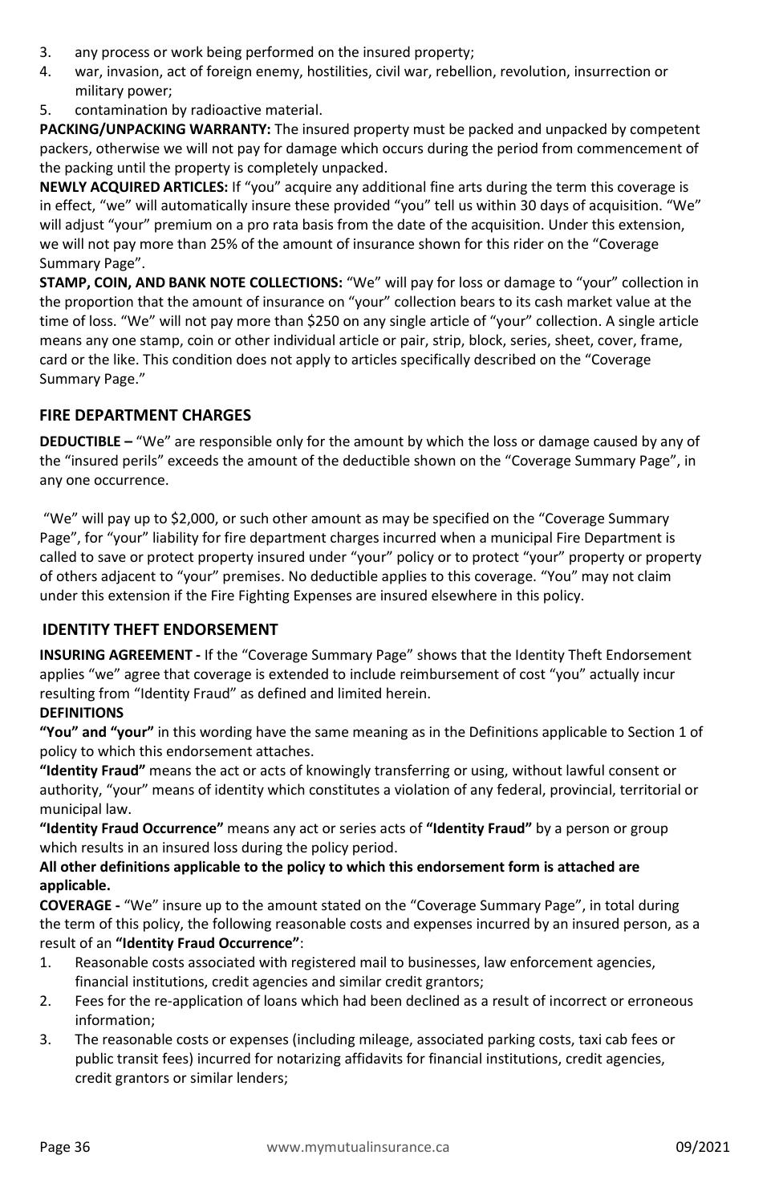3. any process or work being performed on the insured property;
4. war, invasion, act of foreign enemy, hostilities, civil war, rebellion, revolution, insurrection or military power;
5. contamination by radioactive material.

**PACKING/UNPACKING WARRANTY:** The insured property must be packed and unpacked by competent packers, otherwise we will not pay for damage which occurs during the period from commencement of the packing until the property is completely unpacked.

**NEWLY ACQUIRED ARTICLES:** If "you" acquire any additional fine arts during the term this coverage is in effect, "we" will automatically insure these provided "you" tell us within 30 days of acquisition. "We" will adjust "your" premium on a pro rata basis from the date of the acquisition. Under this extension, we will not pay more than 25% of the amount of insurance shown for this rider on the "Coverage Summary Page".

**STAMP, COIN, AND BANK NOTE COLLECTIONS:** "We" will pay for loss or damage to "your" collection in the proportion that the amount of insurance on "your" collection bears to its cash market value at the time of loss. "We" will not pay more than $250 on any single article of "your" collection. A single article means any one stamp, coin or other individual article or pair, strip, block, series, sheet, cover, frame, card or the like. This condition does not apply to articles specifically described on the "Coverage Summary Page."

## FIRE DEPARTMENT CHARGES

**DEDUCTIBLE –** "We" are responsible only for the amount by which the loss or damage caused by any of the "insured perils" exceeds the amount of the deductible shown on the "Coverage Summary Page", in any one occurrence.

"We" will pay up to $2,000, or such other amount as may be specified on the "Coverage Summary Page", for "your" liability for fire department charges incurred when a municipal Fire Department is called to save or protect property insured under "your" policy or to protect "your" property or property of others adjacent to "your" premises. No deductible applies to this coverage. "You" may not claim under this extension if the Fire Fighting Expenses are insured elsewhere in this policy.

## IDENTITY THEFT ENDORSEMENT

**INSURING AGREEMENT -** If the "Coverage Summary Page" shows that the Identity Theft Endorsement applies "we" agree that coverage is extended to include reimbursement of cost "you" actually incur resulting from "Identity Fraud" as defined and limited herein.

**DEFINITIONS**

**"You" and "your"** in this wording have the same meaning as in the Definitions applicable to Section 1 of policy to which this endorsement attaches.

**"Identity Fraud"** means the act or acts of knowingly transferring or using, without lawful consent or authority, "your" means of identity which constitutes a violation of any federal, provincial, territorial or municipal law.

**"Identity Fraud Occurrence"** means any act or series acts of **"Identity Fraud"** by a person or group which results in an insured loss during the policy period.

**All other definitions applicable to the policy to which this endorsement form is attached are applicable.**

**COVERAGE -** "We" insure up to the amount stated on the "Coverage Summary Page", in total during the term of this policy, the following reasonable costs and expenses incurred by an insured person, as a result of an **"Identity Fraud Occurrence"**:

1. Reasonable costs associated with registered mail to businesses, law enforcement agencies, financial institutions, credit agencies and similar credit grantors;
2. Fees for the re-application of loans which had been declined as a result of incorrect or erroneous information;
3. The reasonable costs or expenses (including mileage, associated parking costs, taxi cab fees or public transit fees) incurred for notarizing affidavits for financial institutions, credit agencies, credit grantors or similar lenders;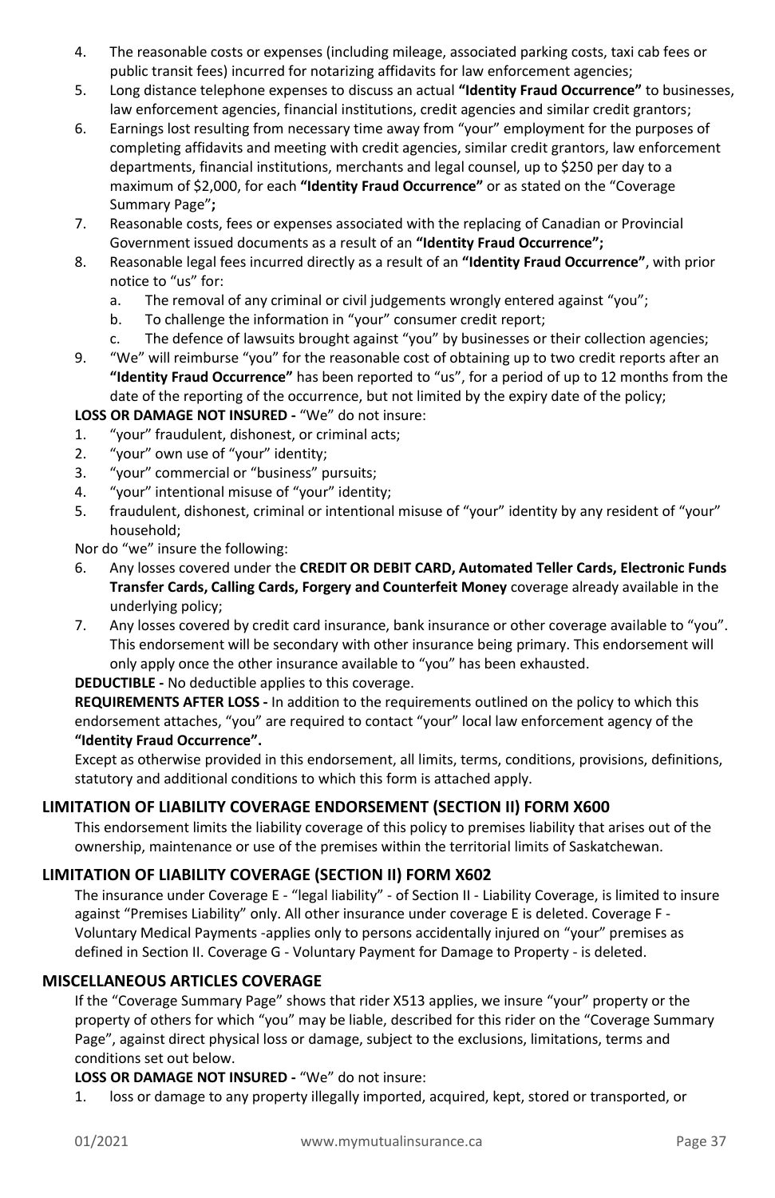4. The reasonable costs or expenses (including mileage, associated parking costs, taxi cab fees or public transit fees) incurred for notarizing affidavits for law enforcement agencies;
5. Long distance telephone expenses to discuss an actual **"Identity Fraud Occurrence"** to businesses, law enforcement agencies, financial institutions, credit agencies and similar credit grantors;
6. Earnings lost resulting from necessary time away from "your" employment for the purposes of completing affidavits and meeting with credit agencies, similar credit grantors, law enforcement departments, financial institutions, merchants and legal counsel, up to $250 per day to a maximum of $2,000, for each **"Identity Fraud Occurrence"** or as stated on the "Coverage Summary Page"**;**
7. Reasonable costs, fees or expenses associated with the replacing of Canadian or Provincial Government issued documents as a result of an **"Identity Fraud Occurrence";**
8. Reasonable legal fees incurred directly as a result of an **"Identity Fraud Occurrence"**, with prior notice to "us" for:
   a. The removal of any criminal or civil judgements wrongly entered against "you";
   b. To challenge the information in "your" consumer credit report;
   c. The defence of lawsuits brought against "you" by businesses or their collection agencies;
9. "We" will reimburse "you" for the reasonable cost of obtaining up to two credit reports after an **"Identity Fraud Occurrence"** has been reported to "us", for a period of up to 12 months from the date of the reporting of the occurrence, but not limited by the expiry date of the policy;

**LOSS OR DAMAGE NOT INSURED -** "We" do not insure:

1. "your" fraudulent, dishonest, or criminal acts;
2. "your" own use of "your" identity;
3. "your" commercial or "business" pursuits;
4. "your" intentional misuse of "your" identity;
5. fraudulent, dishonest, criminal or intentional misuse of "your" identity by any resident of "your" household;

Nor do "we" insure the following:

6. Any losses covered under the **CREDIT OR DEBIT CARD, Automated Teller Cards, Electronic Funds Transfer Cards, Calling Cards, Forgery and Counterfeit Money** coverage already available in the underlying policy;
7. Any losses covered by credit card insurance, bank insurance or other coverage available to "you". This endorsement will be secondary with other insurance being primary. This endorsement will only apply once the other insurance available to "you" has been exhausted.

**DEDUCTIBLE -** No deductible applies to this coverage.

**REQUIREMENTS AFTER LOSS -** In addition to the requirements outlined on the policy to which this endorsement attaches, "you" are required to contact "your" local law enforcement agency of the **"Identity Fraud Occurrence".**

Except as otherwise provided in this endorsement, all limits, terms, conditions, provisions, definitions, statutory and additional conditions to which this form is attached apply.

## LIMITATION OF LIABILITY COVERAGE ENDORSEMENT (SECTION II) FORM X600

This endorsement limits the liability coverage of this policy to premises liability that arises out of the ownership, maintenance or use of the premises within the territorial limits of Saskatchewan.

## LIMITATION OF LIABILITY COVERAGE (SECTION II) FORM X602

The insurance under Coverage E - "legal liability" - of Section II - Liability Coverage, is limited to insure against "Premises Liability" only. All other insurance under coverage E is deleted. Coverage F - Voluntary Medical Payments -applies only to persons accidentally injured on "your" premises as defined in Section II. Coverage G - Voluntary Payment for Damage to Property - is deleted.

## MISCELLANEOUS ARTICLES COVERAGE

If the "Coverage Summary Page" shows that rider X513 applies, we insure "your" property or the property of others for which "you" may be liable, described for this rider on the "Coverage Summary Page", against direct physical loss or damage, subject to the exclusions, limitations, terms and conditions set out below.

**LOSS OR DAMAGE NOT INSURED -** "We" do not insure:

1. loss or damage to any property illegally imported, acquired, kept, stored or transported, or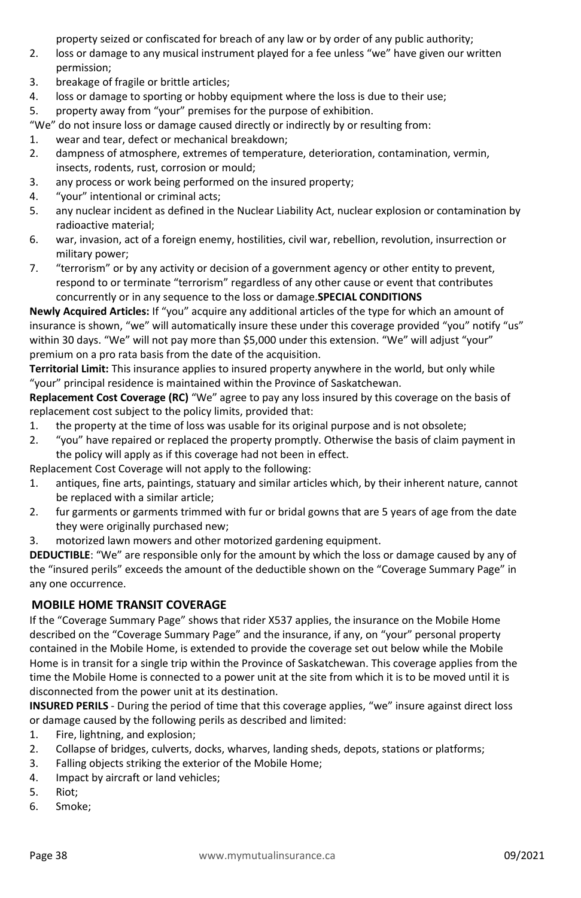property seized or confiscated for breach of any law or by order of any public authority;

2. loss or damage to any musical instrument played for a fee unless "we" have given our written permission;
3. breakage of fragile or brittle articles;
4. loss or damage to sporting or hobby equipment where the loss is due to their use;
5. property away from "your" premises for the purpose of exhibition.

"We" do not insure loss or damage caused directly or indirectly by or resulting from:

1. wear and tear, defect or mechanical breakdown;
2. dampness of atmosphere, extremes of temperature, deterioration, contamination, vermin, insects, rodents, rust, corrosion or mould;
3. any process or work being performed on the insured property;
4. "your" intentional or criminal acts;
5. any nuclear incident as defined in the Nuclear Liability Act, nuclear explosion or contamination by radioactive material;
6. war, invasion, act of a foreign enemy, hostilities, civil war, rebellion, revolution, insurrection or military power;
7. "terrorism" or by any activity or decision of a government agency or other entity to prevent, respond to or terminate "terrorism" regardless of any other cause or event that contributes concurrently or in any sequence to the loss or damage.

**SPECIAL CONDITIONS**

**Newly Acquired Articles:** If "you" acquire any additional articles of the type for which an amount of insurance is shown, "we" will automatically insure these under this coverage provided "you" notify "us" within 30 days. "We" will not pay more than $5,000 under this extension. "We" will adjust "your" premium on a pro rata basis from the date of the acquisition.

**Territorial Limit:** This insurance applies to insured property anywhere in the world, but only while "your" principal residence is maintained within the Province of Saskatchewan.

**Replacement Cost Coverage (RC)** "We" agree to pay any loss insured by this coverage on the basis of replacement cost subject to the policy limits, provided that:

1. the property at the time of loss was usable for its original purpose and is not obsolete;
2. "you" have repaired or replaced the property promptly. Otherwise the basis of claim payment in the policy will apply as if this coverage had not been in effect.

Replacement Cost Coverage will not apply to the following:

1. antiques, fine arts, paintings, statuary and similar articles which, by their inherent nature, cannot be replaced with a similar article;
2. fur garments or garments trimmed with fur or bridal gowns that are 5 years of age from the date they were originally purchased new;
3. motorized lawn mowers and other motorized gardening equipment.

**DEDUCTIBLE**: "We" are responsible only for the amount by which the loss or damage caused by any of the "insured perils" exceeds the amount of the deductible shown on the "Coverage Summary Page" in any one occurrence.

## MOBILE HOME TRANSIT COVERAGE

If the "Coverage Summary Page" shows that rider X537 applies, the insurance on the Mobile Home described on the "Coverage Summary Page" and the insurance, if any, on "your" personal property contained in the Mobile Home, is extended to provide the coverage set out below while the Mobile Home is in transit for a single trip within the Province of Saskatchewan. This coverage applies from the time the Mobile Home is connected to a power unit at the site from which it is to be moved until it is disconnected from the power unit at its destination.

**INSURED PERILS** - During the period of time that this coverage applies, "we" insure against direct loss or damage caused by the following perils as described and limited:

1. Fire, lightning, and explosion;
2. Collapse of bridges, culverts, docks, wharves, landing sheds, depots, stations or platforms;
3. Falling objects striking the exterior of the Mobile Home;
4. Impact by aircraft or land vehicles;
5. Riot;
6. Smoke;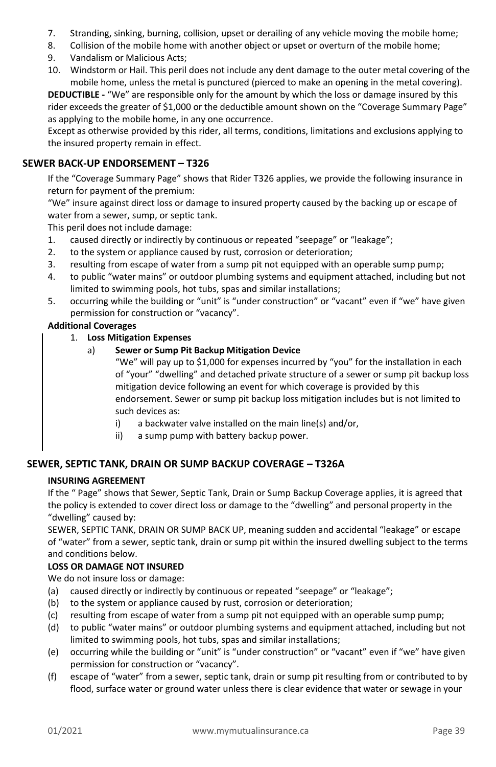7. Stranding, sinking, burning, collision, upset or derailing of any vehicle moving the mobile home;
8. Collision of the mobile home with another object or upset or overturn of the mobile home;
9. Vandalism or Malicious Acts;
10. Windstorm or Hail. This peril does not include any dent damage to the outer metal covering of the mobile home, unless the metal is punctured (pierced to make an opening in the metal covering).

**DEDUCTIBLE -** "We" are responsible only for the amount by which the loss or damage insured by this rider exceeds the greater of $1,000 or the deductible amount shown on the "Coverage Summary Page" as applying to the mobile home, in any one occurrence.

Except as otherwise provided by this rider, all terms, conditions, limitations and exclusions applying to the insured property remain in effect.

## SEWER BACK-UP ENDORSEMENT – T326

If the "Coverage Summary Page" shows that Rider T326 applies, we provide the following insurance in return for payment of the premium:

"We" insure against direct loss or damage to insured property caused by the backing up or escape of water from a sewer, sump, or septic tank.

This peril does not include damage:

1. caused directly or indirectly by continuous or repeated "seepage" or "leakage";
2. to the system or appliance caused by rust, corrosion or deterioration;
3. resulting from escape of water from a sump pit not equipped with an operable sump pump;
4. to public "water mains" or outdoor plumbing systems and equipment attached, including but not limited to swimming pools, hot tubs, spas and similar installations;
5. occurring while the building or "unit" is "under construction" or "vacant" even if "we" have given permission for construction or "vacancy".

**Additional Coverages**

1. **Loss Mitigation Expenses**
   a) **Sewer or Sump Pit Backup Mitigation Device**
      "We" will pay up to $1,000 for expenses incurred by "you" for the installation in each of "your" "dwelling" and detached private structure of a sewer or sump pit backup loss mitigation device following an event for which coverage is provided by this endorsement. Sewer or sump pit backup loss mitigation includes but is not limited to such devices as:
      i) a backwater valve installed on the main line(s) and/or,
      ii) a sump pump with battery backup power.

## SEWER, SEPTIC TANK, DRAIN OR SUMP BACKUP COVERAGE – T326A

**INSURING AGREEMENT**

If the " Page" shows that Sewer, Septic Tank, Drain or Sump Backup Coverage applies, it is agreed that the policy is extended to cover direct loss or damage to the "dwelling" and personal property in the "dwelling" caused by:

SEWER, SEPTIC TANK, DRAIN OR SUMP BACK UP, meaning sudden and accidental "leakage" or escape of "water" from a sewer, septic tank, drain or sump pit within the insured dwelling subject to the terms and conditions below.

**LOSS OR DAMAGE NOT INSURED**

We do not insure loss or damage:

(a) caused directly or indirectly by continuous or repeated "seepage" or "leakage";
(b) to the system or appliance caused by rust, corrosion or deterioration;
(c) resulting from escape of water from a sump pit not equipped with an operable sump pump;
(d) to public "water mains" or outdoor plumbing systems and equipment attached, including but not limited to swimming pools, hot tubs, spas and similar installations;
(e) occurring while the building or "unit" is "under construction" or "vacant" even if "we" have given permission for construction or "vacancy".
(f) escape of "water" from a sewer, septic tank, drain or sump pit resulting from or contributed to by flood, surface water or ground water unless there is clear evidence that water or sewage in your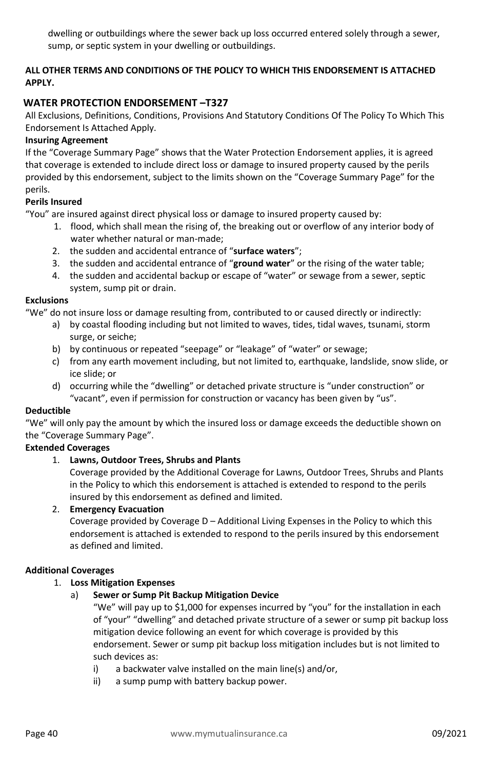dwelling or outbuildings where the sewer back up loss occurred entered solely through a sewer, sump, or septic system in your dwelling or outbuildings.

**ALL OTHER TERMS AND CONDITIONS OF THE POLICY TO WHICH THIS ENDORSEMENT IS ATTACHED APPLY.**

## WATER PROTECTION ENDORSEMENT –T327

All Exclusions, Definitions, Conditions, Provisions And Statutory Conditions Of The Policy To Which This Endorsement Is Attached Apply.

**Insuring Agreement**

If the "Coverage Summary Page" shows that the Water Protection Endorsement applies, it is agreed that coverage is extended to include direct loss or damage to insured property caused by the perils provided by this endorsement, subject to the limits shown on the "Coverage Summary Page" for the perils.

**Perils Insured**

"You" are insured against direct physical loss or damage to insured property caused by:

1. flood, which shall mean the rising of, the breaking out or overflow of any interior body of water whether natural or man-made;
2. the sudden and accidental entrance of "**surface waters**";
3. the sudden and accidental entrance of "**ground water**" or the rising of the water table;
4. the sudden and accidental backup or escape of "water" or sewage from a sewer, septic system, sump pit or drain.

**Exclusions**

"We" do not insure loss or damage resulting from, contributed to or caused directly or indirectly:

a) by coastal flooding including but not limited to waves, tides, tidal waves, tsunami, storm surge, or seiche;

b) by continuous or repeated "seepage" or "leakage" of "water" or sewage;

c) from any earth movement including, but not limited to, earthquake, landslide, snow slide, or ice slide; or

d) occurring while the "dwelling" or detached private structure is "under construction" or "vacant", even if permission for construction or vacancy has been given by "us".

**Deductible**

"We" will only pay the amount by which the insured loss or damage exceeds the deductible shown on the "Coverage Summary Page".

**Extended Coverages**

1. **Lawns, Outdoor Trees, Shrubs and Plants**

   Coverage provided by the Additional Coverage for Lawns, Outdoor Trees, Shrubs and Plants in the Policy to which this endorsement is attached is extended to respond to the perils insured by this endorsement as defined and limited.

2. **Emergency Evacuation**

   Coverage provided by Coverage D – Additional Living Expenses in the Policy to which this endorsement is attached is extended to respond to the perils insured by this endorsement as defined and limited.

**Additional Coverages**

1. **Loss Mitigation Expenses**

   a) **Sewer or Sump Pit Backup Mitigation Device**

   "We" will pay up to $1,000 for expenses incurred by "you" for the installation in each of "your" "dwelling" and detached private structure of a sewer or sump pit backup loss mitigation device following an event for which coverage is provided by this endorsement. Sewer or sump pit backup loss mitigation includes but is not limited to such devices as:

   i) a backwater valve installed on the main line(s) and/or,

   ii) a sump pump with battery backup power.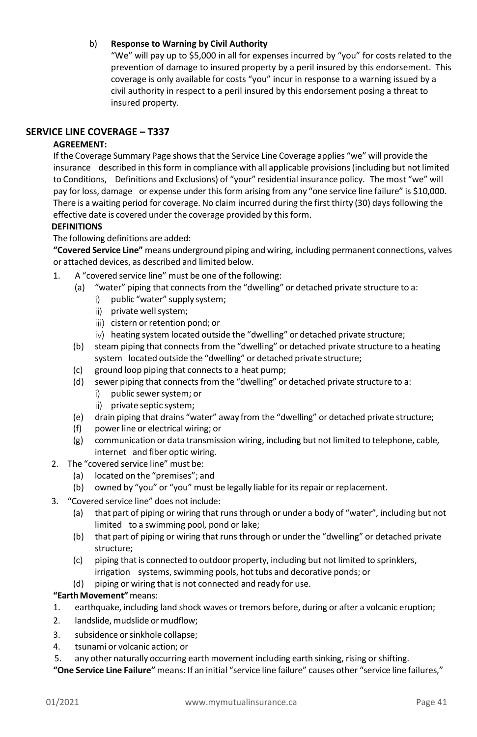b) **Response to Warning by Civil Authority**

"We" will pay up to $5,000 in all for expenses incurred by "you" for costs related to the prevention of damage to insured property by a peril insured by this endorsement. This coverage is only available for costs "you" incur in response to a warning issued by a civil authority in respect to a peril insured by this endorsement posing a threat to insured property.

## SERVICE LINE COVERAGE – T337

**AGREEMENT:**

If the Coverage Summary Page shows that the Service Line Coverage applies "we" will provide the insurance described in this form in compliance with all applicable provisions (including but not limited to Conditions, Definitions and Exclusions) of "your" residential insurance policy. The most "we" will pay for loss, damage or expense under this form arising from any "one service line failure" is $10,000. There is a waiting period for coverage. No claim incurred during the first thirty (30) days following the effective date is covered under the coverage provided by this form.

**DEFINITIONS**

The following definitions are added:

**"Covered Service Line"** means underground piping and wiring, including permanent connections, valves or attached devices, as described and limited below.

1. A "covered service line" must be one of the following:
   (a) "water" piping that connects from the "dwelling" or detached private structure to a:
      i) public "water" supply system;
      ii) private well system;
      iii) cistern or retention pond; or
      iv) heating system located outside the "dwelling" or detached private structure;
   (b) steam piping that connects from the "dwelling" or detached private structure to a heating system located outside the "dwelling" or detached private structure;
   (c) ground loop piping that connects to a heat pump;
   (d) sewer piping that connects from the "dwelling" or detached private structure to a:
      i) public sewer system; or
      ii) private septic system;
   (e) drain piping that drains "water" away from the "dwelling" or detached private structure;
   (f) power line or electrical wiring; or
   (g) communication or data transmission wiring, including but not limited to telephone, cable, internet and fiber optic wiring.
2. The "covered service line" must be:
   (a) located on the "premises"; and
   (b) owned by "you" or "you" must be legally liable for its repair or replacement.
3. "Covered service line" does not include:
   (a) that part of piping or wiring that runs through or under a body of "water", including but not limited to a swimming pool, pond or lake;
   (b) that part of piping or wiring that runs through or under the "dwelling" or detached private structure;
   (c) piping that is connected to outdoor property, including but not limited to sprinklers, irrigation systems, swimming pools, hot tubs and decorative ponds; or
   (d) piping or wiring that is not connected and ready for use.

**"Earth Movement"** means:

1. earthquake, including land shock waves or tremors before, during or after a volcanic eruption;
2. landslide, mudslide or mudflow;
3. subsidence or sinkhole collapse;
4. tsunami or volcanic action; or
5. any other naturally occurring earth movement including earth sinking, rising or shifting.

**"One Service Line Failure"** means: If an initial "service line failure" causes other "service line failures,"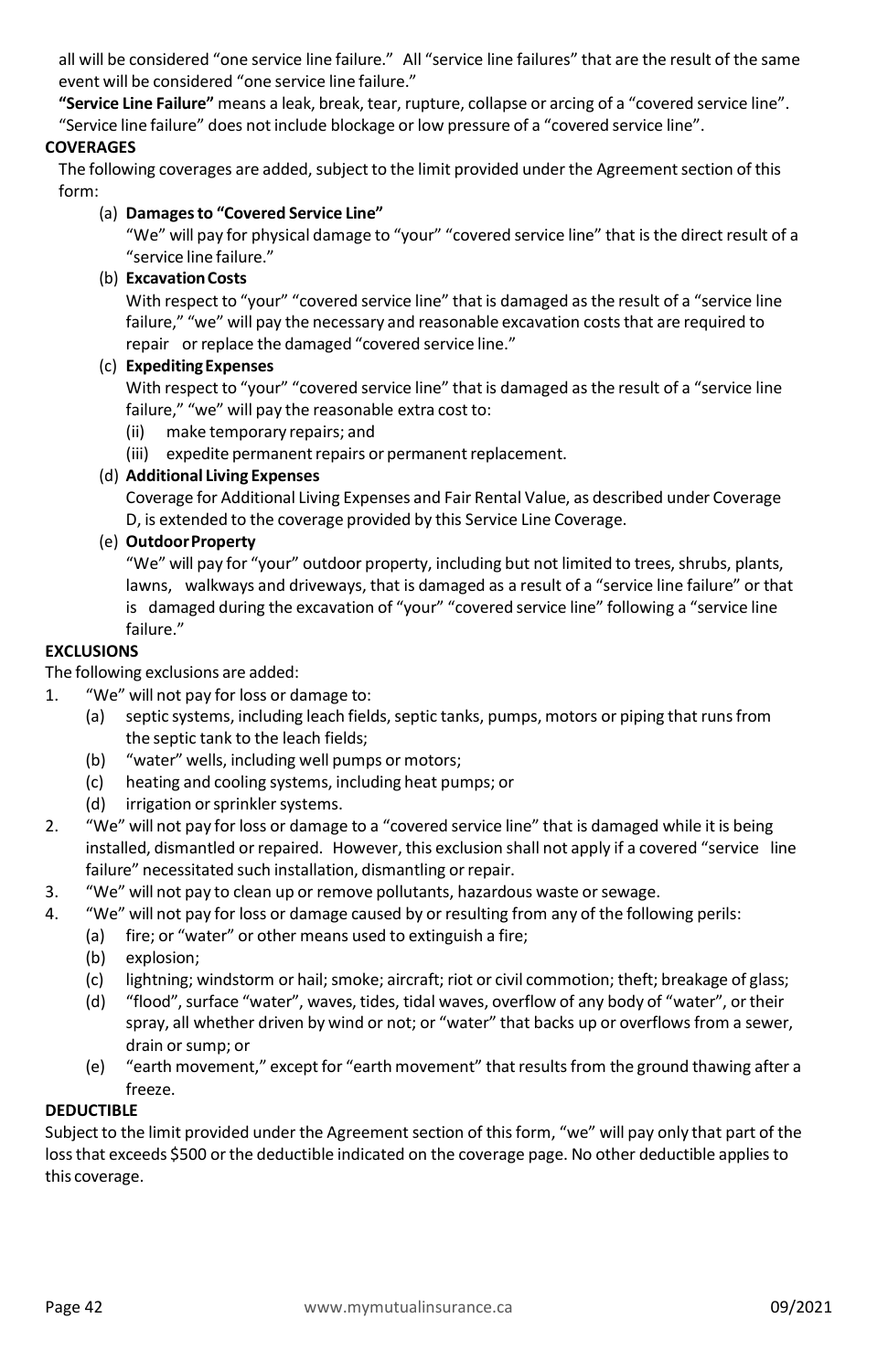all will be considered "one service line failure." All "service line failures" that are the result of the same event will be considered "one service line failure."

**"Service Line Failure"** means a leak, break, tear, rupture, collapse or arcing of a "covered service line". "Service line failure" does not include blockage or low pressure of a "covered service line".

**COVERAGES**

The following coverages are added, subject to the limit provided under the Agreement section of this form:

(a) **Damages to "Covered Service Line"**
"We" will pay for physical damage to "your" "covered service line" that is the direct result of a "service line failure."

(b) **Excavation Costs**
With respect to "your" "covered service line" that is damaged as the result of a "service line failure," "we" will pay the necessary and reasonable excavation costs that are required to repair or replace the damaged "covered service line."

(c) **Expediting Expenses**
With respect to "your" "covered service line" that is damaged as the result of a "service line failure," "we" will pay the reasonable extra cost to:
(ii) make temporary repairs; and
(iii) expedite permanent repairs or permanent replacement.

(d) **Additional Living Expenses**
Coverage for Additional Living Expenses and Fair Rental Value, as described under Coverage D, is extended to the coverage provided by this Service Line Coverage.

(e) **Outdoor Property**
"We" will pay for "your" outdoor property, including but not limited to trees, shrubs, plants, lawns, walkways and driveways, that is damaged as a result of a "service line failure" or that is damaged during the excavation of "your" "covered service line" following a "service line failure."

**EXCLUSIONS**

The following exclusions are added:

1. "We" will not pay for loss or damage to:
   (a) septic systems, including leach fields, septic tanks, pumps, motors or piping that runs from the septic tank to the leach fields;
   (b) "water" wells, including well pumps or motors;
   (c) heating and cooling systems, including heat pumps; or
   (d) irrigation or sprinkler systems.
2. "We" will not pay for loss or damage to a "covered service line" that is damaged while it is being installed, dismantled or repaired. However, this exclusion shall not apply if a covered "service line failure" necessitated such installation, dismantling or repair.
3. "We" will not pay to clean up or remove pollutants, hazardous waste or sewage.
4. "We" will not pay for loss or damage caused by or resulting from any of the following perils:
   (a) fire; or "water" or other means used to extinguish a fire;
   (b) explosion;
   (c) lightning; windstorm or hail; smoke; aircraft; riot or civil commotion; theft; breakage of glass;
   (d) "flood", surface "water", waves, tides, tidal waves, overflow of any body of "water", or their spray, all whether driven by wind or not; or "water" that backs up or overflows from a sewer, drain or sump; or
   (e) "earth movement," except for "earth movement" that results from the ground thawing after a freeze.

**DEDUCTIBLE**

Subject to the limit provided under the Agreement section of this form, "we" will pay only that part of the loss that exceeds $500 or the deductible indicated on the coverage page. No other deductible applies to this coverage.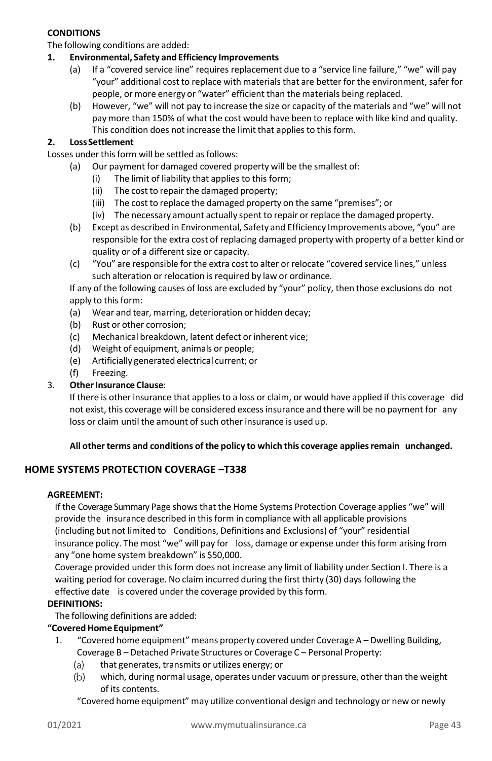**CONDITIONS**

The following conditions are added:

1. **Environmental, Safety and Efficiency Improvements**
   (a) If a "covered service line" requires replacement due to a "service line failure," "we" will pay "your" additional cost to replace with materials that are better for the environment, safer for people, or more energy or "water" efficient than the materials being replaced.
   (b) However, "we" will not pay to increase the size or capacity of the materials and "we" will not pay more than 150% of what the cost would have been to replace with like kind and quality. This condition does not increase the limit that applies to this form.

2. **Loss Settlement**

Losses under this form will be settled as follows:

   (a) Our payment for damaged covered property will be the smallest of:
      (i) The limit of liability that applies to this form;
      (ii) The cost to repair the damaged property;
      (iii) The cost to replace the damaged property on the same "premises"; or
      (iv) The necessary amount actually spent to repair or replace the damaged property.
   (b) Except as described in Environmental, Safety and Efficiency Improvements above, "you" are responsible for the extra cost of replacing damaged property with property of a better kind or quality or of a different size or capacity.
   (c) "You" are responsible for the extra cost to alter or relocate "covered service lines," unless such alteration or relocation is required by law or ordinance.

   If any of the following causes of loss are excluded by "your" policy, then those exclusions do not apply to this form:

   (a) Wear and tear, marring, deterioration or hidden decay;
   (b) Rust or other corrosion;
   (c) Mechanical breakdown, latent defect or inherent vice;
   (d) Weight of equipment, animals or people;
   (e) Artificially generated electrical current; or
   (f) Freezing.

3. **Other Insurance Clause**:

   If there is other insurance that applies to a loss or claim, or would have applied if this coverage did not exist, this coverage will be considered excess insurance and there will be no payment for any loss or claim until the amount of such other insurance is used up.

   **All other terms and conditions of the policy to which this coverage applies remain unchanged.**

## HOME SYSTEMS PROTECTION COVERAGE –T338

**AGREEMENT:**

If the Coverage Summary Page shows that the Home Systems Protection Coverage applies "we" will provide the insurance described in this form in compliance with all applicable provisions (including but not limited to Conditions, Definitions and Exclusions) of "your" residential insurance policy. The most "we" will pay for loss, damage or expense under this form arising from any "one home system breakdown" is $50,000.

Coverage provided under this form does not increase any limit of liability under Section I. There is a waiting period for coverage. No claim incurred during the first thirty (30) days following the effective date is covered under the coverage provided by this form.

**DEFINITIONS:**

The following definitions are added:

**"Covered Home Equipment"**

1. "Covered home equipment" means property covered under Coverage A – Dwelling Building, Coverage B – Detached Private Structures or Coverage C – Personal Property:
   (a) that generates, transmits or utilizes energy; or
   (b) which, during normal usage, operates under vacuum or pressure, other than the weight of its contents.

   "Covered home equipment" may utilize conventional design and technology or new or newly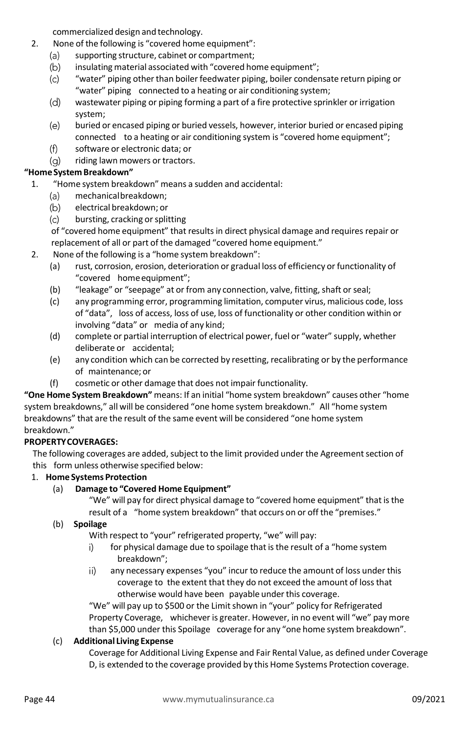commercialized design and technology.

2. None of the following is "covered home equipment":
   (a) supporting structure, cabinet or compartment;
   (b) insulating material associated with "covered home equipment";
   (c) "water" piping other than boiler feedwater piping, boiler condensate return piping or "water" piping connected to a heating or air conditioning system;
   (d) wastewater piping or piping forming a part of a fire protective sprinkler or irrigation system;
   (e) buried or encased piping or buried vessels, however, interior buried or encased piping connected to a heating or air conditioning system is "covered home equipment";
   (f) software or electronic data; or
   (g) riding lawn mowers or tractors.

**"Home System Breakdown"**

1. "Home system breakdown" means a sudden and accidental:
   (a) mechanical breakdown;
   (b) electrical breakdown; or
   (c) bursting, cracking or splitting

   of "covered home equipment" that results in direct physical damage and requires repair or replacement of all or part of the damaged "covered home equipment."

2. None of the following is a "home system breakdown":
   (a) rust, corrosion, erosion, deterioration or gradual loss of efficiency or functionality of "covered home equipment";
   (b) "leakage" or "seepage" at or from any connection, valve, fitting, shaft or seal;
   (c) any programming error, programming limitation, computer virus, malicious code, loss of "data", loss of access, loss of use, loss of functionality or other condition within or involving "data" or media of any kind;
   (d) complete or partial interruption of electrical power, fuel or "water" supply, whether deliberate or accidental;
   (e) any condition which can be corrected by resetting, recalibrating or by the performance of maintenance; or
   (f) cosmetic or other damage that does not impair functionality.

**"One Home System Breakdown"** means: If an initial "home system breakdown" causes other "home system breakdowns," all will be considered "one home system breakdown." All "home system breakdowns" that are the result of the same event will be considered "one home system breakdown."

**PROPERTY COVERAGES:**

The following coverages are added, subject to the limit provided under the Agreement section of this form unless otherwise specified below:

1. **Home Systems Protection**
   (a) **Damage to "Covered Home Equipment"**

   "We" will pay for direct physical damage to "covered home equipment" that is the result of a "home system breakdown" that occurs on or off the "premises."

   (b) **Spoilage**

   With respect to "your" refrigerated property, "we" will pay:

   i) for physical damage due to spoilage that is the result of a "home system breakdown";
   ii) any necessary expenses "you" incur to reduce the amount of loss under this coverage to the extent that they do not exceed the amount of loss that otherwise would have been payable under this coverage.

   "We" will pay up to $500 or the Limit shown in "your" policy for Refrigerated Property Coverage, whichever is greater. However, in no event will "we" pay more than $5,000 under this Spoilage coverage for any "one home system breakdown".

   (c) **Additional Living Expense**

   Coverage for Additional Living Expense and Fair Rental Value, as defined under Coverage D, is extended to the coverage provided by this Home Systems Protection coverage.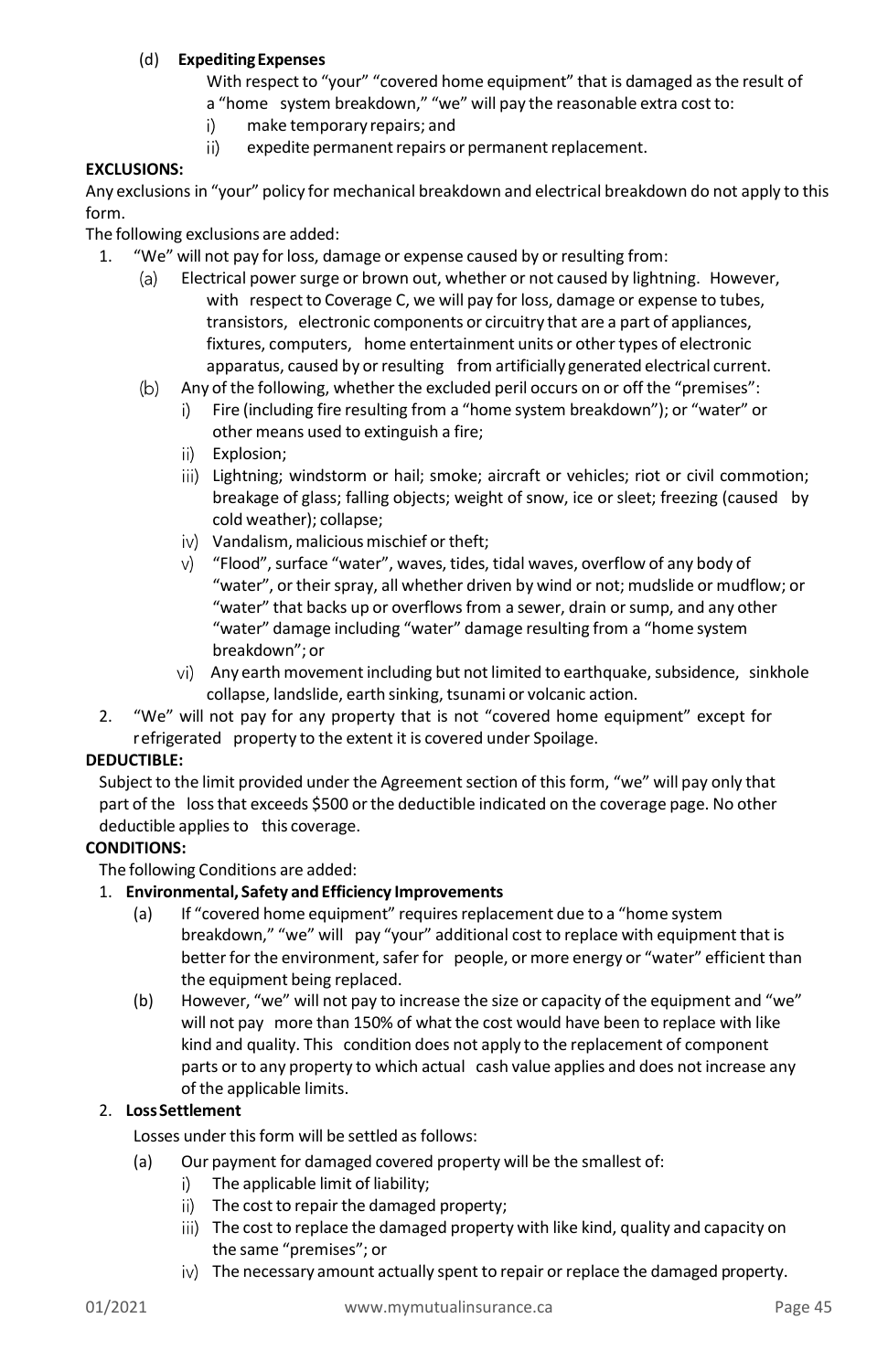(d) **Expediting Expenses**

With respect to "your" "covered home equipment" that is damaged as the result of a "home system breakdown," "we" will pay the reasonable extra cost to:

i) make temporary repairs; and
ii) expedite permanent repairs or permanent replacement.

**EXCLUSIONS:**

Any exclusions in "your" policy for mechanical breakdown and electrical breakdown do not apply to this form.

The following exclusions are added:

1. "We" will not pay for loss, damage or expense caused by or resulting from:
   (a) Electrical power surge or brown out, whether or not caused by lightning. However, with respect to Coverage C, we will pay for loss, damage or expense to tubes, transistors, electronic components or circuitry that are a part of appliances, fixtures, computers, home entertainment units or other types of electronic apparatus, caused by or resulting from artificially generated electrical current.
   (b) Any of the following, whether the excluded peril occurs on or off the "premises":
      i) Fire (including fire resulting from a "home system breakdown"); or "water" or other means used to extinguish a fire;
      ii) Explosion;
      iii) Lightning; windstorm or hail; smoke; aircraft or vehicles; riot or civil commotion; breakage of glass; falling objects; weight of snow, ice or sleet; freezing (caused by cold weather); collapse;
      iv) Vandalism, malicious mischief or theft;
      v) "Flood", surface "water", waves, tides, tidal waves, overflow of any body of "water", or their spray, all whether driven by wind or not; mudslide or mudflow; or "water" that backs up or overflows from a sewer, drain or sump, and any other "water" damage including "water" damage resulting from a "home system breakdown"; or
      vi) Any earth movement including but not limited to earthquake, subsidence, sinkhole collapse, landslide, earth sinking, tsunami or volcanic action.
2. "We" will not pay for any property that is not "covered home equipment" except for refrigerated property to the extent it is covered under Spoilage.

**DEDUCTIBLE:**

Subject to the limit provided under the Agreement section of this form, "we" will pay only that part of the loss that exceeds $500 or the deductible indicated on the coverage page. No other deductible applies to this coverage.

**CONDITIONS:**

The following Conditions are added:

1. **Environmental, Safety and Efficiency Improvements**
   (a) If "covered home equipment" requires replacement due to a "home system breakdown," "we" will pay "your" additional cost to replace with equipment that is better for the environment, safer for people, or more energy or "water" efficient than the equipment being replaced.
   (b) However, "we" will not pay to increase the size or capacity of the equipment and "we" will not pay more than 150% of what the cost would have been to replace with like kind and quality. This condition does not apply to the replacement of component parts or to any property to which actual cash value applies and does not increase any of the applicable limits.
2. **Loss Settlement**

   Losses under this form will be settled as follows:

   (a) Our payment for damaged covered property will be the smallest of:
      i) The applicable limit of liability;
      ii) The cost to repair the damaged property;
      iii) The cost to replace the damaged property with like kind, quality and capacity on the same "premises"; or
      iv) The necessary amount actually spent to repair or replace the damaged property.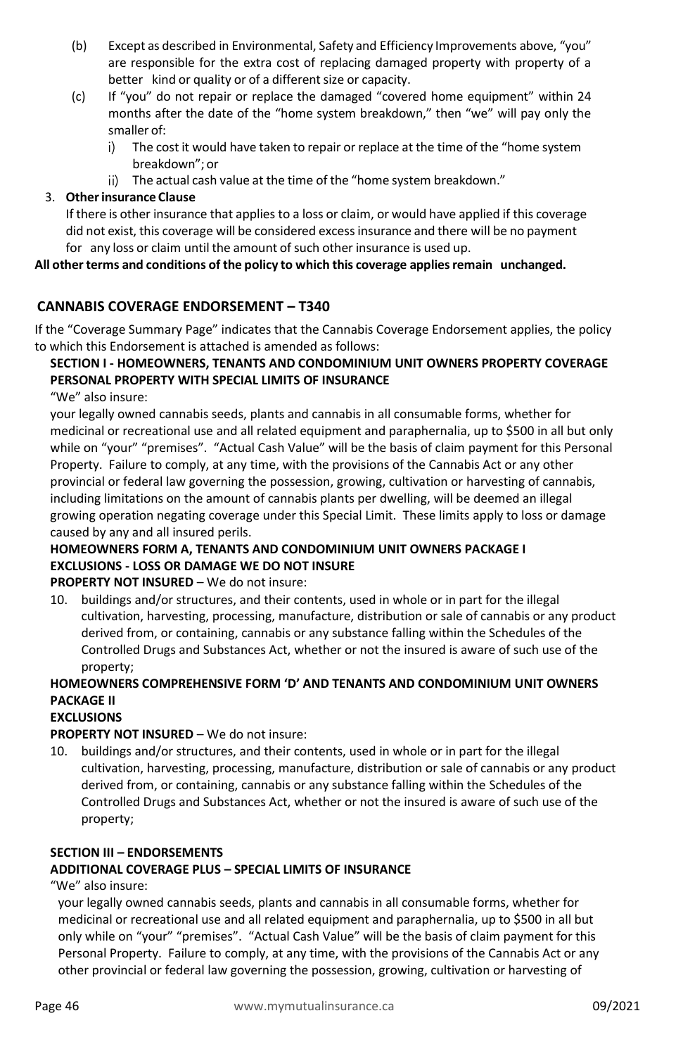(b) Except as described in Environmental, Safety and Efficiency Improvements above, "you" are responsible for the extra cost of replacing damaged property with property of a better kind or quality or of a different size or capacity.

(c) If "you" do not repair or replace the damaged "covered home equipment" within 24 months after the date of the "home system breakdown," then "we" will pay only the smaller of:

i) The cost it would have taken to repair or replace at the time of the "home system breakdown"; or

ii) The actual cash value at the time of the "home system breakdown."

3. **Other insurance Clause**

If there is other insurance that applies to a loss or claim, or would have applied if this coverage did not exist, this coverage will be considered excess insurance and there will be no payment for any loss or claim until the amount of such other insurance is used up.

**All other terms and conditions of the policy to which this coverage applies remain unchanged.**

## CANNABIS COVERAGE ENDORSEMENT – T340

If the "Coverage Summary Page" indicates that the Cannabis Coverage Endorsement applies, the policy to which this Endorsement is attached is amended as follows:

**SECTION I - HOMEOWNERS, TENANTS AND CONDOMINIUM UNIT OWNERS PROPERTY COVERAGE**
**PERSONAL PROPERTY WITH SPECIAL LIMITS OF INSURANCE**

"We" also insure:

your legally owned cannabis seeds, plants and cannabis in all consumable forms, whether for medicinal or recreational use and all related equipment and paraphernalia, up to $500 in all but only while on "your" "premises". "Actual Cash Value" will be the basis of claim payment for this Personal Property. Failure to comply, at any time, with the provisions of the Cannabis Act or any other provincial or federal law governing the possession, growing, cultivation or harvesting of cannabis, including limitations on the amount of cannabis plants per dwelling, will be deemed an illegal growing operation negating coverage under this Special Limit. These limits apply to loss or damage caused by any and all insured perils.

**HOMEOWNERS FORM A, TENANTS AND CONDOMINIUM UNIT OWNERS PACKAGE I**
**EXCLUSIONS - LOSS OR DAMAGE WE DO NOT INSURE**

**PROPERTY NOT INSURED** – We do not insure:

10. buildings and/or structures, and their contents, used in whole or in part for the illegal cultivation, harvesting, processing, manufacture, distribution or sale of cannabis or any product derived from, or containing, cannabis or any substance falling within the Schedules of the Controlled Drugs and Substances Act, whether or not the insured is aware of such use of the property;

**HOMEOWNERS COMPREHENSIVE FORM 'D' AND TENANTS AND CONDOMINIUM UNIT OWNERS PACKAGE II**

**EXCLUSIONS**

**PROPERTY NOT INSURED** – We do not insure:

10. buildings and/or structures, and their contents, used in whole or in part for the illegal cultivation, harvesting, processing, manufacture, distribution or sale of cannabis or any product derived from, or containing, cannabis or any substance falling within the Schedules of the Controlled Drugs and Substances Act, whether or not the insured is aware of such use of the property;

**SECTION III – ENDORSEMENTS**
**ADDITIONAL COVERAGE PLUS – SPECIAL LIMITS OF INSURANCE**

"We" also insure:

your legally owned cannabis seeds, plants and cannabis in all consumable forms, whether for medicinal or recreational use and all related equipment and paraphernalia, up to $500 in all but only while on "your" "premises". "Actual Cash Value" will be the basis of claim payment for this Personal Property. Failure to comply, at any time, with the provisions of the Cannabis Act or any other provincial or federal law governing the possession, growing, cultivation or harvesting of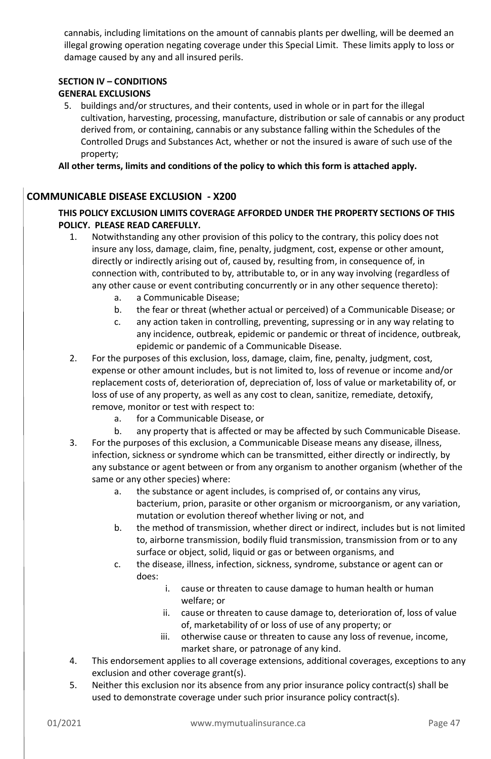cannabis, including limitations on the amount of cannabis plants per dwelling, will be deemed an illegal growing operation negating coverage under this Special Limit. These limits apply to loss or damage caused by any and all insured perils.

**SECTION IV – CONDITIONS**
**GENERAL EXCLUSIONS**

5. buildings and/or structures, and their contents, used in whole or in part for the illegal cultivation, harvesting, processing, manufacture, distribution or sale of cannabis or any product derived from, or containing, cannabis or any substance falling within the Schedules of the Controlled Drugs and Substances Act, whether or not the insured is aware of such use of the property;

**All other terms, limits and conditions of the policy to which this form is attached apply.**

## COMMUNICABLE DISEASE EXCLUSION - X200

**THIS POLICY EXCLUSION LIMITS COVERAGE AFFORDED UNDER THE PROPERTY SECTIONS OF THIS POLICY. PLEASE READ CAREFULLY.**

1. Notwithstanding any other provision of this policy to the contrary, this policy does not insure any loss, damage, claim, fine, penalty, judgment, cost, expense or other amount, directly or indirectly arising out of, caused by, resulting from, in consequence of, in connection with, contributed to by, attributable to, or in any way involving (regardless of any other cause or event contributing concurrently or in any other sequence thereto):
   a. a Communicable Disease;
   b. the fear or threat (whether actual or perceived) of a Communicable Disease; or
   c. any action taken in controlling, preventing, supressing or in any way relating to any incidence, outbreak, epidemic or pandemic or threat of incidence, outbreak, epidemic or pandemic of a Communicable Disease.
2. For the purposes of this exclusion, loss, damage, claim, fine, penalty, judgment, cost, expense or other amount includes, but is not limited to, loss of revenue or income and/or replacement costs of, deterioration of, depreciation of, loss of value or marketability of, or loss of use of any property, as well as any cost to clean, sanitize, remediate, detoxify, remove, monitor or test with respect to:
   a. for a Communicable Disease, or
   b. any property that is affected or may be affected by such Communicable Disease.
3. For the purposes of this exclusion, a Communicable Disease means any disease, illness, infection, sickness or syndrome which can be transmitted, either directly or indirectly, by any substance or agent between or from any organism to another organism (whether of the same or any other species) where:
   a. the substance or agent includes, is comprised of, or contains any virus, bacterium, prion, parasite or other organism or microorganism, or any variation, mutation or evolution thereof whether living or not, and
   b. the method of transmission, whether direct or indirect, includes but is not limited to, airborne transmission, bodily fluid transmission, transmission from or to any surface or object, solid, liquid or gas or between organisms, and
   c. the disease, illness, infection, sickness, syndrome, substance or agent can or does:
      i. cause or threaten to cause damage to human health or human welfare; or
      ii. cause or threaten to cause damage to, deterioration of, loss of value of, marketability of or loss of use of any property; or
      iii. otherwise cause or threaten to cause any loss of revenue, income, market share, or patronage of any kind.
4. This endorsement applies to all coverage extensions, additional coverages, exceptions to any exclusion and other coverage grant(s).
5. Neither this exclusion nor its absence from any prior insurance policy contract(s) shall be used to demonstrate coverage under such prior insurance policy contract(s).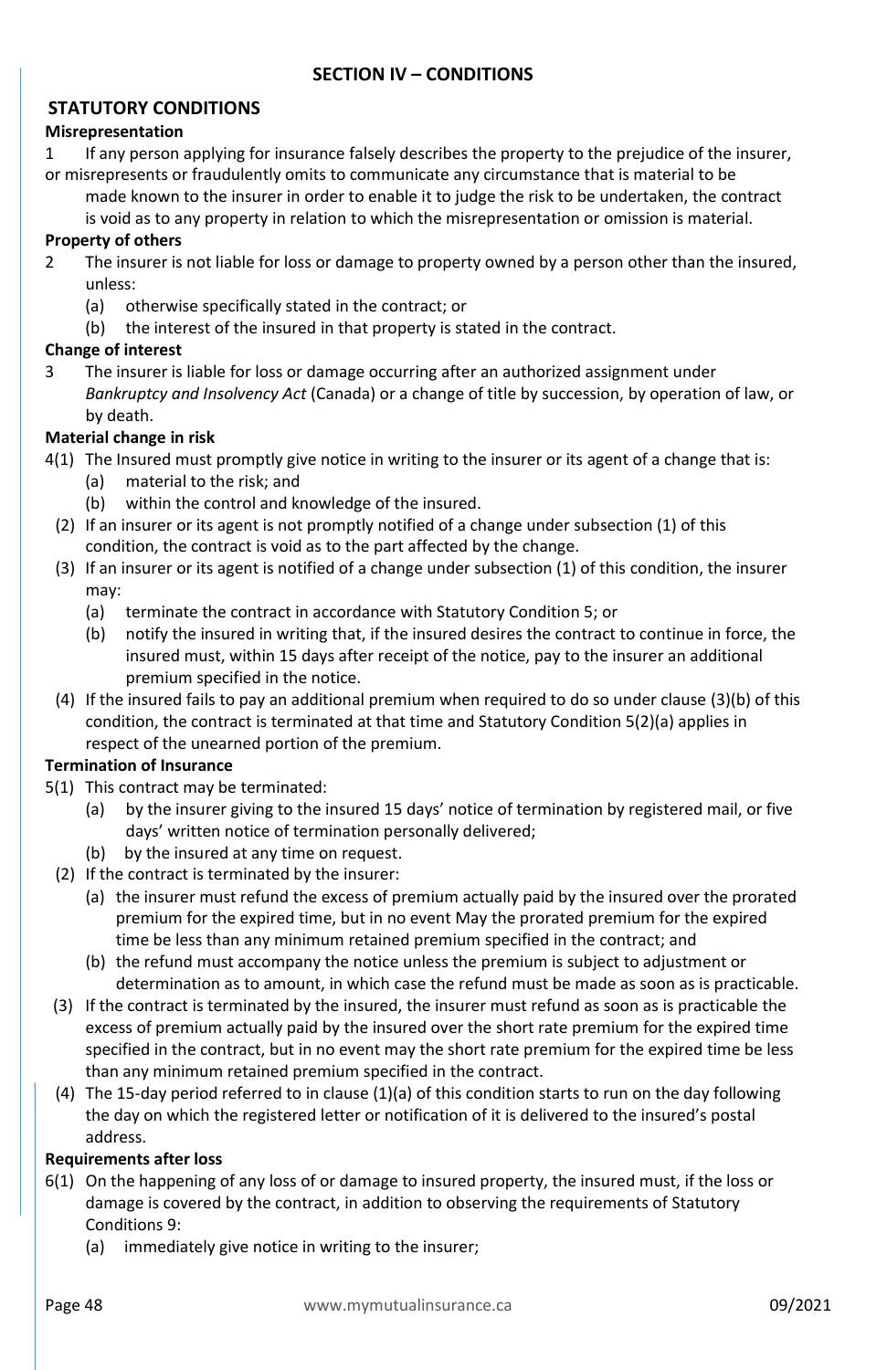## SECTION IV – CONDITIONS

### STATUTORY CONDITIONS

**Misrepresentation**

1 If any person applying for insurance falsely describes the property to the prejudice of the insurer, or misrepresents or fraudulently omits to communicate any circumstance that is material to be made known to the insurer in order to enable it to judge the risk to be undertaken, the contract is void as to any property in relation to which the misrepresentation or omission is material.

**Property of others**

2 The insurer is not liable for loss or damage to property owned by a person other than the insured, unless:

(a) otherwise specifically stated in the contract; or

(b) the interest of the insured in that property is stated in the contract.

**Change of interest**

3 The insurer is liable for loss or damage occurring after an authorized assignment under *Bankruptcy and Insolvency Act* (Canada) or a change of title by succession, by operation of law, or by death.

**Material change in risk**

4(1) The Insured must promptly give notice in writing to the insurer or its agent of a change that is:

(a) material to the risk; and

(b) within the control and knowledge of the insured.

(2) If an insurer or its agent is not promptly notified of a change under subsection (1) of this condition, the contract is void as to the part affected by the change.

(3) If an insurer or its agent is notified of a change under subsection (1) of this condition, the insurer may:

(a) terminate the contract in accordance with Statutory Condition 5; or

(b) notify the insured in writing that, if the insured desires the contract to continue in force, the insured must, within 15 days after receipt of the notice, pay to the insurer an additional premium specified in the notice.

(4) If the insured fails to pay an additional premium when required to do so under clause (3)(b) of this condition, the contract is terminated at that time and Statutory Condition 5(2)(a) applies in respect of the unearned portion of the premium.

**Termination of Insurance**

5(1) This contract may be terminated:

(a) by the insurer giving to the insured 15 days' notice of termination by registered mail, or five days' written notice of termination personally delivered;

(b) by the insured at any time on request.

(2) If the contract is terminated by the insurer:

(a) the insurer must refund the excess of premium actually paid by the insured over the prorated premium for the expired time, but in no event May the prorated premium for the expired time be less than any minimum retained premium specified in the contract; and

(b) the refund must accompany the notice unless the premium is subject to adjustment or determination as to amount, in which case the refund must be made as soon as is practicable.

(3) If the contract is terminated by the insured, the insurer must refund as soon as is practicable the excess of premium actually paid by the insured over the short rate premium for the expired time specified in the contract, but in no event may the short rate premium for the expired time be less than any minimum retained premium specified in the contract.

(4) The 15-day period referred to in clause (1)(a) of this condition starts to run on the day following the day on which the registered letter or notification of it is delivered to the insured's postal address.

**Requirements after loss**

6(1) On the happening of any loss of or damage to insured property, the insured must, if the loss or damage is covered by the contract, in addition to observing the requirements of Statutory Conditions 9:

(a) immediately give notice in writing to the insurer;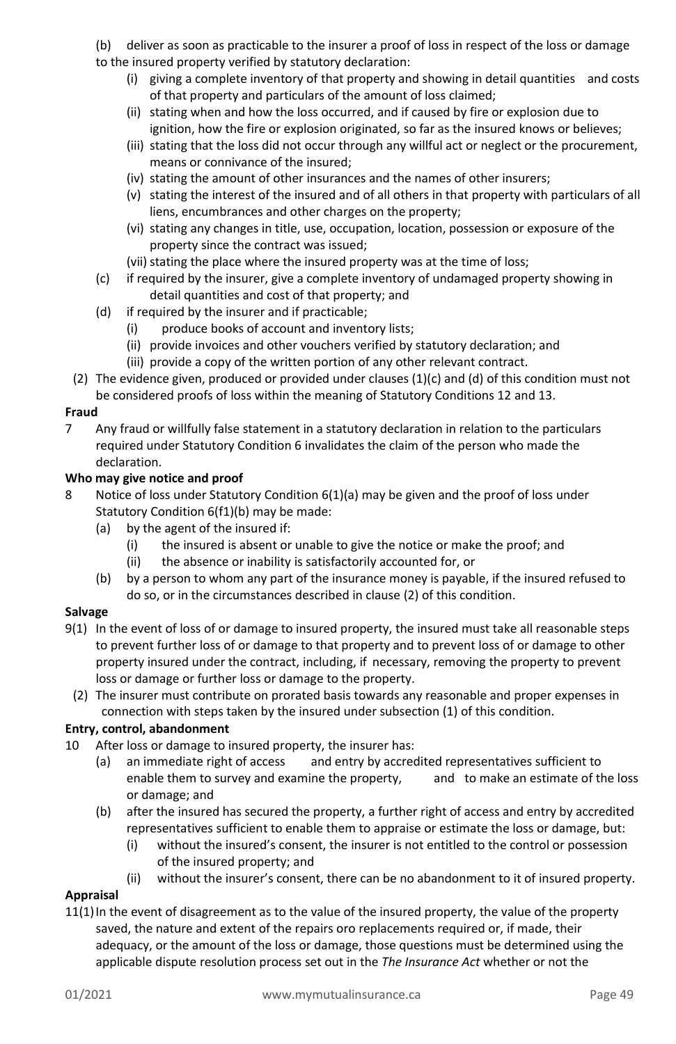(b) deliver as soon as practicable to the insurer a proof of loss in respect of the loss or damage to the insured property verified by statutory declaration:

- (i) giving a complete inventory of that property and showing in detail quantities and costs of that property and particulars of the amount of loss claimed;
- (ii) stating when and how the loss occurred, and if caused by fire or explosion due to ignition, how the fire or explosion originated, so far as the insured knows or believes;
- (iii) stating that the loss did not occur through any willful act or neglect or the procurement, means or connivance of the insured;
- (iv) stating the amount of other insurances and the names of other insurers;
- (v) stating the interest of the insured and of all others in that property with particulars of all liens, encumbrances and other charges on the property;
- (vi) stating any changes in title, use, occupation, location, possession or exposure of the property since the contract was issued;
- (vii) stating the place where the insured property was at the time of loss;

(c) if required by the insurer, give a complete inventory of undamaged property showing in detail quantities and cost of that property; and

(d) if required by the insurer and if practicable;

- (i) produce books of account and inventory lists;
- (ii) provide invoices and other vouchers verified by statutory declaration; and
- (iii) provide a copy of the written portion of any other relevant contract.

(2) The evidence given, produced or provided under clauses (1)(c) and (d) of this condition must not be considered proofs of loss within the meaning of Statutory Conditions 12 and 13.

**Fraud**

7 Any fraud or willfully false statement in a statutory declaration in relation to the particulars required under Statutory Condition 6 invalidates the claim of the person who made the declaration.

**Who may give notice and proof**

8 Notice of loss under Statutory Condition 6(1)(a) may be given and the proof of loss under Statutory Condition 6(f1)(b) may be made:

(a) by the agent of the insured if:

- (i) the insured is absent or unable to give the notice or make the proof; and
- (ii) the absence or inability is satisfactorily accounted for, or

(b) by a person to whom any part of the insurance money is payable, if the insured refused to do so, or in the circumstances described in clause (2) of this condition.

**Salvage**

9(1) In the event of loss of or damage to insured property, the insured must take all reasonable steps to prevent further loss of or damage to that property and to prevent loss of or damage to other property insured under the contract, including, if necessary, removing the property to prevent loss or damage or further loss or damage to the property.

(2) The insurer must contribute on prorated basis towards any reasonable and proper expenses in connection with steps taken by the insured under subsection (1) of this condition.

**Entry, control, abandonment**

10 After loss or damage to insured property, the insurer has:

(a) an immediate right of access and entry by accredited representatives sufficient to enable them to survey and examine the property, and to make an estimate of the loss or damage; and

(b) after the insured has secured the property, a further right of access and entry by accredited representatives sufficient to enable them to appraise or estimate the loss or damage, but:

- (i) without the insured's consent, the insurer is not entitled to the control or possession of the insured property; and
- (ii) without the insurer's consent, there can be no abandonment to it of insured property.

**Appraisal**

11(1) In the event of disagreement as to the value of the insured property, the value of the property saved, the nature and extent of the repairs oro replacements required or, if made, their adequacy, or the amount of the loss or damage, those questions must be determined using the applicable dispute resolution process set out in the *The Insurance Act* whether or not the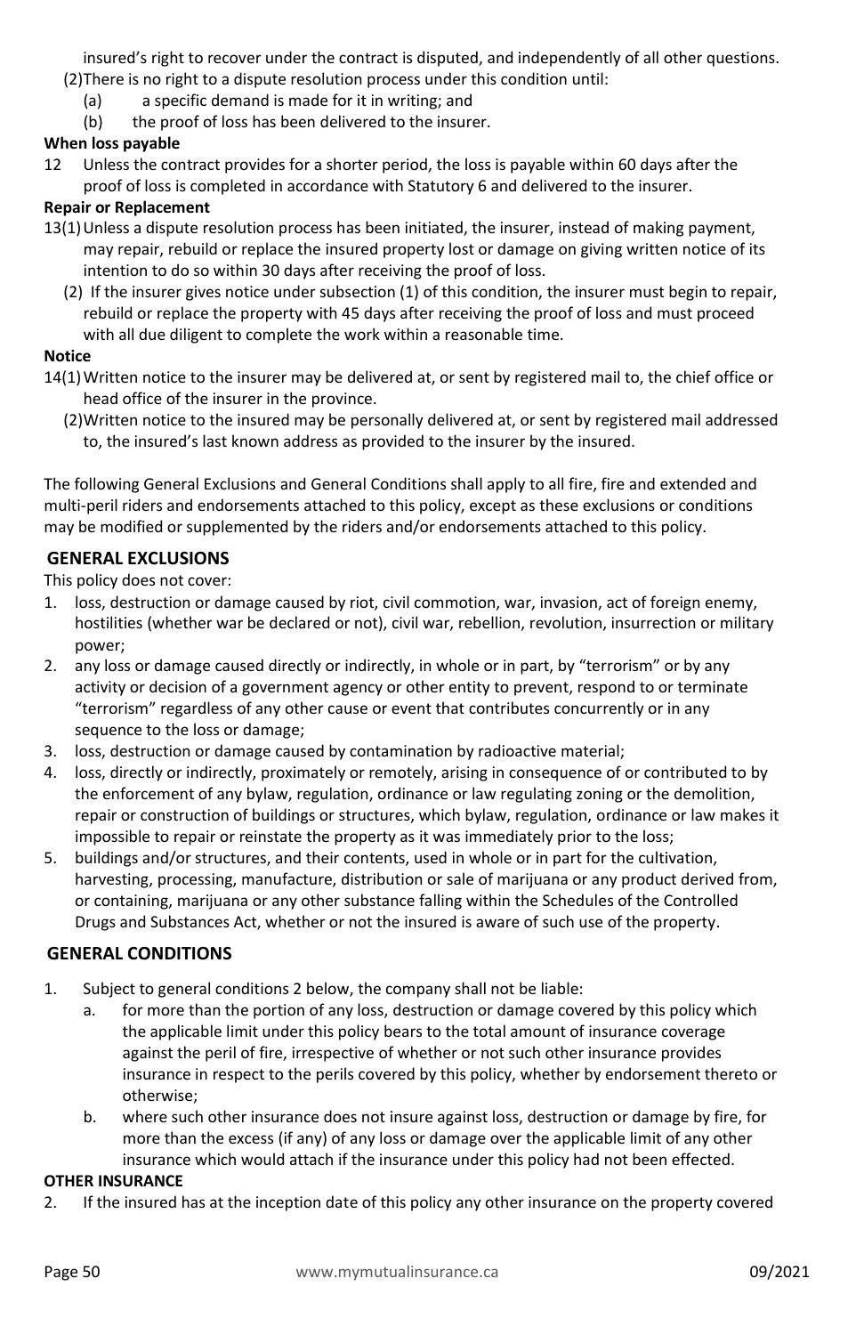insured's right to recover under the contract is disputed, and independently of all other questions.

(2) There is no right to a dispute resolution process under this condition until:

(a) a specific demand is made for it in writing; and

(b) the proof of loss has been delivered to the insurer.

**When loss payable**

12 Unless the contract provides for a shorter period, the loss is payable within 60 days after the proof of loss is completed in accordance with Statutory 6 and delivered to the insurer.

**Repair or Replacement**

13(1) Unless a dispute resolution process has been initiated, the insurer, instead of making payment, may repair, rebuild or replace the insured property lost or damage on giving written notice of its intention to do so within 30 days after receiving the proof of loss.

(2) If the insurer gives notice under subsection (1) of this condition, the insurer must begin to repair, rebuild or replace the property with 45 days after receiving the proof of loss and must proceed with all due diligent to complete the work within a reasonable time.

**Notice**

14(1) Written notice to the insurer may be delivered at, or sent by registered mail to, the chief office or head office of the insurer in the province.

(2) Written notice to the insured may be personally delivered at, or sent by registered mail addressed to, the insured's last known address as provided to the insurer by the insured.

The following General Exclusions and General Conditions shall apply to all fire, fire and extended and multi-peril riders and endorsements attached to this policy, except as these exclusions or conditions may be modified or supplemented by the riders and/or endorsements attached to this policy.

## GENERAL EXCLUSIONS

This policy does not cover:

1. loss, destruction or damage caused by riot, civil commotion, war, invasion, act of foreign enemy, hostilities (whether war be declared or not), civil war, rebellion, revolution, insurrection or military power;
2. any loss or damage caused directly or indirectly, in whole or in part, by "terrorism" or by any activity or decision of a government agency or other entity to prevent, respond to or terminate "terrorism" regardless of any other cause or event that contributes concurrently or in any sequence to the loss or damage;
3. loss, destruction or damage caused by contamination by radioactive material;
4. loss, directly or indirectly, proximately or remotely, arising in consequence of or contributed to by the enforcement of any bylaw, regulation, ordinance or law regulating zoning or the demolition, repair or construction of buildings or structures, which bylaw, regulation, ordinance or law makes it impossible to repair or reinstate the property as it was immediately prior to the loss;
5. buildings and/or structures, and their contents, used in whole or in part for the cultivation, harvesting, processing, manufacture, distribution or sale of marijuana or any product derived from, or containing, marijuana or any other substance falling within the Schedules of the Controlled Drugs and Substances Act, whether or not the insured is aware of such use of the property.

## GENERAL CONDITIONS

1. Subject to general conditions 2 below, the company shall not be liable:
   a. for more than the portion of any loss, destruction or damage covered by this policy which the applicable limit under this policy bears to the total amount of insurance coverage against the peril of fire, irrespective of whether or not such other insurance provides insurance in respect to the perils covered by this policy, whether by endorsement thereto or otherwise;
   b. where such other insurance does not insure against loss, destruction or damage by fire, for more than the excess (if any) of any loss or damage over the applicable limit of any other insurance which would attach if the insurance under this policy had not been effected.

**OTHER INSURANCE**

2. If the insured has at the inception date of this policy any other insurance on the property covered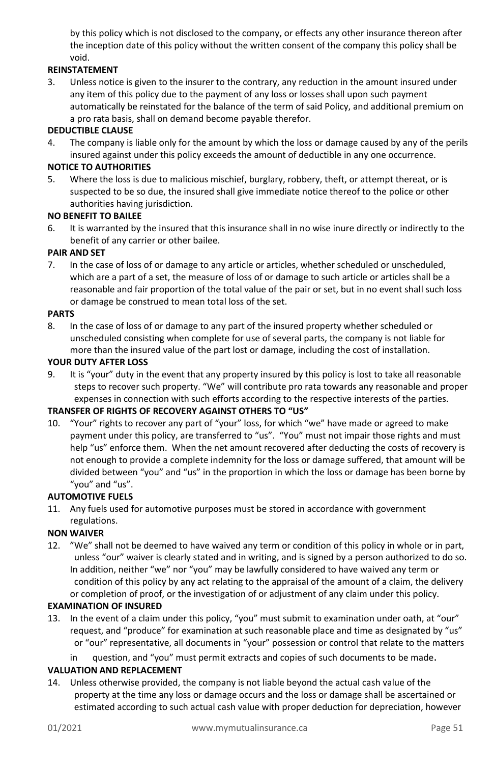by this policy which is not disclosed to the company, or effects any other insurance thereon after the inception date of this policy without the written consent of the company this policy shall be void.

**REINSTATEMENT**

3. Unless notice is given to the insurer to the contrary, any reduction in the amount insured under any item of this policy due to the payment of any loss or losses shall upon such payment automatically be reinstated for the balance of the term of said Policy, and additional premium on a pro rata basis, shall on demand become payable therefor.

**DEDUCTIBLE CLAUSE**

4. The company is liable only for the amount by which the loss or damage caused by any of the perils insured against under this policy exceeds the amount of deductible in any one occurrence.

**NOTICE TO AUTHORITIES**

5. Where the loss is due to malicious mischief, burglary, robbery, theft, or attempt thereat, or is suspected to be so due, the insured shall give immediate notice thereof to the police or other authorities having jurisdiction.

**NO BENEFIT TO BAILEE**

6. It is warranted by the insured that this insurance shall in no wise inure directly or indirectly to the benefit of any carrier or other bailee.

**PAIR AND SET**

7. In the case of loss of or damage to any article or articles, whether scheduled or unscheduled, which are a part of a set, the measure of loss of or damage to such article or articles shall be a reasonable and fair proportion of the total value of the pair or set, but in no event shall such loss or damage be construed to mean total loss of the set.

**PARTS**

8. In the case of loss of or damage to any part of the insured property whether scheduled or unscheduled consisting when complete for use of several parts, the company is not liable for more than the insured value of the part lost or damage, including the cost of installation.

**YOUR DUTY AFTER LOSS**

9. It is "your" duty in the event that any property insured by this policy is lost to take all reasonable steps to recover such property. "We" will contribute pro rata towards any reasonable and proper expenses in connection with such efforts according to the respective interests of the parties.

**TRANSFER OF RIGHTS OF RECOVERY AGAINST OTHERS TO "US"**

10. "Your" rights to recover any part of "your" loss, for which "we" have made or agreed to make payment under this policy, are transferred to "us". "You" must not impair those rights and must help "us" enforce them. When the net amount recovered after deducting the costs of recovery is not enough to provide a complete indemnity for the loss or damage suffered, that amount will be divided between "you" and "us" in the proportion in which the loss or damage has been borne by "you" and "us".

**AUTOMOTIVE FUELS**

11. Any fuels used for automotive purposes must be stored in accordance with government regulations.

**NON WAIVER**

12. "We" shall not be deemed to have waived any term or condition of this policy in whole or in part, unless "our" waiver is clearly stated and in writing, and is signed by a person authorized to do so. In addition, neither "we" nor "you" may be lawfully considered to have waived any term or condition of this policy by any act relating to the appraisal of the amount of a claim, the delivery or completion of proof, or the investigation of or adjustment of any claim under this policy.

**EXAMINATION OF INSURED**

13. In the event of a claim under this policy, "you" must submit to examination under oath, at "our" request, and "produce" for examination at such reasonable place and time as designated by "us" or "our" representative, all documents in "your" possession or control that relate to the matters in question, and "you" must permit extracts and copies of such documents to be made.

**VALUATION AND REPLACEMENT**

14. Unless otherwise provided, the company is not liable beyond the actual cash value of the property at the time any loss or damage occurs and the loss or damage shall be ascertained or estimated according to such actual cash value with proper deduction for depreciation, however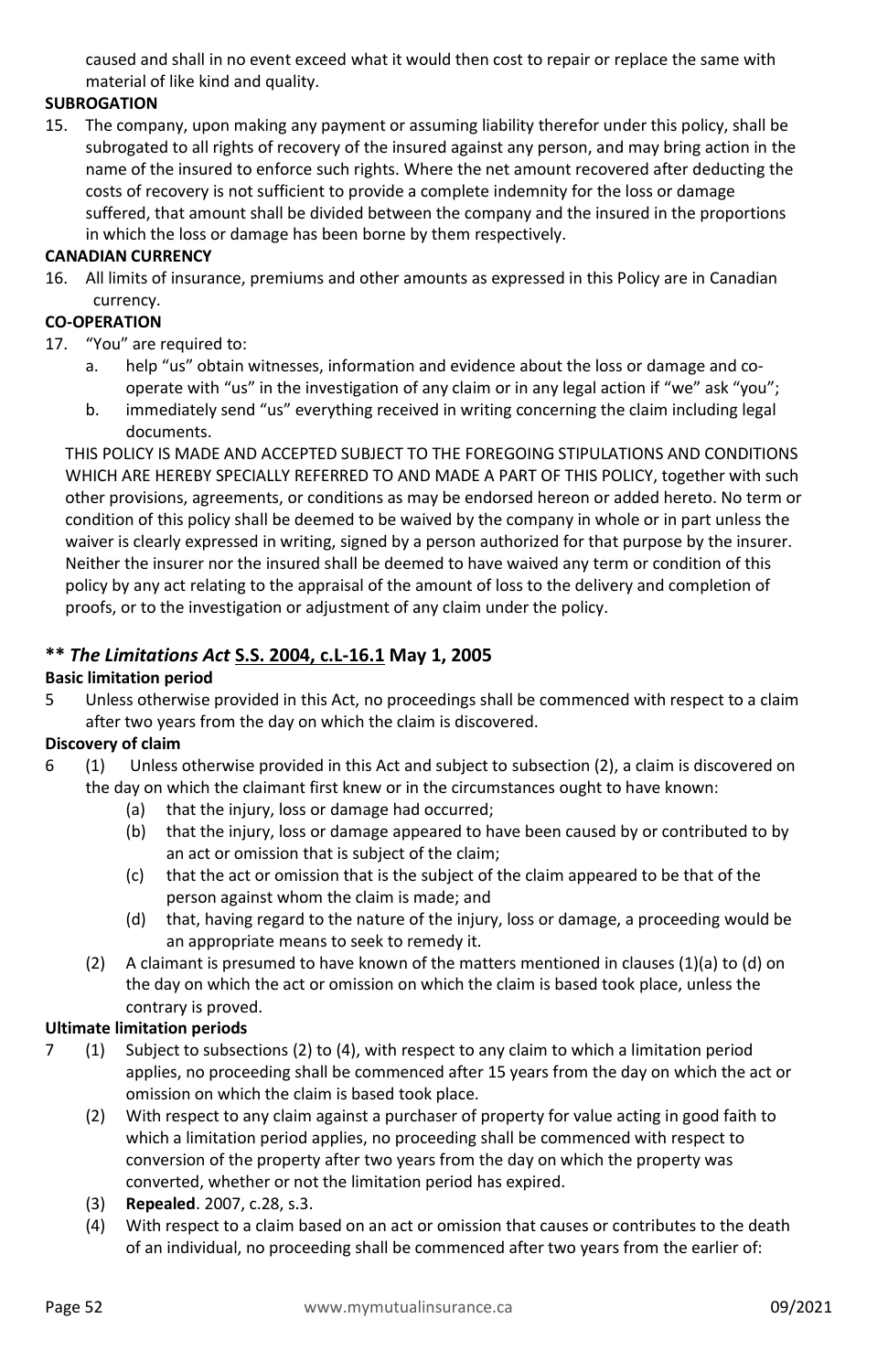caused and shall in no event exceed what it would then cost to repair or replace the same with material of like kind and quality.

**SUBROGATION**

15. The company, upon making any payment or assuming liability therefor under this policy, shall be subrogated to all rights of recovery of the insured against any person, and may bring action in the name of the insured to enforce such rights. Where the net amount recovered after deducting the costs of recovery is not sufficient to provide a complete indemnity for the loss or damage suffered, that amount shall be divided between the company and the insured in the proportions in which the loss or damage has been borne by them respectively.

**CANADIAN CURRENCY**

16. All limits of insurance, premiums and other amounts as expressed in this Policy are in Canadian currency.

**CO-OPERATION**

17. "You" are required to:
    a. help "us" obtain witnesses, information and evidence about the loss or damage and co-operate with "us" in the investigation of any claim or in any legal action if "we" ask "you";
    b. immediately send "us" everything received in writing concerning the claim including legal documents.

THIS POLICY IS MADE AND ACCEPTED SUBJECT TO THE FOREGOING STIPULATIONS AND CONDITIONS WHICH ARE HEREBY SPECIALLY REFERRED TO AND MADE A PART OF THIS POLICY, together with such other provisions, agreements, or conditions as may be endorsed hereon or added hereto. No term or condition of this policy shall be deemed to be waived by the company in whole or in part unless the waiver is clearly expressed in writing, signed by a person authorized for that purpose by the insurer. Neither the insurer nor the insured shall be deemed to have waived any term or condition of this policy by any act relating to the appraisal of the amount of loss to the delivery and completion of proofs, or to the investigation or adjustment of any claim under the policy.

## ** *The Limitations Act* S.S. 2004, c.L-16.1 May 1, 2005

**Basic limitation period**

5 Unless otherwise provided in this Act, no proceedings shall be commenced with respect to a claim after two years from the day on which the claim is discovered.

**Discovery of claim**

6 (1) Unless otherwise provided in this Act and subject to subsection (2), a claim is discovered on the day on which the claimant first knew or in the circumstances ought to have known:
   (a) that the injury, loss or damage had occurred;
   (b) that the injury, loss or damage appeared to have been caused by or contributed to by an act or omission that is subject of the claim;
   (c) that the act or omission that is the subject of the claim appeared to be that of the person against whom the claim is made; and
   (d) that, having regard to the nature of the injury, loss or damage, a proceeding would be an appropriate means to seek to remedy it.

(2) A claimant is presumed to have known of the matters mentioned in clauses (1)(a) to (d) on the day on which the act or omission on which the claim is based took place, unless the contrary is proved.

**Ultimate limitation periods**

7 (1) Subject to subsections (2) to (4), with respect to any claim to which a limitation period applies, no proceeding shall be commenced after 15 years from the day on which the act or omission on which the claim is based took place.

(2) With respect to any claim against a purchaser of property for value acting in good faith to which a limitation period applies, no proceeding shall be commenced with respect to conversion of the property after two years from the day on which the property was converted, whether or not the limitation period has expired.

(3) **Repealed**. 2007, c.28, s.3.

(4) With respect to a claim based on an act or omission that causes or contributes to the death of an individual, no proceeding shall be commenced after two years from the earlier of: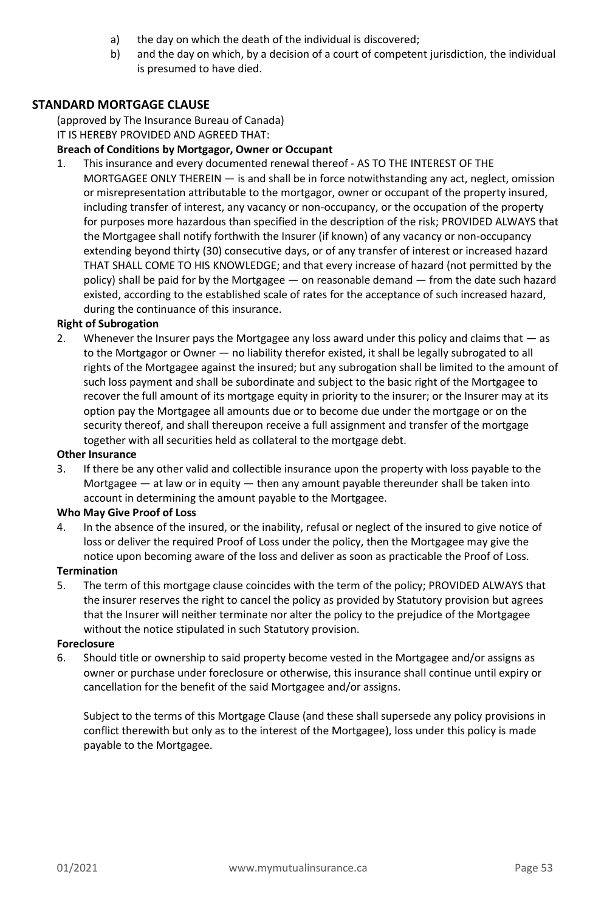a) the day on which the death of the individual is discovered;
b) and the day on which, by a decision of a court of competent jurisdiction, the individual is presumed to have died.

## STANDARD MORTGAGE CLAUSE

(approved by The Insurance Bureau of Canada)
IT IS HEREBY PROVIDED AND AGREED THAT:

**Breach of Conditions by Mortgagor, Owner or Occupant**

1. This insurance and every documented renewal thereof - AS TO THE INTEREST OF THE MORTGAGEE ONLY THEREIN — is and shall be in force notwithstanding any act, neglect, omission or misrepresentation attributable to the mortgagor, owner or occupant of the property insured, including transfer of interest, any vacancy or non-occupancy, or the occupation of the property for purposes more hazardous than specified in the description of the risk; PROVIDED ALWAYS that the Mortgagee shall notify forthwith the Insurer (if known) of any vacancy or non-occupancy extending beyond thirty (30) consecutive days, or of any transfer of interest or increased hazard THAT SHALL COME TO HIS KNOWLEDGE; and that every increase of hazard (not permitted by the policy) shall be paid for by the Mortgagee — on reasonable demand — from the date such hazard existed, according to the established scale of rates for the acceptance of such increased hazard, during the continuance of this insurance.

**Right of Subrogation**

2. Whenever the Insurer pays the Mortgagee any loss award under this policy and claims that — as to the Mortgagor or Owner — no liability therefor existed, it shall be legally subrogated to all rights of the Mortgagee against the insured; but any subrogation shall be limited to the amount of such loss payment and shall be subordinate and subject to the basic right of the Mortgagee to recover the full amount of its mortgage equity in priority to the insurer; or the Insurer may at its option pay the Mortgagee all amounts due or to become due under the mortgage or on the security thereof, and shall thereupon receive a full assignment and transfer of the mortgage together with all securities held as collateral to the mortgage debt.

**Other Insurance**

3. If there be any other valid and collectible insurance upon the property with loss payable to the Mortgagee — at law or in equity — then any amount payable thereunder shall be taken into account in determining the amount payable to the Mortgagee.

**Who May Give Proof of Loss**

4. In the absence of the insured, or the inability, refusal or neglect of the insured to give notice of loss or deliver the required Proof of Loss under the policy, then the Mortgagee may give the notice upon becoming aware of the loss and deliver as soon as practicable the Proof of Loss.

**Termination**

5. The term of this mortgage clause coincides with the term of the policy; PROVIDED ALWAYS that the insurer reserves the right to cancel the policy as provided by Statutory provision but agrees that the Insurer will neither terminate nor alter the policy to the prejudice of the Mortgagee without the notice stipulated in such Statutory provision.

**Foreclosure**

6. Should title or ownership to said property become vested in the Mortgagee and/or assigns as owner or purchase under foreclosure or otherwise, this insurance shall continue until expiry or cancellation for the benefit of the said Mortgagee and/or assigns.

   Subject to the terms of this Mortgage Clause (and these shall supersede any policy provisions in conflict therewith but only as to the interest of the Mortgagee), loss under this policy is made payable to the Mortgagee.